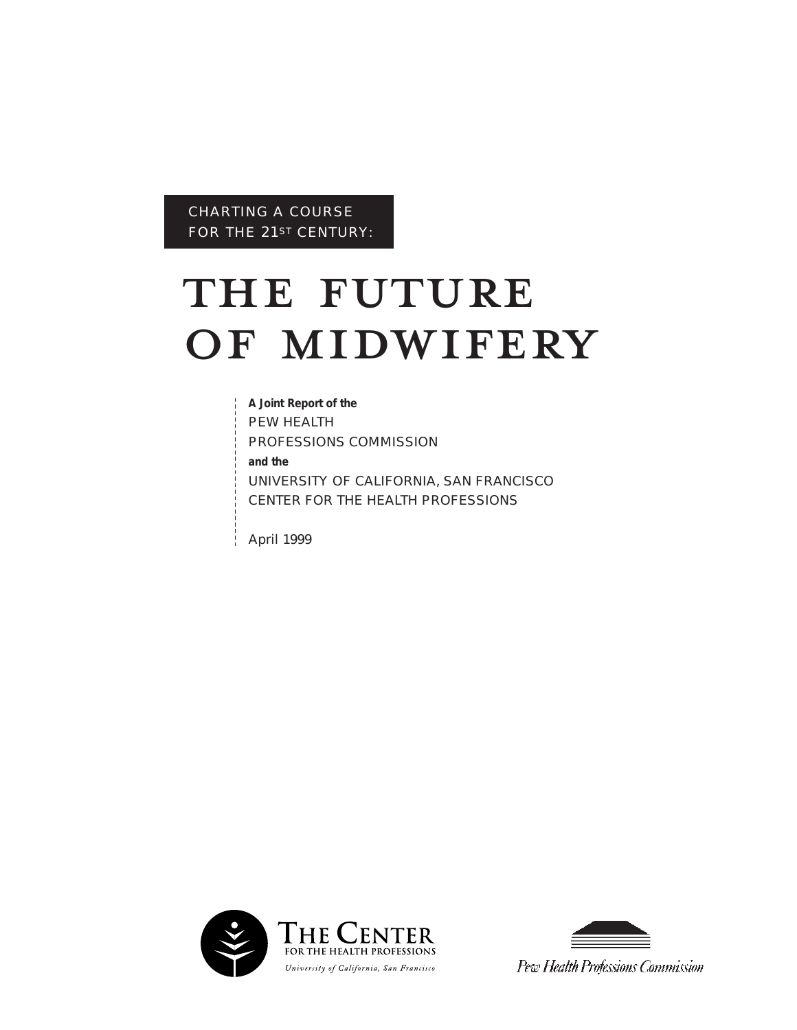CHARTING A COURSE
FOR THE 21ST CENTURY:

# THE FUTURE OF MIDWIFERY

**A Joint Report of the**
PEW HEALTH
PROFESSIONS COMMISSION
**and the**
UNIVERSITY OF CALIFORNIA, SAN FRANCISCO
CENTER FOR THE HEALTH PROFESSIONS

April 1999

THE CENTER
FOR THE HEALTH PROFESSIONS
*University of California, San Francisco*

*Pew Health Professions Commission*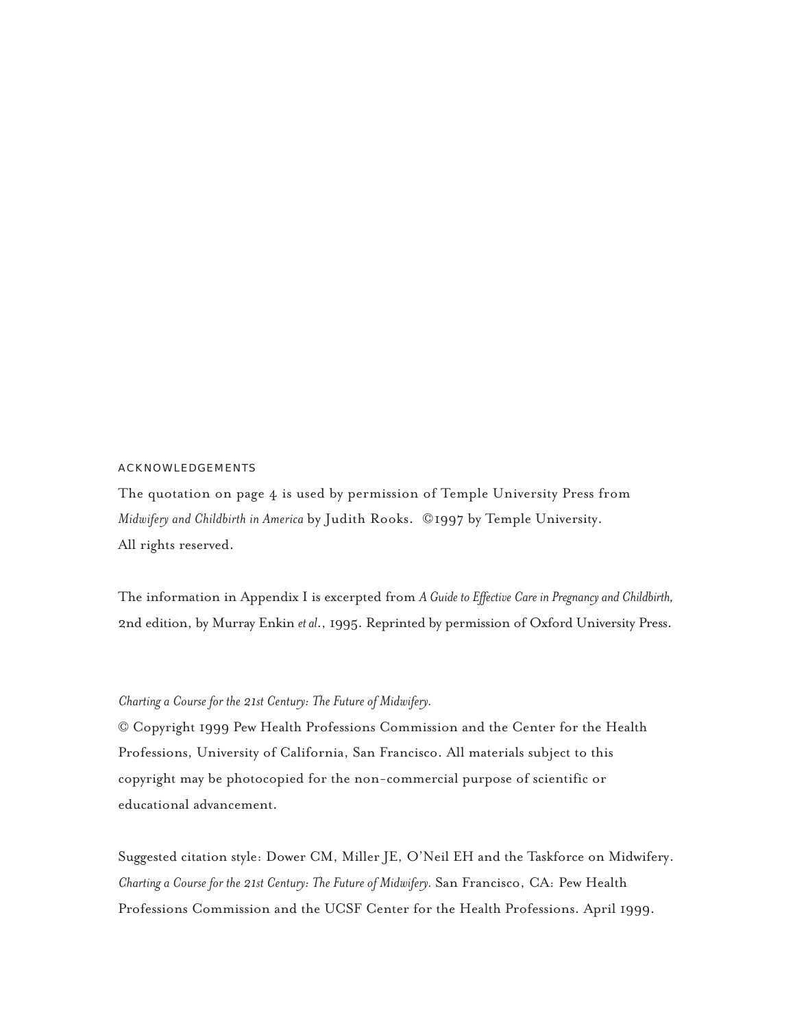## ACKNOWLEDGEMENTS

The quotation on page 4 is used by permission of Temple University Press from *Midwifery and Childbirth in America* by Judith Rooks. ©1997 by Temple University. All rights reserved.

The information in Appendix I is excerpted from *A Guide to Effective Care in Pregnancy and Childbirth,* 2nd edition, by Murray Enkin *et al.*, 1995. Reprinted by permission of Oxford University Press.

*Charting a Course for the 21st Century: The Future of Midwifery.*
© Copyright 1999 Pew Health Professions Commission and the Center for the Health Professions, University of California, San Francisco. All materials subject to this copyright may be photocopied for the non-commercial purpose of scientific or educational advancement.

Suggested citation style: Dower CM, Miller JE, O'Neil EH and the Taskforce on Midwifery. *Charting a Course for the 21st Century: The Future of Midwifery.* San Francisco, CA: Pew Health Professions Commission and the UCSF Center for the Health Professions. April 1999.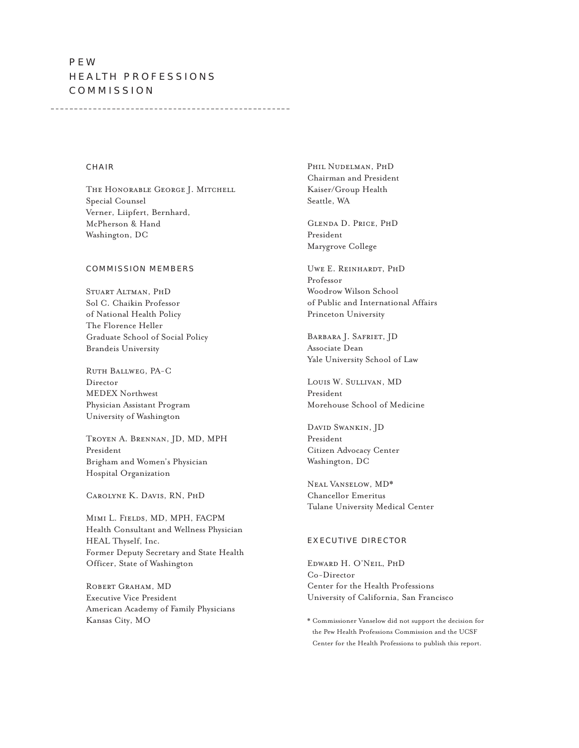# PEW HEALTH PROFESSIONS COMMISSION

## CHAIR

The Honorable George J. Mitchell
Special Counsel
Verner, Liipfert, Bernhard,
McPherson & Hand
Washington, DC

## COMMISSION MEMBERS

Stuart Altman, PhD
Sol C. Chaikin Professor
of National Health Policy
The Florence Heller
Graduate School of Social Policy
Brandeis University

Ruth Ballweg, PA-C
Director
MEDEX Northwest
Physician Assistant Program
University of Washington

Troyen A. Brennan, JD, MD, MPH
President
Brigham and Women's Physician
Hospital Organization

Carolyne K. Davis, RN, PhD

Mimi L. Fields, MD, MPH, FACPM
Health Consultant and Wellness Physician
HEAL Thyself, Inc.
Former Deputy Secretary and State Health
Officer, State of Washington

Robert Graham, MD
Executive Vice President
American Academy of Family Physicians
Kansas City, MO

Phil Nudelman, PhD
Chairman and President
Kaiser/Group Health
Seattle, WA

Glenda D. Price, PhD
President
Marygrove College

Uwe E. Reinhardt, PhD
Professor
Woodrow Wilson School
of Public and International Affairs
Princeton University

Barbara J. Safriet, JD
Associate Dean
Yale University School of Law

Louis W. Sullivan, MD
President
Morehouse School of Medicine

David Swankin, JD
President
Citizen Advocacy Center
Washington, DC

Neal Vanselow, MD*
Chancellor Emeritus
Tulane University Medical Center

## EXECUTIVE DIRECTOR

Edward H. O'Neil, PhD
Co-Director
Center for the Health Professions
University of California, San Francisco

* Commissioner Vanselow did not support the decision for the Pew Health Professions Commission and the UCSF Center for the Health Professions to publish this report.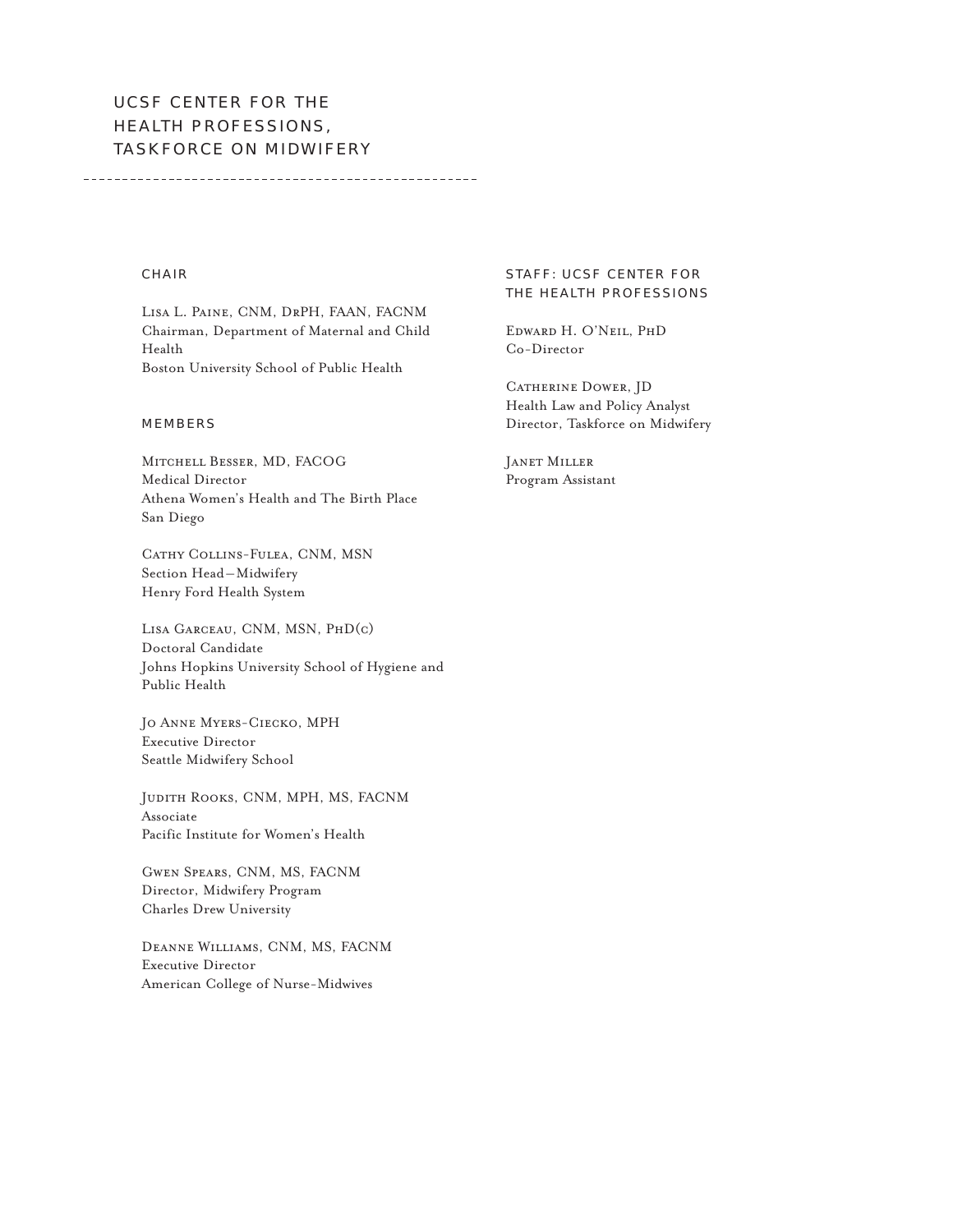# UCSF Center for the Health Professions, Taskforce on Midwifery

## Chair

Lisa L. Paine, CNM, DrPH, FAAN, FACNM
Chairman, Department of Maternal and Child Health
Boston University School of Public Health

## Members

Mitchell Besser, MD, FACOG
Medical Director
Athena Women's Health and The Birth Place
San Diego

Cathy Collins-Fulea, CNM, MSN
Section Head—Midwifery
Henry Ford Health System

Lisa Garceau, CNM, MSN, PhD(c)
Doctoral Candidate
Johns Hopkins University School of Hygiene and Public Health

Jo Anne Myers-Ciecko, MPH
Executive Director
Seattle Midwifery School

Judith Rooks, CNM, MPH, MS, FACNM
Associate
Pacific Institute for Women's Health

Gwen Spears, CNM, MS, FACNM
Director, Midwifery Program
Charles Drew University

Deanne Williams, CNM, MS, FACNM
Executive Director
American College of Nurse-Midwives

## Staff: UCSF Center for the Health Professions

Edward H. O'Neil, PhD
Co-Director

Catherine Dower, JD
Health Law and Policy Analyst
Director, Taskforce on Midwifery

Janet Miller
Program Assistant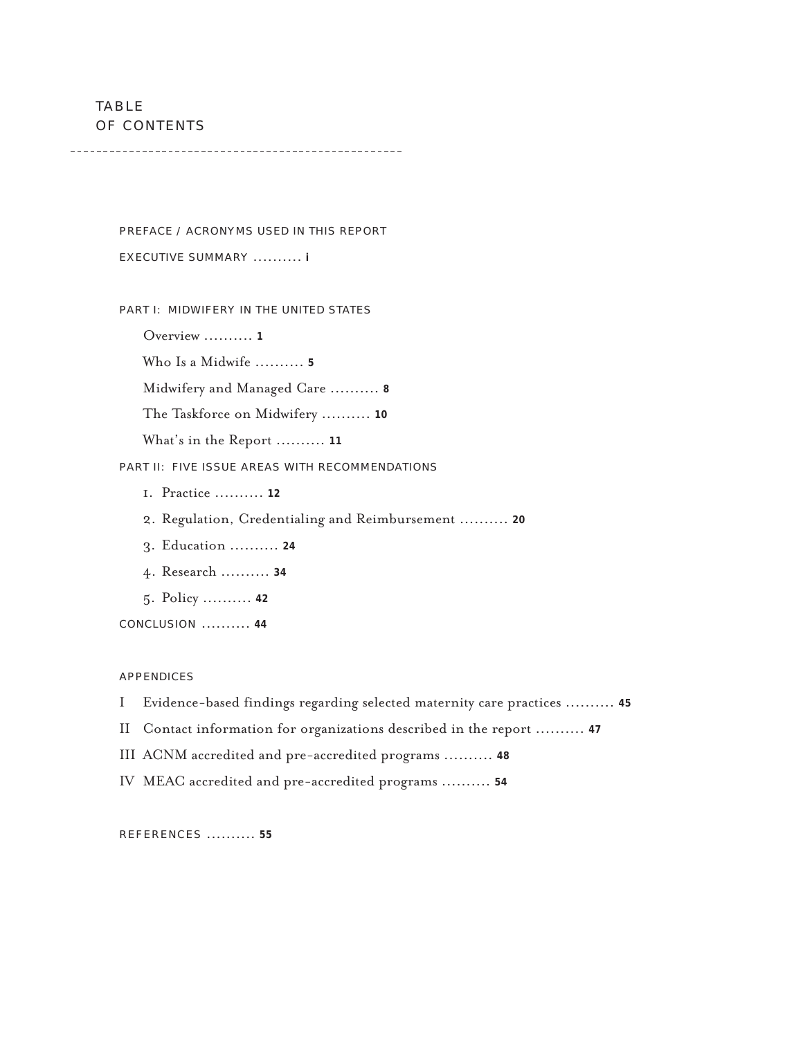# TABLE OF CONTENTS

PREFACE / ACRONYMS USED IN THIS REPORT

EXECUTIVE SUMMARY .......... **i**

PART I: MIDWIFERY IN THE UNITED STATES

- Overview .......... **1**
- Who Is a Midwife .......... **5**
- Midwifery and Managed Care .......... **8**
- The Taskforce on Midwifery .......... **10**
- What's in the Report .......... **11**

PART II: FIVE ISSUE AREAS WITH RECOMMENDATIONS

1. Practice .......... **12**
2. Regulation, Credentialing and Reimbursement .......... **20**
3. Education .......... **24**
4. Research .......... **34**
5. Policy .......... **42**

CONCLUSION .......... **44**

APPENDICES

- I Evidence-based findings regarding selected maternity care practices .......... **45**
- II Contact information for organizations described in the report .......... **47**
- III ACNM accredited and pre-accredited programs .......... **48**
- IV MEAC accredited and pre-accredited programs .......... **54**

REFERENCES .......... **55**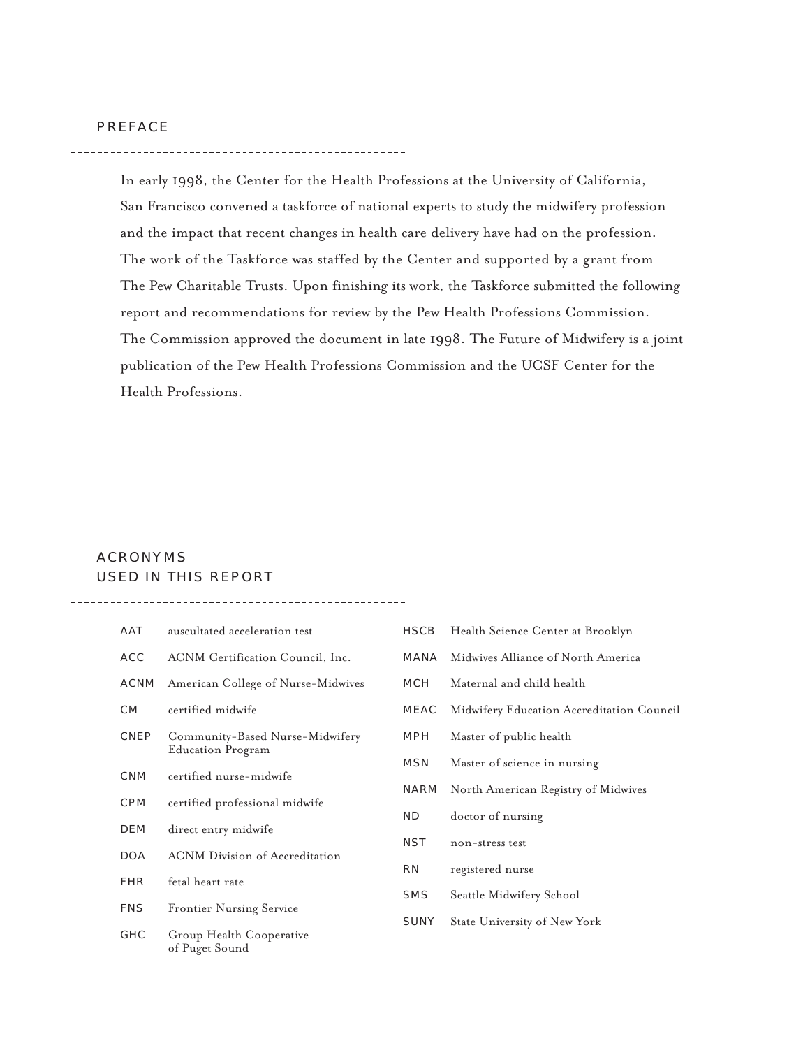## PREFACE

In early 1998, the Center for the Health Professions at the University of California, San Francisco convened a taskforce of national experts to study the midwifery profession and the impact that recent changes in health care delivery have had on the profession. The work of the Taskforce was staffed by the Center and supported by a grant from The Pew Charitable Trusts. Upon finishing its work, the Taskforce submitted the following report and recommendations for review by the Pew Health Professions Commission. The Commission approved the document in late 1998. The Future of Midwifery is a joint publication of the Pew Health Professions Commission and the UCSF Center for the Health Professions.

## ACRONYMS USED IN THIS REPORT

| Acronym | Meaning |
| --- | --- |
| AAT | auscultated acceleration test |
| ACC | ACNM Certification Council, Inc. |
| ACNM | American College of Nurse-Midwives |
| CM | certified midwife |
| CNEP | Community-Based Nurse-Midwifery Education Program |
| CNM | certified nurse-midwife |
| CPM | certified professional midwife |
| DEM | direct entry midwife |
| DOA | ACNM Division of Accreditation |
| FHR | fetal heart rate |
| FNS | Frontier Nursing Service |
| GHC | Group Health Cooperative of Puget Sound |
| HSCB | Health Science Center at Brooklyn |
| MANA | Midwives Alliance of North America |
| MCH | Maternal and child health |
| MEAC | Midwifery Education Accreditation Council |
| MPH | Master of public health |
| MSN | Master of science in nursing |
| NARM | North American Registry of Midwives |
| ND | doctor of nursing |
| NST | non-stress test |
| RN | registered nurse |
| SMS | Seattle Midwifery School |
| SUNY | State University of New York |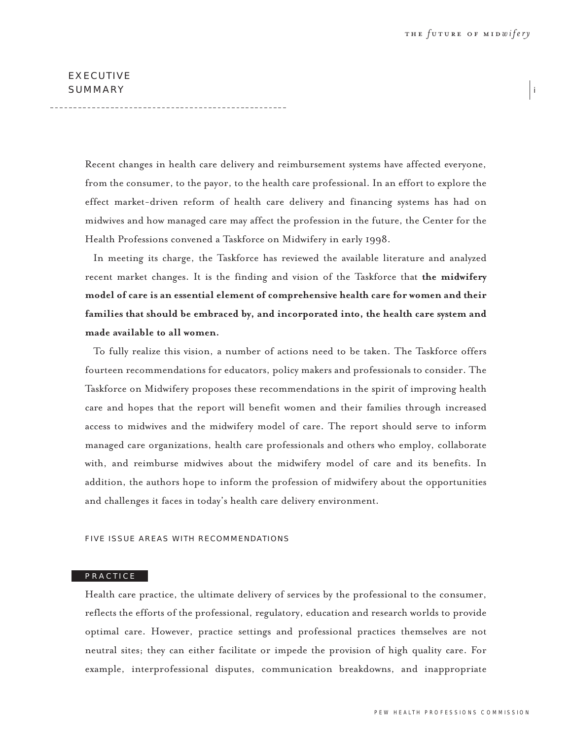# EXECUTIVE SUMMARY

Recent changes in health care delivery and reimbursement systems have affected everyone, from the consumer, to the payor, to the health care professional. In an effort to explore the effect market-driven reform of health care delivery and financing systems has had on midwives and how managed care may affect the profession in the future, the Center for the Health Professions convened a Taskforce on Midwifery in early 1998.

In meeting its charge, the Taskforce has reviewed the available literature and analyzed recent market changes. It is the finding and vision of the Taskforce that **the midwifery model of care is an essential element of comprehensive health care for women and their families that should be embraced by, and incorporated into, the health care system and made available to all women.**

To fully realize this vision, a number of actions need to be taken. The Taskforce offers fourteen recommendations for educators, policy makers and professionals to consider. The Taskforce on Midwifery proposes these recommendations in the spirit of improving health care and hopes that the report will benefit women and their families through increased access to midwives and the midwifery model of care. The report should serve to inform managed care organizations, health care professionals and others who employ, collaborate with, and reimburse midwives about the midwifery model of care and its benefits. In addition, the authors hope to inform the profession of midwifery about the opportunities and challenges it faces in today's health care delivery environment.

## FIVE ISSUE AREAS WITH RECOMMENDATIONS

### PRACTICE

Health care practice, the ultimate delivery of services by the professional to the consumer, reflects the efforts of the professional, regulatory, education and research worlds to provide optimal care. However, practice settings and professional practices themselves are not neutral sites; they can either facilitate or impede the provision of high quality care. For example, interprofessional disputes, communication breakdowns, and inappropriate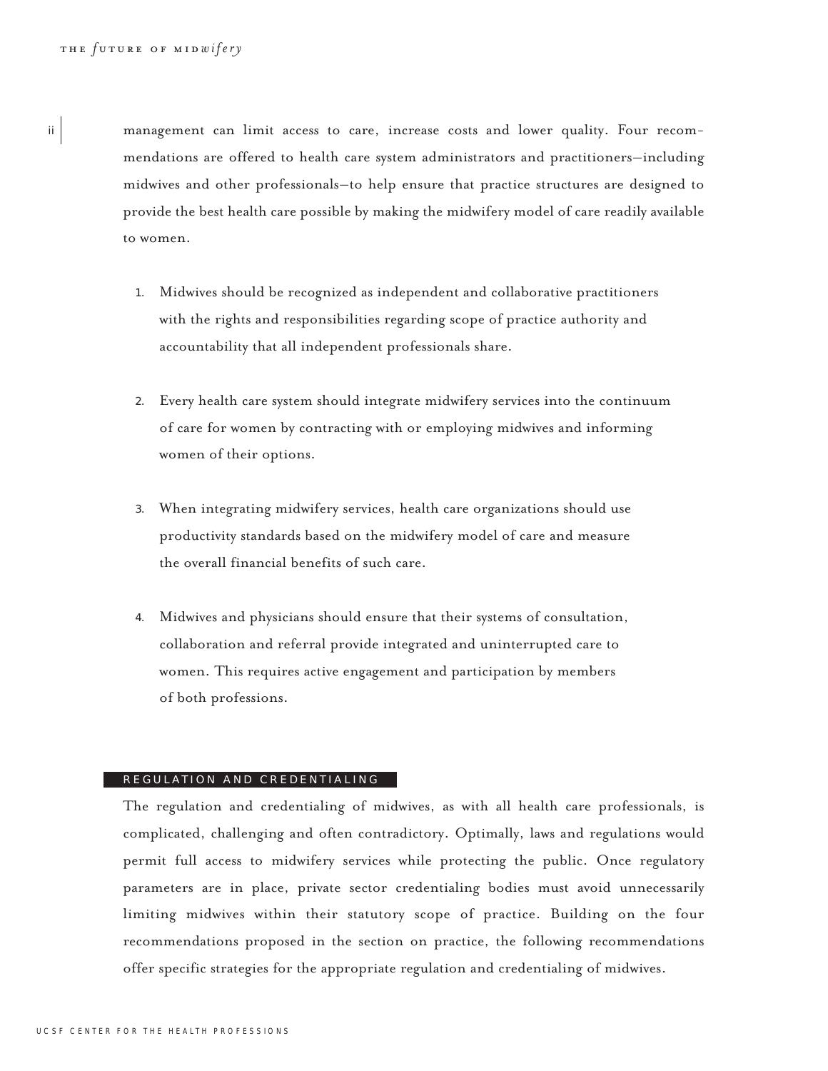management can limit access to care, increase costs and lower quality. Four recommendations are offered to health care system administrators and practitioners—including midwives and other professionals—to help ensure that practice structures are designed to provide the best health care possible by making the midwifery model of care readily available to women.

1. Midwives should be recognized as independent and collaborative practitioners with the rights and responsibilities regarding scope of practice authority and accountability that all independent professionals share.

2. Every health care system should integrate midwifery services into the continuum of care for women by contracting with or employing midwives and informing women of their options.

3. When integrating midwifery services, health care organizations should use productivity standards based on the midwifery model of care and measure the overall financial benefits of such care.

4. Midwives and physicians should ensure that their systems of consultation, collaboration and referral provide integrated and uninterrupted care to women. This requires active engagement and participation by members of both professions.

## REGULATION AND CREDENTIALING

The regulation and credentialing of midwives, as with all health care professionals, is complicated, challenging and often contradictory. Optimally, laws and regulations would permit full access to midwifery services while protecting the public. Once regulatory parameters are in place, private sector credentialing bodies must avoid unnecessarily limiting midwives within their statutory scope of practice. Building on the four recommendations proposed in the section on practice, the following recommendations offer specific strategies for the appropriate regulation and credentialing of midwives.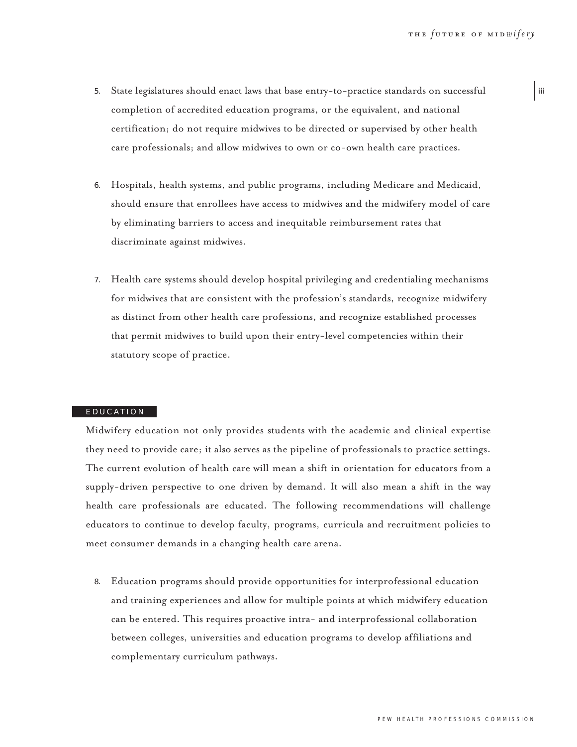5. State legislatures should enact laws that base entry-to-practice standards on successful completion of accredited education programs, or the equivalent, and national certification; do not require midwives to be directed or supervised by other health care professionals; and allow midwives to own or co-own health care practices.

6. Hospitals, health systems, and public programs, including Medicare and Medicaid, should ensure that enrollees have access to midwives and the midwifery model of care by eliminating barriers to access and inequitable reimbursement rates that discriminate against midwives.

7. Health care systems should develop hospital privileging and credentialing mechanisms for midwives that are consistent with the profession's standards, recognize midwifery as distinct from other health care professions, and recognize established processes that permit midwives to build upon their entry-level competencies within their statutory scope of practice.

## EDUCATION

Midwifery education not only provides students with the academic and clinical expertise they need to provide care; it also serves as the pipeline of professionals to practice settings. The current evolution of health care will mean a shift in orientation for educators from a supply-driven perspective to one driven by demand. It will also mean a shift in the way health care professionals are educated. The following recommendations will challenge educators to continue to develop faculty, programs, curricula and recruitment policies to meet consumer demands in a changing health care arena.

8. Education programs should provide opportunities for interprofessional education and training experiences and allow for multiple points at which midwifery education can be entered. This requires proactive intra- and interprofessional collaboration between colleges, universities and education programs to develop affiliations and complementary curriculum pathways.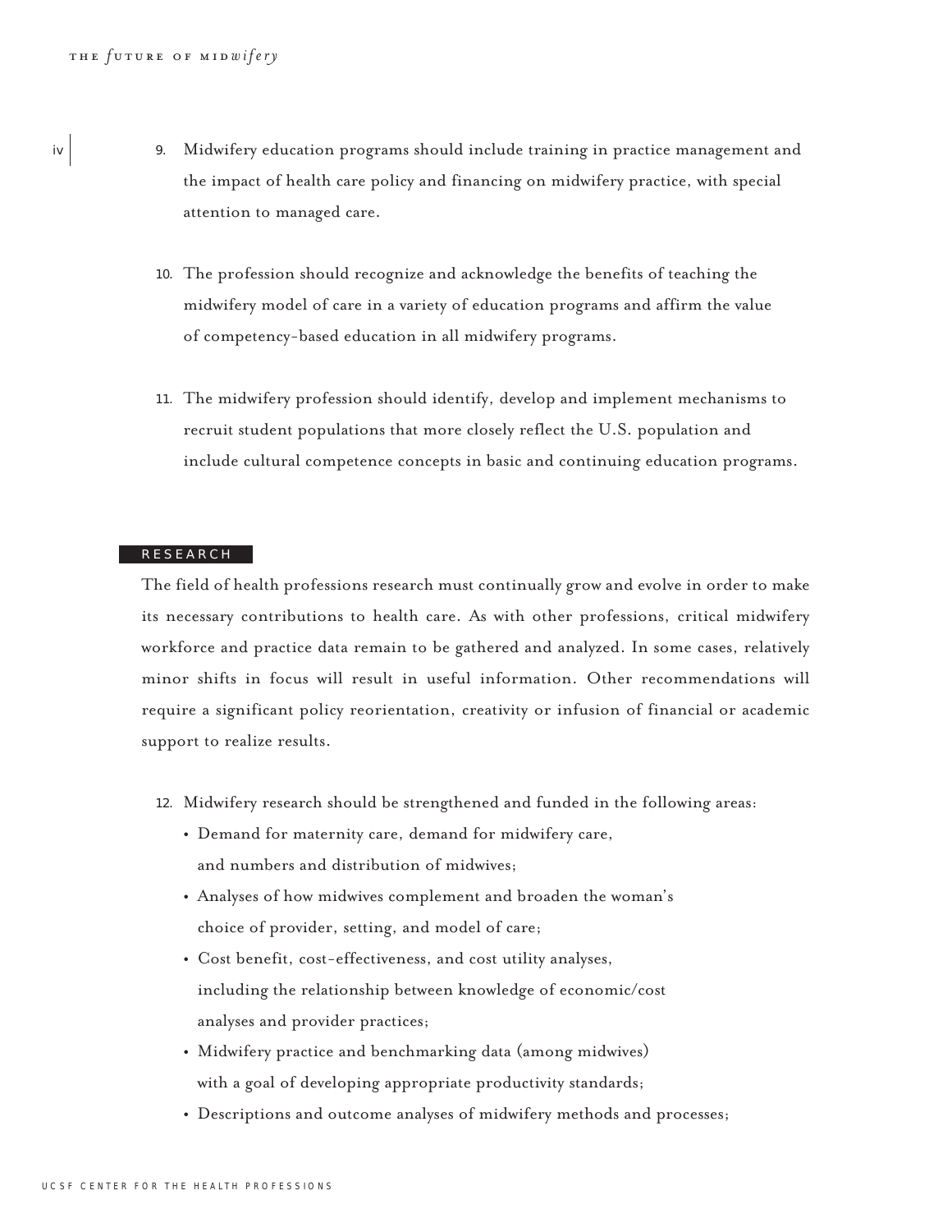9. Midwifery education programs should include training in practice management and the impact of health care policy and financing on midwifery practice, with special attention to managed care.

10. The profession should recognize and acknowledge the benefits of teaching the midwifery model of care in a variety of education programs and affirm the value of competency-based education in all midwifery programs.

11. The midwifery profession should identify, develop and implement mechanisms to recruit student populations that more closely reflect the U.S. population and include cultural competence concepts in basic and continuing education programs.

## RESEARCH

The field of health professions research must continually grow and evolve in order to make its necessary contributions to health care. As with other professions, critical midwifery workforce and practice data remain to be gathered and analyzed. In some cases, relatively minor shifts in focus will result in useful information. Other recommendations will require a significant policy reorientation, creativity or infusion of financial or academic support to realize results.

12. Midwifery research should be strengthened and funded in the following areas:
    - Demand for maternity care, demand for midwifery care, and numbers and distribution of midwives;
    - Analyses of how midwives complement and broaden the woman's choice of provider, setting, and model of care;
    - Cost benefit, cost-effectiveness, and cost utility analyses, including the relationship between knowledge of economic/cost analyses and provider practices;
    - Midwifery practice and benchmarking data (among midwives) with a goal of developing appropriate productivity standards;
    - Descriptions and outcome analyses of midwifery methods and processes;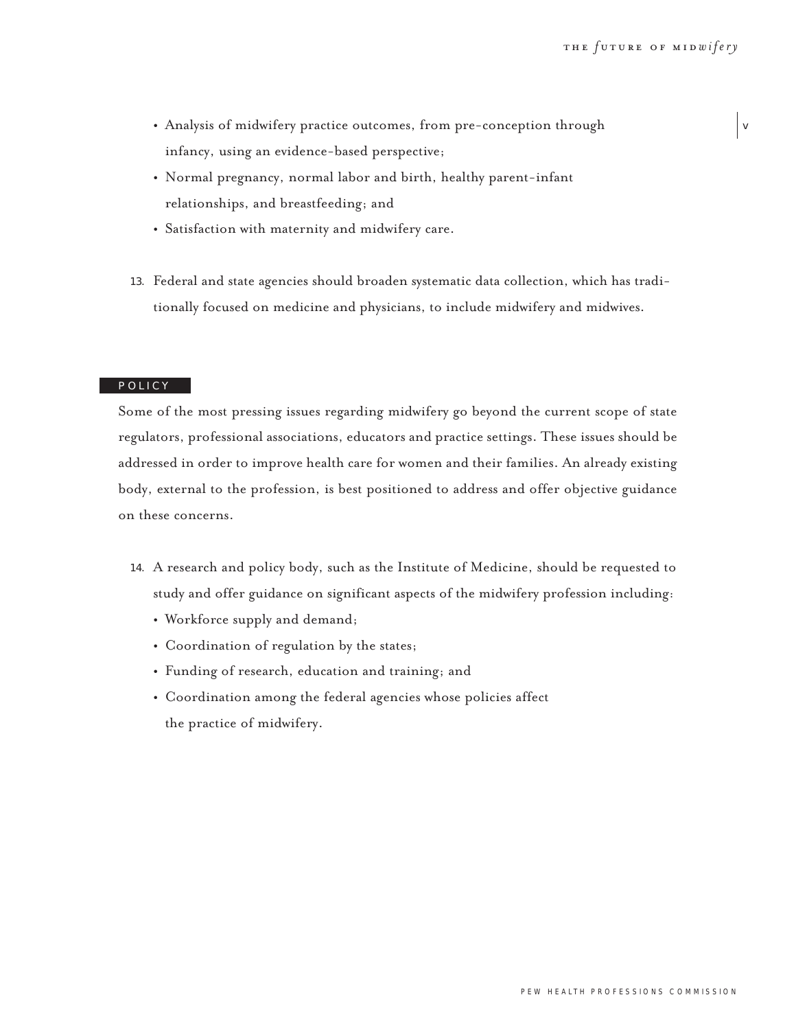- Analysis of midwifery practice outcomes, from pre-conception through infancy, using an evidence-based perspective;
- Normal pregnancy, normal labor and birth, healthy parent-infant relationships, and breastfeeding; and
- Satisfaction with maternity and midwifery care.

13. Federal and state agencies should broaden systematic data collection, which has traditionally focused on medicine and physicians, to include midwifery and midwives.

## POLICY

Some of the most pressing issues regarding midwifery go beyond the current scope of state regulators, professional associations, educators and practice settings. These issues should be addressed in order to improve health care for women and their families. An already existing body, external to the profession, is best positioned to address and offer objective guidance on these concerns.

14. A research and policy body, such as the Institute of Medicine, should be requested to study and offer guidance on significant aspects of the midwifery profession including:
    - Workforce supply and demand;
    - Coordination of regulation by the states;
    - Funding of research, education and training; and
    - Coordination among the federal agencies whose policies affect the practice of midwifery.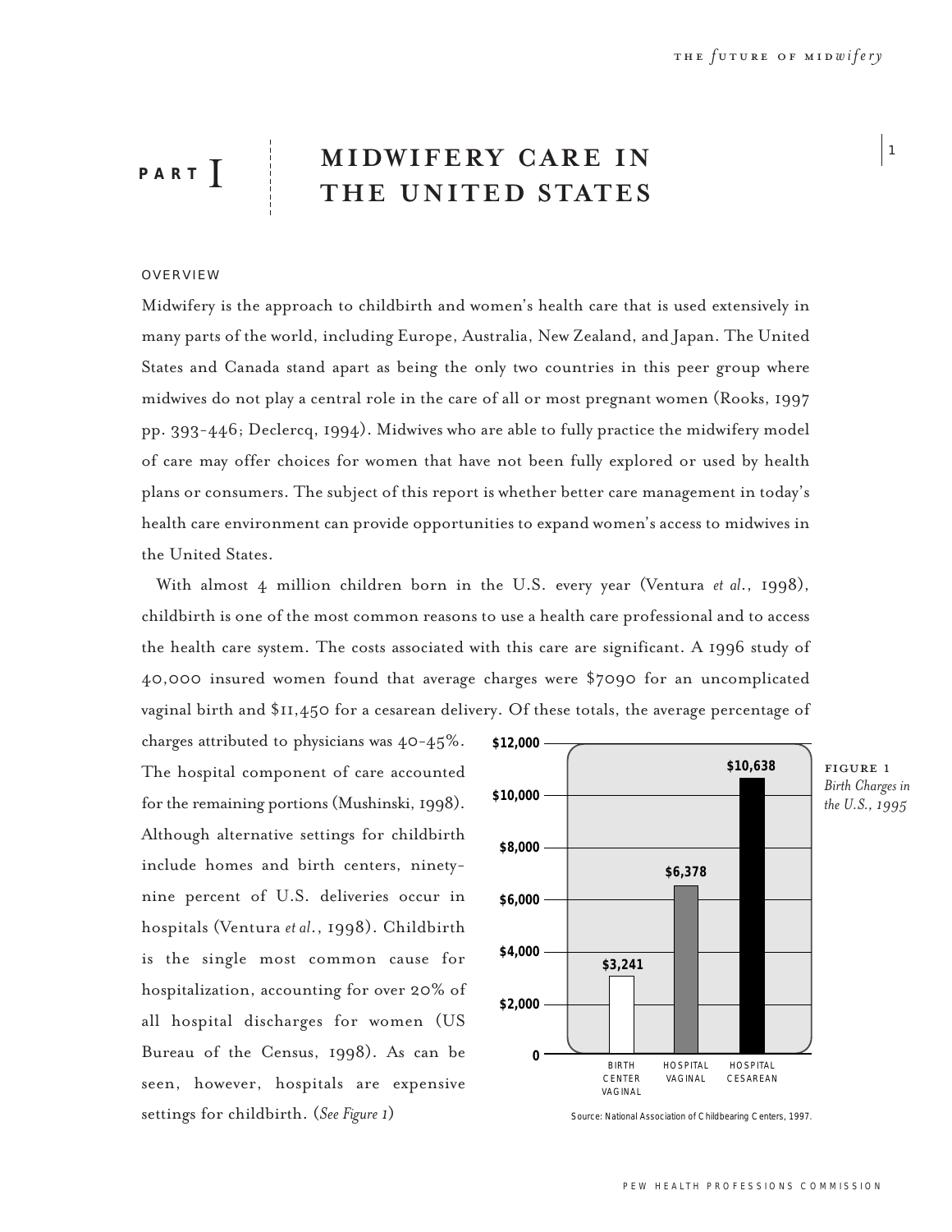# PART I MIDWIFERY CARE IN THE UNITED STATES

## OVERVIEW

Midwifery is the approach to childbirth and women's health care that is used extensively in many parts of the world, including Europe, Australia, New Zealand, and Japan. The United States and Canada stand apart as being the only two countries in this peer group where midwives do not play a central role in the care of all or most pregnant women (Rooks, 1997 pp. 393-446; Declercq, 1994). Midwives who are able to fully practice the midwifery model of care may offer choices for women that have not been fully explored or used by health plans or consumers. The subject of this report is whether better care management in today's health care environment can provide opportunities to expand women's access to midwives in the United States.

With almost 4 million children born in the U.S. every year (Ventura *et al.*, 1998), childbirth is one of the most common reasons to use a health care professional and to access the health care system. The costs associated with this care are significant. A 1996 study of 40,000 insured women found that average charges were $7090 for an uncomplicated vaginal birth and $11,450 for a cesarean delivery. Of these totals, the average percentage of charges attributed to physicians was 40-45%. The hospital component of care accounted for the remaining portions (Mushinski, 1998). Although alternative settings for childbirth include homes and birth centers, ninety-nine percent of U.S. deliveries occur in hospitals (Ventura *et al.*, 1998). Childbirth is the single most common cause for hospitalization, accounting for over 20% of all hospital discharges for women (US Bureau of the Census, 1998). As can be seen, however, hospitals are expensive settings for childbirth. (*See Figure 1*)

| | BIRTH CENTER VAGINAL | HOSPITAL VAGINAL | HOSPITAL CESAREAN |
|---|---|---|---|
| Charges | $3,241 | $6,378 | $10,638 |

Source: National Association of Childbearing Centers, 1997.

**FIGURE 1** *Birth Charges in the U.S., 1995*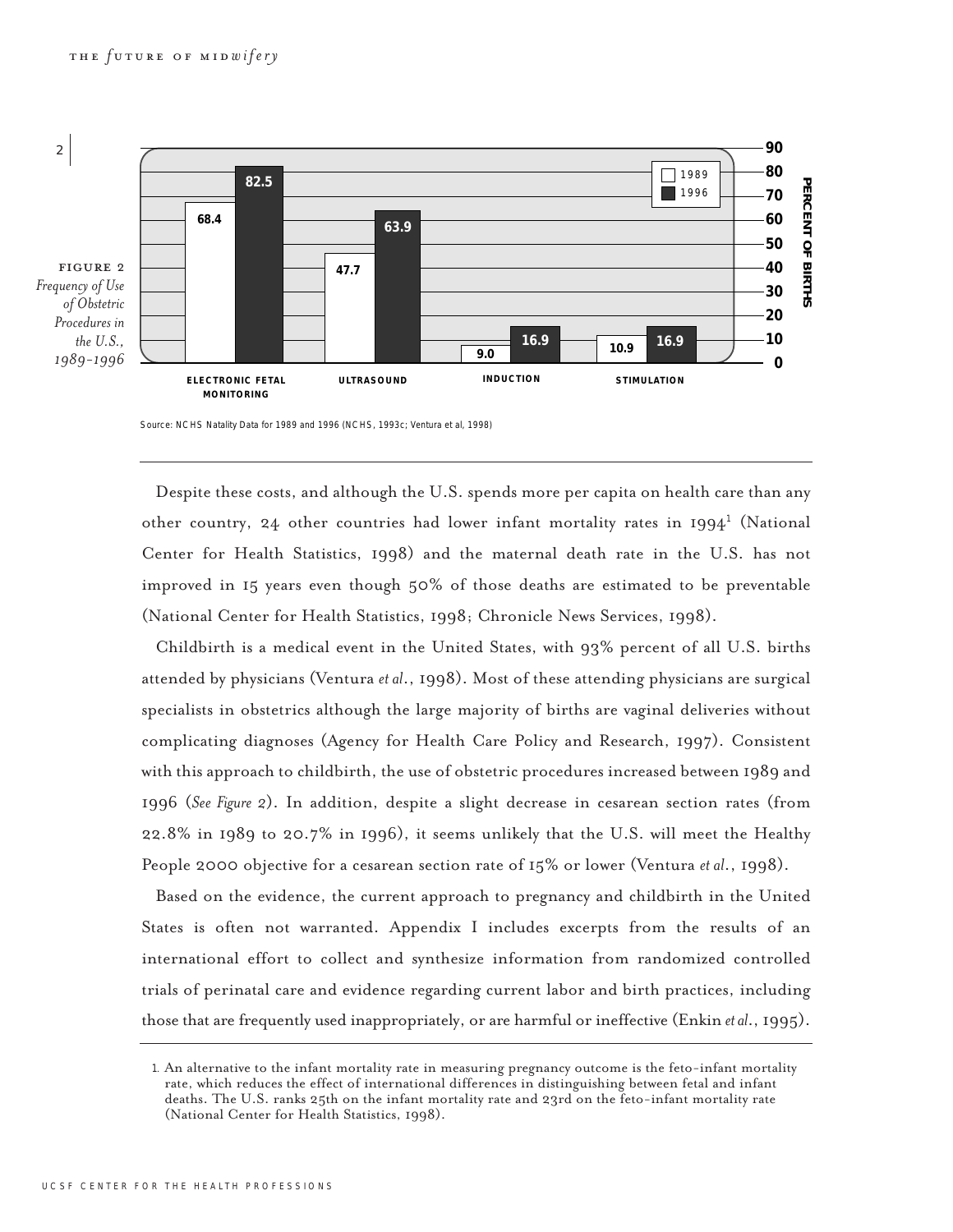FIGURE 2
*Frequency of Use of Obstetric Procedures in the U.S., 1989–1996*

| Procedure | 1989 | 1996 |
|---|---|---|
| Electronic Fetal Monitoring | 68.4 | 82.5 |
| Ultrasound | 47.7 | 63.9 |
| Induction | 9.0 | 16.9 |
| Stimulation | 10.9 | 16.9 |

PERCENT OF BIRTHS

Source: NCHS Natality Data for 1989 and 1996 (NCHS, 1993c; Ventura et al, 1998)

Despite these costs, and although the U.S. spends more per capita on health care than any other country, 24 other countries had lower infant mortality rates in 1994[1] (National Center for Health Statistics, 1998) and the maternal death rate in the U.S. has not improved in 15 years even though 50% of those deaths are estimated to be preventable (National Center for Health Statistics, 1998; Chronicle News Services, 1998).

Childbirth is a medical event in the United States, with 93% percent of all U.S. births attended by physicians (Ventura *et al*., 1998). Most of these attending physicians are surgical specialists in obstetrics although the large majority of births are vaginal deliveries without complicating diagnoses (Agency for Health Care Policy and Research, 1997). Consistent with this approach to childbirth, the use of obstetric procedures increased between 1989 and 1996 (*See Figure 2*). In addition, despite a slight decrease in cesarean section rates (from 22.8% in 1989 to 20.7% in 1996), it seems unlikely that the U.S. will meet the Healthy People 2000 objective for a cesarean section rate of 15% or lower (Ventura *et al*., 1998).

Based on the evidence, the current approach to pregnancy and childbirth in the United States is often not warranted. Appendix I includes excerpts from the results of an international effort to collect and synthesize information from randomized controlled trials of perinatal care and evidence regarding current labor and birth practices, including those that are frequently used inappropriately, or are harmful or ineffective (Enkin *et al*., 1995).

---

1. An alternative to the infant mortality rate in measuring pregnancy outcome is the feto-infant mortality rate, which reduces the effect of international differences in distinguishing between fetal and infant deaths. The U.S. ranks 25th on the infant mortality rate and 23rd on the feto-infant mortality rate (National Center for Health Statistics, 1998).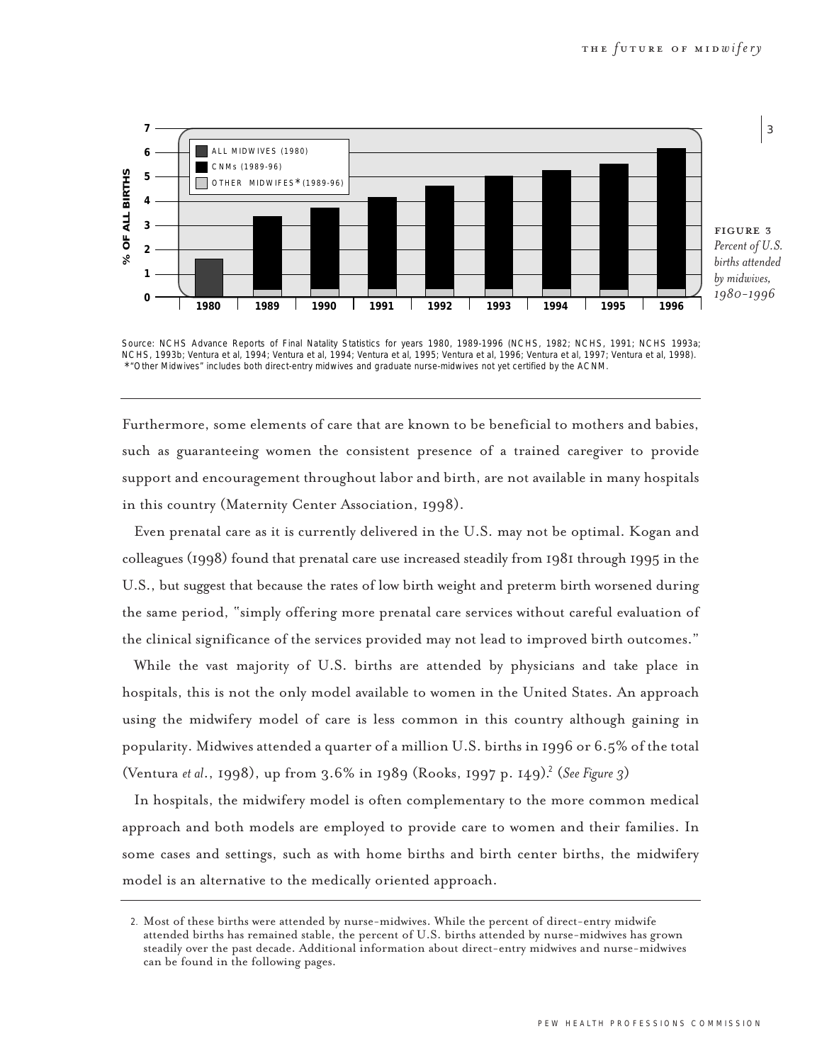FIGURE 3
*Percent of U.S. births attended by midwives, 1980–1996*

Source: NCHS Advance Reports of Final Natality Statistics for years 1980, 1989-1996 (NCHS, 1982; NCHS, 1991; NCHS 1993a; NCHS, 1993b; Ventura et al, 1994; Ventura et al, 1994; Ventura et al, 1995; Ventura et al, 1996; Ventura et al, 1997; Ventura et al, 1998).
*"Other Midwives" includes both direct-entry midwives and graduate nurse-midwives not yet certified by the ACNM.

Furthermore, some elements of care that are known to be beneficial to mothers and babies, such as guaranteeing women the consistent presence of a trained caregiver to provide support and encouragement throughout labor and birth, are not available in many hospitals in this country (Maternity Center Association, 1998).

Even prenatal care as it is currently delivered in the U.S. may not be optimal. Kogan and colleagues (1998) found that prenatal care use increased steadily from 1981 through 1995 in the U.S., but suggest that because the rates of low birth weight and preterm birth worsened during the same period, "simply offering more prenatal care services without careful evaluation of the clinical significance of the services provided may not lead to improved birth outcomes."

While the vast majority of U.S. births are attended by physicians and take place in hospitals, this is not the only model available to women in the United States. An approach using the midwifery model of care is less common in this country although gaining in popularity. Midwives attended a quarter of a million U.S. births in 1996 or 6.5% of the total (Ventura *et al*., 1998), up from 3.6% in 1989 (Rooks, 1997 p. 149).[2] (*See Figure 3*)

In hospitals, the midwifery model is often complementary to the more common medical approach and both models are employed to provide care to women and their families. In some cases and settings, such as with home births and birth center births, the midwifery model is an alternative to the medically oriented approach.

2. Most of these births were attended by nurse-midwives. While the percent of direct-entry midwife attended births has remained stable, the percent of U.S. births attended by nurse-midwives has grown steadily over the past decade. Additional information about direct-entry midwives and nurse-midwives can be found in the following pages.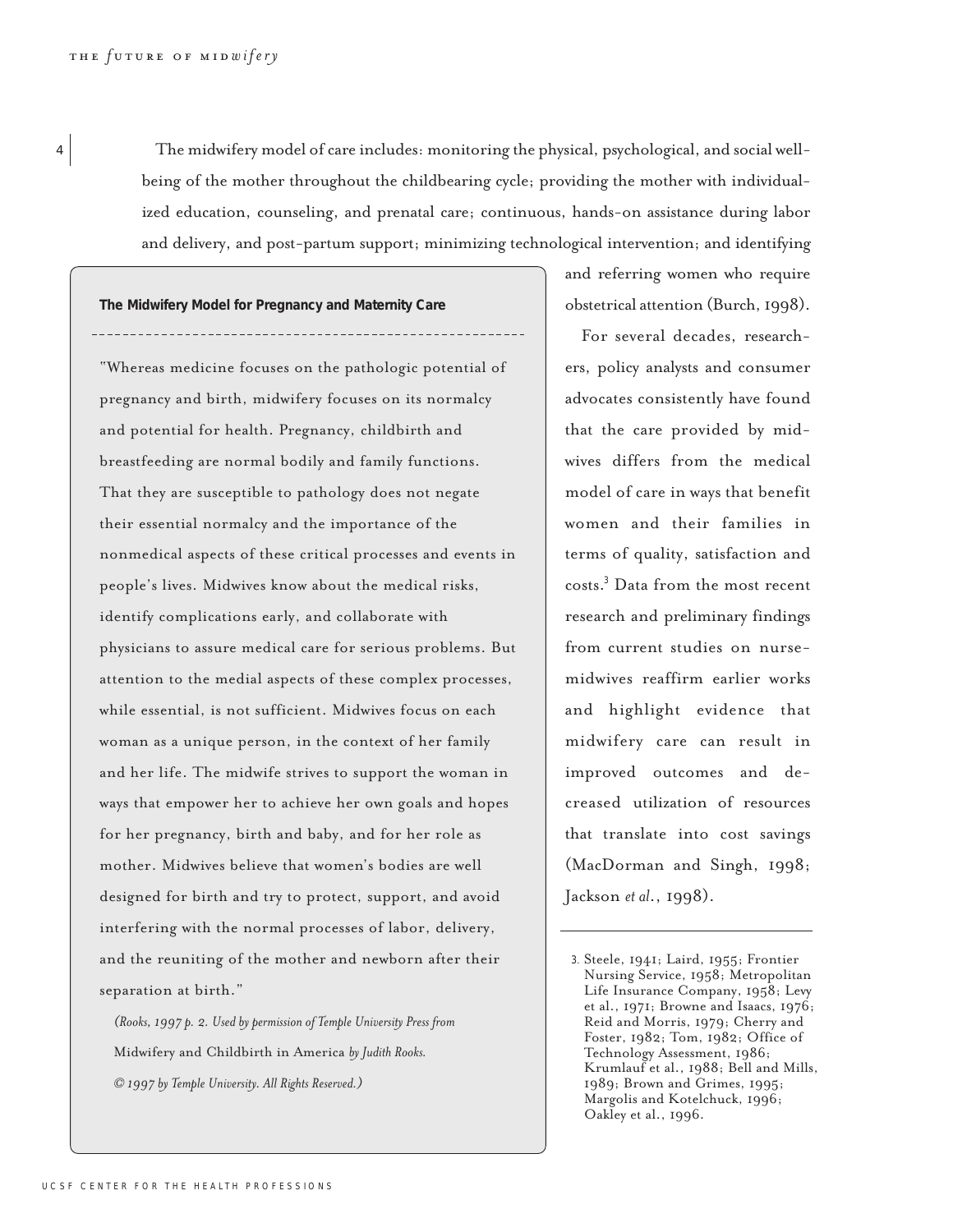The midwifery model of care includes: monitoring the physical, psychological, and social well-being of the mother throughout the childbearing cycle; providing the mother with individualized education, counseling, and prenatal care; continuous, hands-on assistance during labor and delivery, and post-partum support; minimizing technological intervention; and identifying and referring women who require obstetrical attention (Burch, 1998).

For several decades, researchers, policy analysts and consumer advocates consistently have found that the care provided by midwives differs from the medical model of care in ways that benefit women and their families in terms of quality, satisfaction and costs.[3] Data from the most recent research and preliminary findings from current studies on nurse-midwives reaffirm earlier works and highlight evidence that midwifery care can result in improved outcomes and decreased utilization of resources that translate into cost savings (MacDorman and Singh, 1998; Jackson *et al.*, 1998).

**The Midwifery Model for Pregnancy and Maternity Care**

"Whereas medicine focuses on the pathologic potential of pregnancy and birth, midwifery focuses on its normalcy and potential for health. Pregnancy, childbirth and breastfeeding are normal bodily and family functions. That they are susceptible to pathology does not negate their essential normalcy and the importance of the nonmedical aspects of these critical processes and events in people's lives. Midwives know about the medical risks, identify complications early, and collaborate with physicians to assure medical care for serious problems. But attention to the medial aspects of these complex processes, while essential, is not sufficient. Midwives focus on each woman as a unique person, in the context of her family and her life. The midwife strives to support the woman in ways that empower her to achieve her own goals and hopes for her pregnancy, birth and baby, and for her role as mother. Midwives believe that women's bodies are well designed for birth and try to protect, support, and avoid interfering with the normal processes of labor, delivery, and the reuniting of the mother and newborn after their separation at birth."

*(Rooks, 1997 p. 2. Used by permission of Temple University Press from* Midwifery and Childbirth in America *by Judith Rooks. © 1997 by Temple University. All Rights Reserved.)*

---

3. Steele, 1941; Laird, 1955; Frontier Nursing Service, 1958; Metropolitan Life Insurance Company, 1958; Levy et al., 1971; Browne and Isaacs, 1976; Reid and Morris, 1979; Cherry and Foster, 1982; Tom, 1982; Office of Technology Assessment, 1986; Krumlauf et al., 1988; Bell and Mills, 1989; Brown and Grimes, 1995; Margolis and Kotelchuck, 1996; Oakley et al., 1996.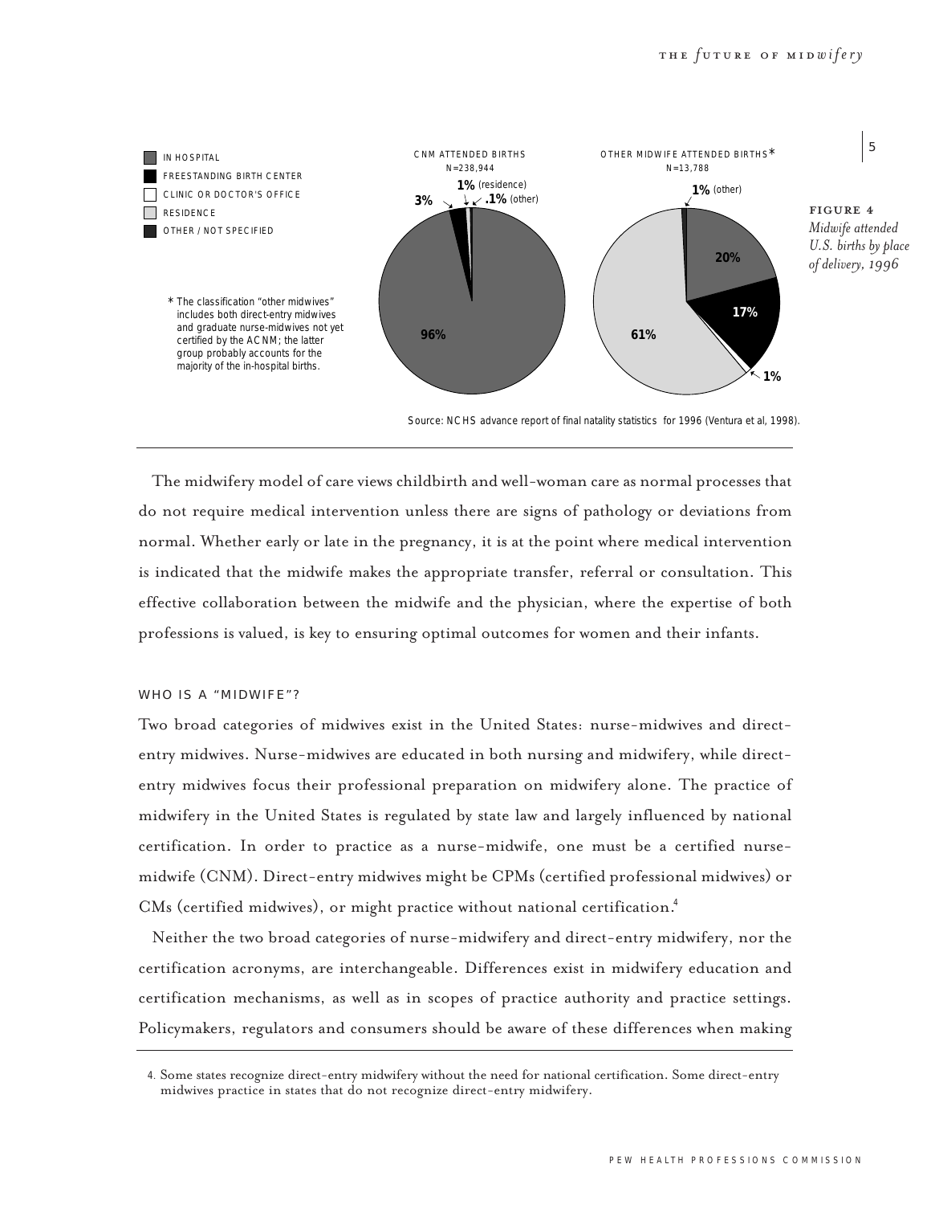IN HOSPITAL
FREESTANDING BIRTH CENTER
CLINIC OR DOCTOR'S OFFICE
RESIDENCE
OTHER / NOT SPECIFIED

* The classification "other midwives" includes both direct-entry midwives and graduate nurse-midwives not yet certified by the ACNM; the latter group probably accounts for the majority of the in-hospital births.

CNM ATTENDED BIRTHS
N=238,944

96%, 3%, 1% (residence), .1% (other)

OTHER MIDWIFE ATTENDED BIRTHS*
N=13,788

61%, 20%, 17%, 1%, 1% (other)

Source: NCHS advance report of final natality statistics for 1996 (Ventura et al, 1998).

**FIGURE 4**
*Midwife attended U.S. births by place of delivery, 1996*

The midwifery model of care views childbirth and well-woman care as normal processes that do not require medical intervention unless there are signs of pathology or deviations from normal. Whether early or late in the pregnancy, it is at the point where medical intervention is indicated that the midwife makes the appropriate transfer, referral or consultation. This effective collaboration between the midwife and the physician, where the expertise of both professions is valued, is key to ensuring optimal outcomes for women and their infants.

## WHO IS A "MIDWIFE"?

Two broad categories of midwives exist in the United States: nurse-midwives and direct-entry midwives. Nurse-midwives are educated in both nursing and midwifery, while direct-entry midwives focus their professional preparation on midwifery alone. The practice of midwifery in the United States is regulated by state law and largely influenced by national certification. In order to practice as a nurse-midwife, one must be a certified nurse-midwife (CNM). Direct-entry midwives might be CPMs (certified professional midwives) or CMs (certified midwives), or might practice without national certification.[4]

Neither the two broad categories of nurse-midwifery and direct-entry midwifery, nor the certification acronyms, are interchangeable. Differences exist in midwifery education and certification mechanisms, as well as in scopes of practice authority and practice settings. Policymakers, regulators and consumers should be aware of these differences when making

4. Some states recognize direct-entry midwifery without the need for national certification. Some direct-entry midwives practice in states that do not recognize direct-entry midwifery.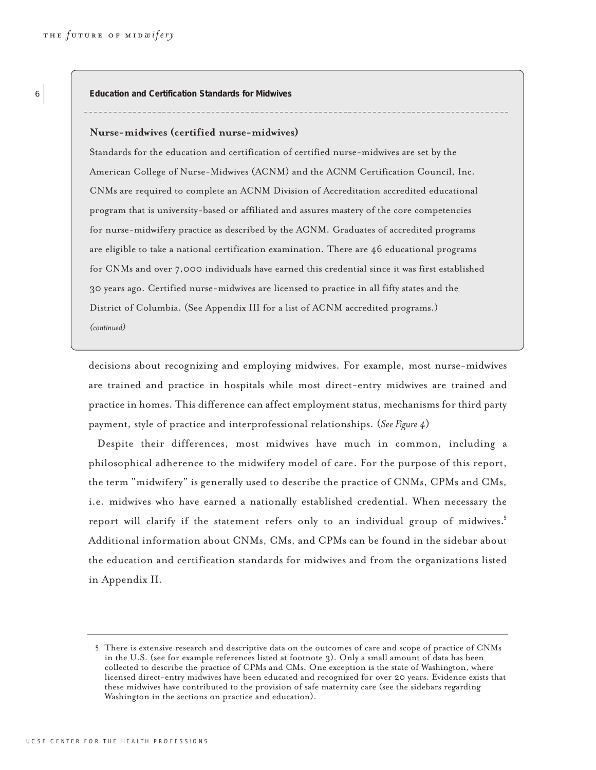**Education and Certification Standards for Midwives**

**Nurse-midwives (certified nurse-midwives)**

Standards for the education and certification of certified nurse-midwives are set by the American College of Nurse-Midwives (ACNM) and the ACNM Certification Council, Inc. CNMs are required to complete an ACNM Division of Accreditation accredited educational program that is university-based or affiliated and assures mastery of the core competencies for nurse-midwifery practice as described by the ACNM. Graduates of accredited programs are eligible to take a national certification examination. There are 46 educational programs for CNMs and over 7,000 individuals have earned this credential since it was first established 30 years ago. Certified nurse-midwives are licensed to practice in all fifty states and the District of Columbia. (See Appendix III for a list of ACNM accredited programs.)

*(continued)*

decisions about recognizing and employing midwives. For example, most nurse-midwives are trained and practice in hospitals while most direct-entry midwives are trained and practice in homes. This difference can affect employment status, mechanisms for third party payment, style of practice and interprofessional relationships. (*See Figure 4*)

Despite their differences, most midwives have much in common, including a philosophical adherence to the midwifery model of care. For the purpose of this report, the term "midwifery" is generally used to describe the practice of CNMs, CPMs and CMs, i.e. midwives who have earned a nationally established credential. When necessary the report will clarify if the statement refers only to an individual group of midwives.[5] Additional information about CNMs, CMs, and CPMs can be found in the sidebar about the education and certification standards for midwives and from the organizations listed in Appendix II.

5. There is extensive research and descriptive data on the outcomes of care and scope of practice of CNMs in the U.S. (see for example references listed at footnote 3). Only a small amount of data has been collected to describe the practice of CPMs and CMs. One exception is the state of Washington, where licensed direct-entry midwives have been educated and recognized for over 20 years. Evidence exists that these midwives have contributed to the provision of safe maternity care (see the sidebars regarding Washington in the sections on practice and education).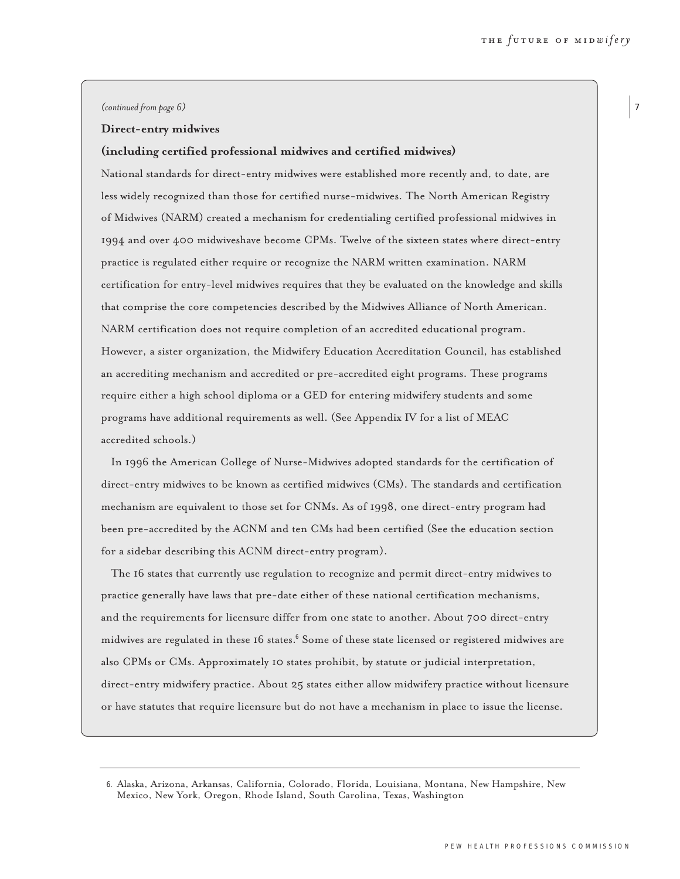*(continued from page 6)*

**Direct-entry midwives**

**(including certified professional midwives and certified midwives)**

National standards for direct-entry midwives were established more recently and, to date, are less widely recognized than those for certified nurse-midwives. The North American Registry of Midwives (NARM) created a mechanism for credentialing certified professional midwives in 1994 and over 400 midwiveshave become CPMs. Twelve of the sixteen states where direct-entry practice is regulated either require or recognize the NARM written examination. NARM certification for entry-level midwives requires that they be evaluated on the knowledge and skills that comprise the core competencies described by the Midwives Alliance of North American. NARM certification does not require completion of an accredited educational program. However, a sister organization, the Midwifery Education Accreditation Council, has established an accrediting mechanism and accredited or pre-accredited eight programs. These programs require either a high school diploma or a GED for entering midwifery students and some programs have additional requirements as well. (See Appendix IV for a list of MEAC accredited schools.)

In 1996 the American College of Nurse-Midwives adopted standards for the certification of direct-entry midwives to be known as certified midwives (CMs). The standards and certification mechanism are equivalent to those set for CNMs. As of 1998, one direct-entry program had been pre-accredited by the ACNM and ten CMs had been certified (See the education section for a sidebar describing this ACNM direct-entry program).

The 16 states that currently use regulation to recognize and permit direct-entry midwives to practice generally have laws that pre-date either of these national certification mechanisms, and the requirements for licensure differ from one state to another. About 700 direct-entry midwives are regulated in these 16 states.[6] Some of these state licensed or registered midwives are also CPMs or CMs. Approximately 10 states prohibit, by statute or judicial interpretation, direct-entry midwifery practice. About 25 states either allow midwifery practice without licensure or have statutes that require licensure but do not have a mechanism in place to issue the license.

6. Alaska, Arizona, Arkansas, California, Colorado, Florida, Louisiana, Montana, New Hampshire, New Mexico, New York, Oregon, Rhode Island, South Carolina, Texas, Washington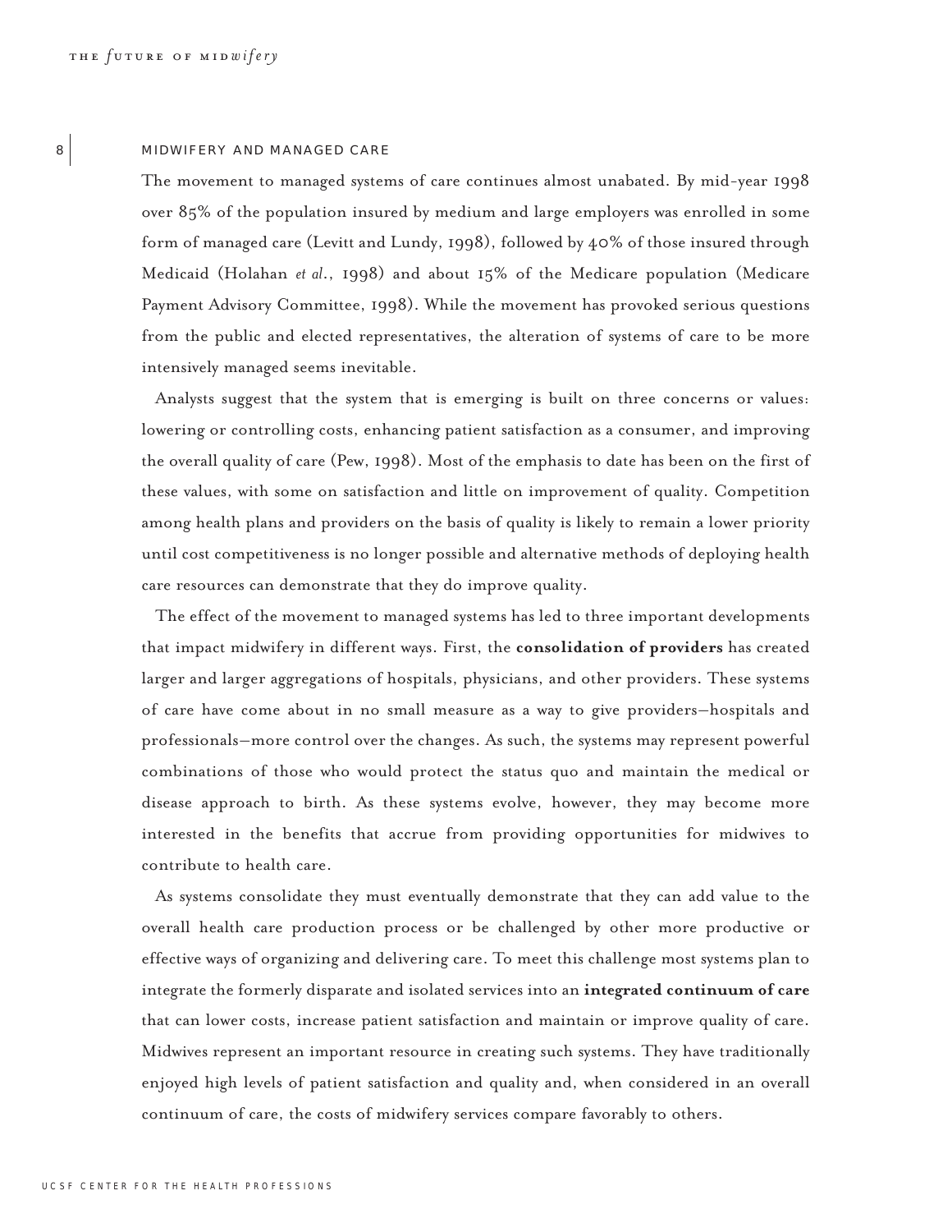## MIDWIFERY AND MANAGED CARE

The movement to managed systems of care continues almost unabated. By mid-year 1998 over 85% of the population insured by medium and large employers was enrolled in some form of managed care (Levitt and Lundy, 1998), followed by 40% of those insured through Medicaid (Holahan *et al.*, 1998) and about 15% of the Medicare population (Medicare Payment Advisory Committee, 1998). While the movement has provoked serious questions from the public and elected representatives, the alteration of systems of care to be more intensively managed seems inevitable.

Analysts suggest that the system that is emerging is built on three concerns or values: lowering or controlling costs, enhancing patient satisfaction as a consumer, and improving the overall quality of care (Pew, 1998). Most of the emphasis to date has been on the first of these values, with some on satisfaction and little on improvement of quality. Competition among health plans and providers on the basis of quality is likely to remain a lower priority until cost competitiveness is no longer possible and alternative methods of deploying health care resources can demonstrate that they do improve quality.

The effect of the movement to managed systems has led to three important developments that impact midwifery in different ways. First, the **consolidation of providers** has created larger and larger aggregations of hospitals, physicians, and other providers. These systems of care have come about in no small measure as a way to give providers—hospitals and professionals—more control over the changes. As such, the systems may represent powerful combinations of those who would protect the status quo and maintain the medical or disease approach to birth. As these systems evolve, however, they may become more interested in the benefits that accrue from providing opportunities for midwives to contribute to health care.

As systems consolidate they must eventually demonstrate that they can add value to the overall health care production process or be challenged by other more productive or effective ways of organizing and delivering care. To meet this challenge most systems plan to integrate the formerly disparate and isolated services into an **integrated continuum of care** that can lower costs, increase patient satisfaction and maintain or improve quality of care. Midwives represent an important resource in creating such systems. They have traditionally enjoyed high levels of patient satisfaction and quality and, when considered in an overall continuum of care, the costs of midwifery services compare favorably to others.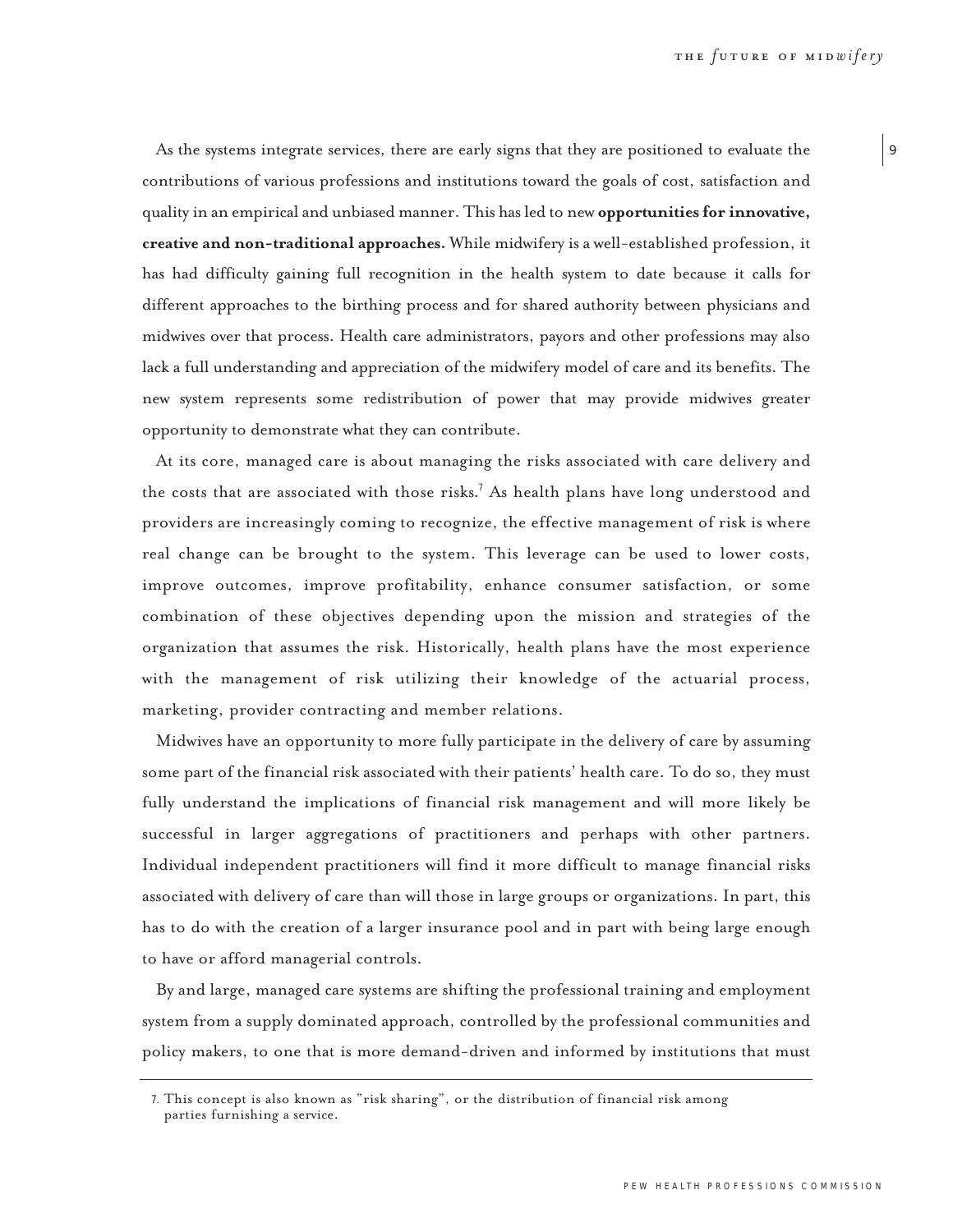As the systems integrate services, there are early signs that they are positioned to evaluate the contributions of various professions and institutions toward the goals of cost, satisfaction and quality in an empirical and unbiased manner. This has led to new **opportunities for innovative, creative and non-traditional approaches.** While midwifery is a well-established profession, it has had difficulty gaining full recognition in the health system to date because it calls for different approaches to the birthing process and for shared authority between physicians and midwives over that process. Health care administrators, payors and other professions may also lack a full understanding and appreciation of the midwifery model of care and its benefits. The new system represents some redistribution of power that may provide midwives greater opportunity to demonstrate what they can contribute.

At its core, managed care is about managing the risks associated with care delivery and the costs that are associated with those risks.[7] As health plans have long understood and providers are increasingly coming to recognize, the effective management of risk is where real change can be brought to the system. This leverage can be used to lower costs, improve outcomes, improve profitability, enhance consumer satisfaction, or some combination of these objectives depending upon the mission and strategies of the organization that assumes the risk. Historically, health plans have the most experience with the management of risk utilizing their knowledge of the actuarial process, marketing, provider contracting and member relations.

Midwives have an opportunity to more fully participate in the delivery of care by assuming some part of the financial risk associated with their patients' health care. To do so, they must fully understand the implications of financial risk management and will more likely be successful in larger aggregations of practitioners and perhaps with other partners. Individual independent practitioners will find it more difficult to manage financial risks associated with delivery of care than will those in large groups or organizations. In part, this has to do with the creation of a larger insurance pool and in part with being large enough to have or afford managerial controls.

By and large, managed care systems are shifting the professional training and employment system from a supply dominated approach, controlled by the professional communities and policy makers, to one that is more demand-driven and informed by institutions that must

---

7. This concept is also known as "risk sharing", or the distribution of financial risk among parties furnishing a service.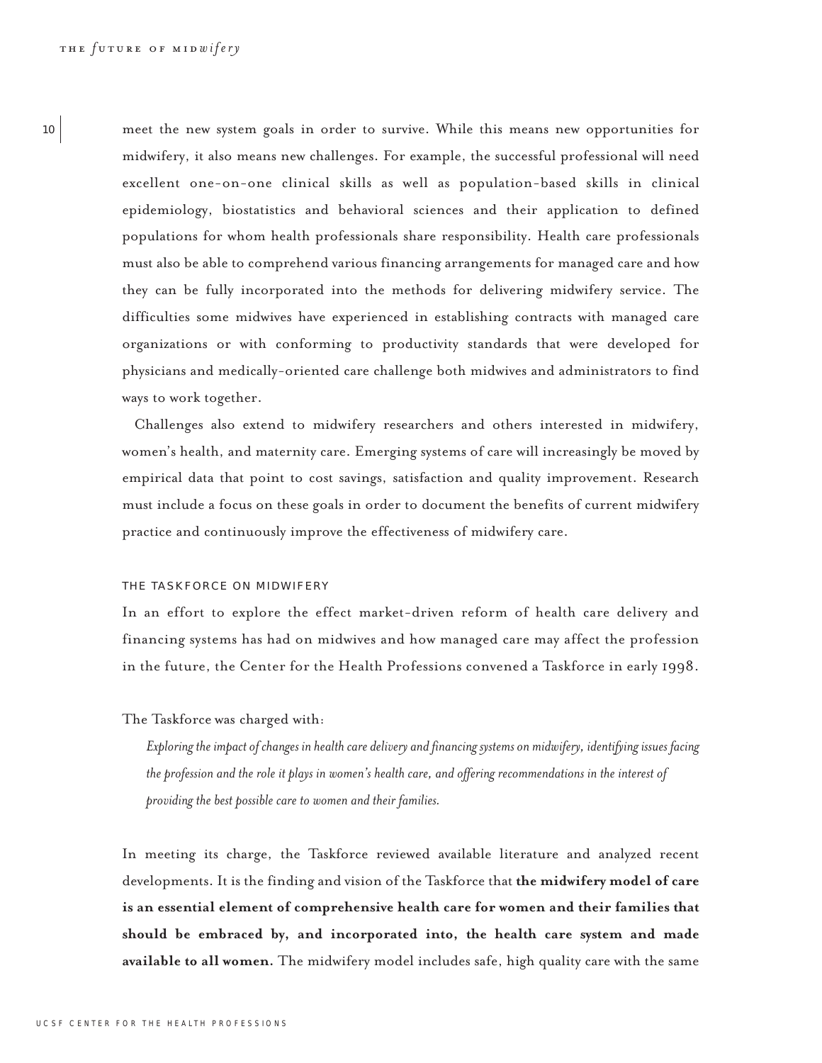meet the new system goals in order to survive. While this means new opportunities for midwifery, it also means new challenges. For example, the successful professional will need excellent one-on-one clinical skills as well as population-based skills in clinical epidemiology, biostatistics and behavioral sciences and their application to defined populations for whom health professionals share responsibility. Health care professionals must also be able to comprehend various financing arrangements for managed care and how they can be fully incorporated into the methods for delivering midwifery service. The difficulties some midwives have experienced in establishing contracts with managed care organizations or with conforming to productivity standards that were developed for physicians and medically-oriented care challenge both midwives and administrators to find ways to work together.

Challenges also extend to midwifery researchers and others interested in midwifery, women's health, and maternity care. Emerging systems of care will increasingly be moved by empirical data that point to cost savings, satisfaction and quality improvement. Research must include a focus on these goals in order to document the benefits of current midwifery practice and continuously improve the effectiveness of midwifery care.

## THE TASKFORCE ON MIDWIFERY

In an effort to explore the effect market-driven reform of health care delivery and financing systems has had on midwives and how managed care may affect the profession in the future, the Center for the Health Professions convened a Taskforce in early 1998.

The Taskforce was charged with:

*Exploring the impact of changes in health care delivery and financing systems on midwifery, identifying issues facing the profession and the role it plays in women's health care, and offering recommendations in the interest of providing the best possible care to women and their families.*

In meeting its charge, the Taskforce reviewed available literature and analyzed recent developments. It is the finding and vision of the Taskforce that **the midwifery model of care is an essential element of comprehensive health care for women and their families that should be embraced by, and incorporated into, the health care system and made available to all women.** The midwifery model includes safe, high quality care with the same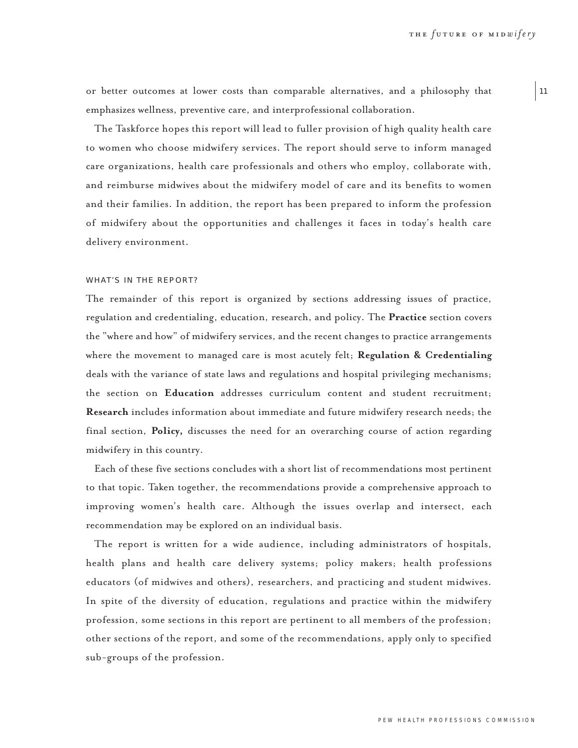or better outcomes at lower costs than comparable alternatives, and a philosophy that emphasizes wellness, preventive care, and interprofessional collaboration.

The Taskforce hopes this report will lead to fuller provision of high quality health care to women who choose midwifery services. The report should serve to inform managed care organizations, health care professionals and others who employ, collaborate with, and reimburse midwives about the midwifery model of care and its benefits to women and their families. In addition, the report has been prepared to inform the profession of midwifery about the opportunities and challenges it faces in today's health care delivery environment.

## WHAT'S IN THE REPORT?

The remainder of this report is organized by sections addressing issues of practice, regulation and credentialing, education, research, and policy. The **Practice** section covers the "where and how" of midwifery services, and the recent changes to practice arrangements where the movement to managed care is most acutely felt; **Regulation & Credentialing** deals with the variance of state laws and regulations and hospital privileging mechanisms; the section on **Education** addresses curriculum content and student recruitment; **Research** includes information about immediate and future midwifery research needs; the final section, **Policy,** discusses the need for an overarching course of action regarding midwifery in this country.

Each of these five sections concludes with a short list of recommendations most pertinent to that topic. Taken together, the recommendations provide a comprehensive approach to improving women's health care. Although the issues overlap and intersect, each recommendation may be explored on an individual basis.

The report is written for a wide audience, including administrators of hospitals, health plans and health care delivery systems; policy makers; health professions educators (of midwives and others), researchers, and practicing and student midwives. In spite of the diversity of education, regulations and practice within the midwifery profession, some sections in this report are pertinent to all members of the profession; other sections of the report, and some of the recommendations, apply only to specified sub-groups of the profession.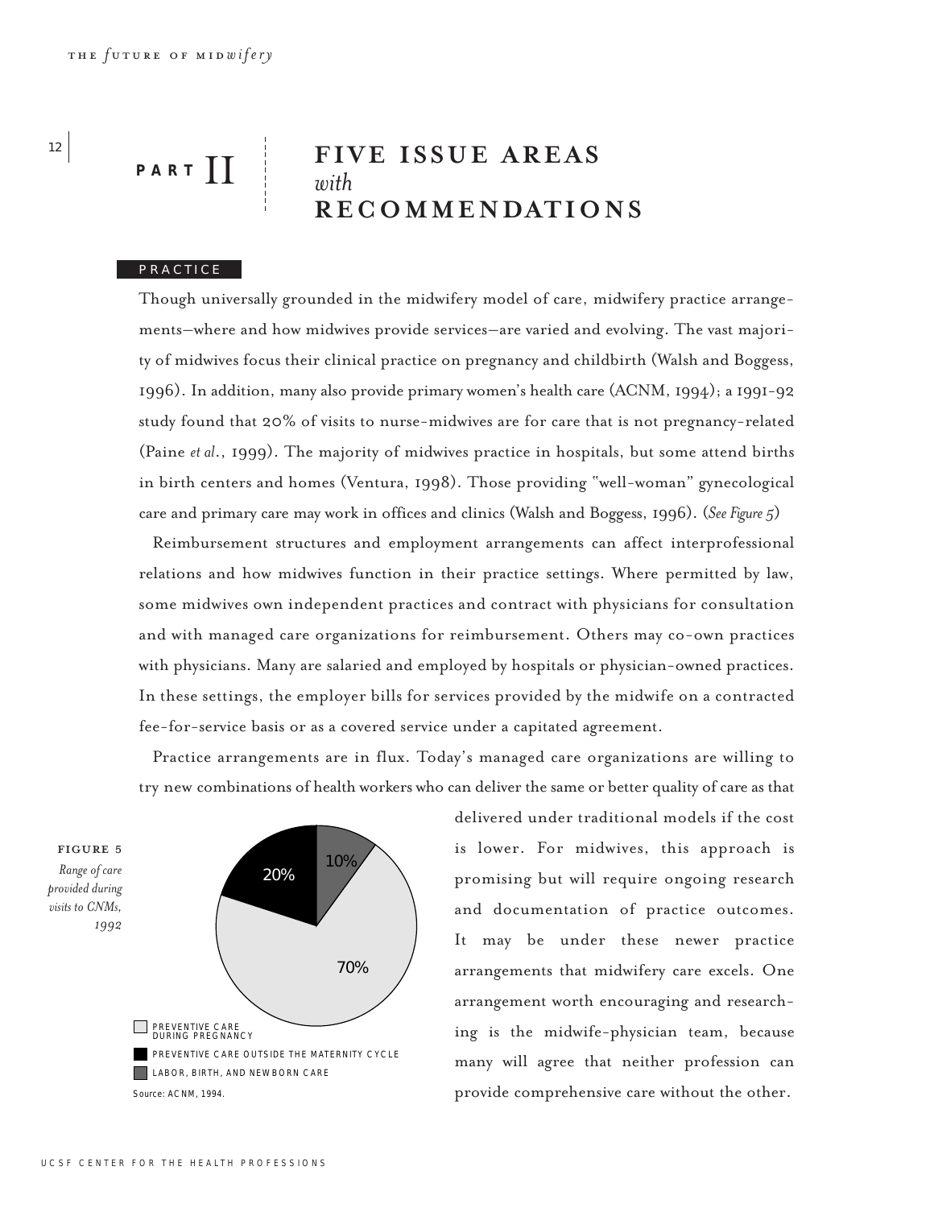# PART II FIVE ISSUE AREAS *with* RECOMMENDATIONS

## PRACTICE

Though universally grounded in the midwifery model of care, midwifery practice arrangements—where and how midwives provide services—are varied and evolving. The vast majority of midwives focus their clinical practice on pregnancy and childbirth (Walsh and Boggess, 1996). In addition, many also provide primary women's health care (ACNM, 1994); a 1991-92 study found that 20% of visits to nurse-midwives are for care that is not pregnancy-related (Paine *et al.*, 1999). The majority of midwives practice in hospitals, but some attend births in birth centers and homes (Ventura, 1998). Those providing "well-woman" gynecological care and primary care may work in offices and clinics (Walsh and Boggess, 1996). (*See Figure 5*)

Reimbursement structures and employment arrangements can affect interprofessional relations and how midwives function in their practice settings. Where permitted by law, some midwives own independent practices and contract with physicians for consultation and with managed care organizations for reimbursement. Others may co-own practices with physicians. Many are salaried and employed by hospitals or physician-owned practices. In these settings, the employer bills for services provided by the midwife on a contracted fee-for-service basis or as a covered service under a capitated agreement.

Practice arrangements are in flux. Today's managed care organizations are willing to try new combinations of health workers who can deliver the same or better quality of care as that delivered under traditional models if the cost is lower. For midwives, this approach is promising but will require ongoing research and documentation of practice outcomes. It may be under these newer practice arrangements that midwifery care excels. One arrangement worth encouraging and researching is the midwife-physician team, because many will agree that neither profession can provide comprehensive care without the other.

**FIGURE 5**
*Range of care provided during visits to CNMs, 1992*

| Category | Percent |
|---|---|
| Preventive care during pregnancy | 70% |
| Preventive care outside the maternity cycle | 20% |
| Labor, birth, and newborn care | 10% |

Source: ACNM, 1994.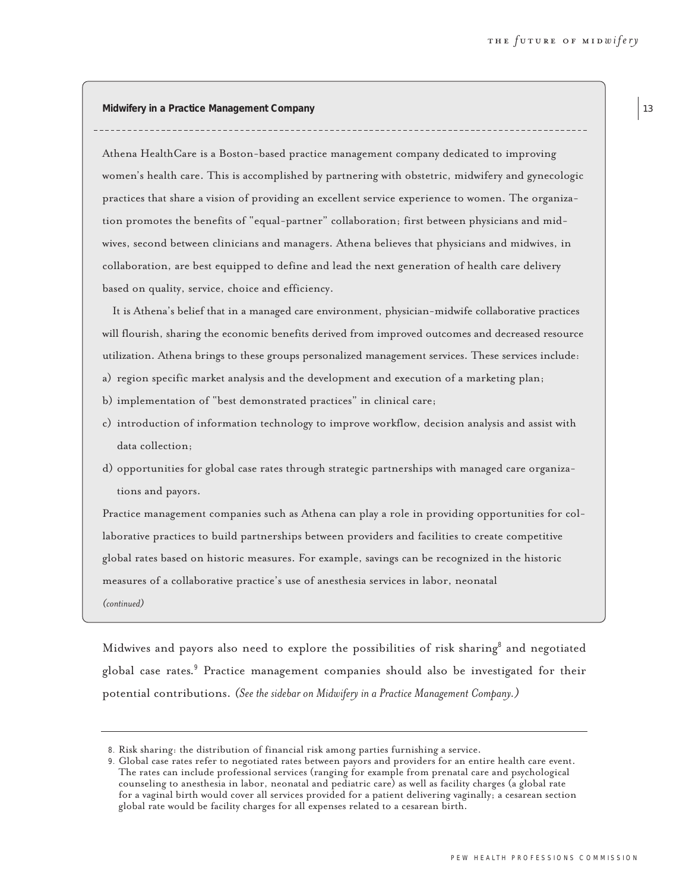### Midwifery in a Practice Management Company

Athena HealthCare is a Boston-based practice management company dedicated to improving women's health care. This is accomplished by partnering with obstetric, midwifery and gynecologic practices that share a vision of providing an excellent service experience to women. The organization promotes the benefits of "equal-partner" collaboration; first between physicians and midwives, second between clinicians and managers. Athena believes that physicians and midwives, in collaboration, are best equipped to define and lead the next generation of health care delivery based on quality, service, choice and efficiency.

It is Athena's belief that in a managed care environment, physician-midwife collaborative practices will flourish, sharing the economic benefits derived from improved outcomes and decreased resource utilization. Athena brings to these groups personalized management services. These services include:

a) region specific market analysis and the development and execution of a marketing plan;

b) implementation of "best demonstrated practices" in clinical care;

c) introduction of information technology to improve workflow, decision analysis and assist with data collection;

d) opportunities for global case rates through strategic partnerships with managed care organizations and payors.

Practice management companies such as Athena can play a role in providing opportunities for collaborative practices to build partnerships between providers and facilities to create competitive global rates based on historic measures. For example, savings can be recognized in the historic measures of a collaborative practice's use of anesthesia services in labor, neonatal

*(continued)*

Midwives and payors also need to explore the possibilities of risk sharing[8] and negotiated global case rates.[9] Practice management companies should also be investigated for their potential contributions. *(See the sidebar on Midwifery in a Practice Management Company.)*

---

8. Risk sharing: the distribution of financial risk among parties furnishing a service.
9. Global case rates refer to negotiated rates between payors and providers for an entire health care event. The rates can include professional services (ranging for example from prenatal care and psychological counseling to anesthesia in labor, neonatal and pediatric care) as well as facility charges (a global rate for a vaginal birth would cover all services provided for a patient delivering vaginally; a cesarean section global rate would be facility charges for all expenses related to a cesarean birth.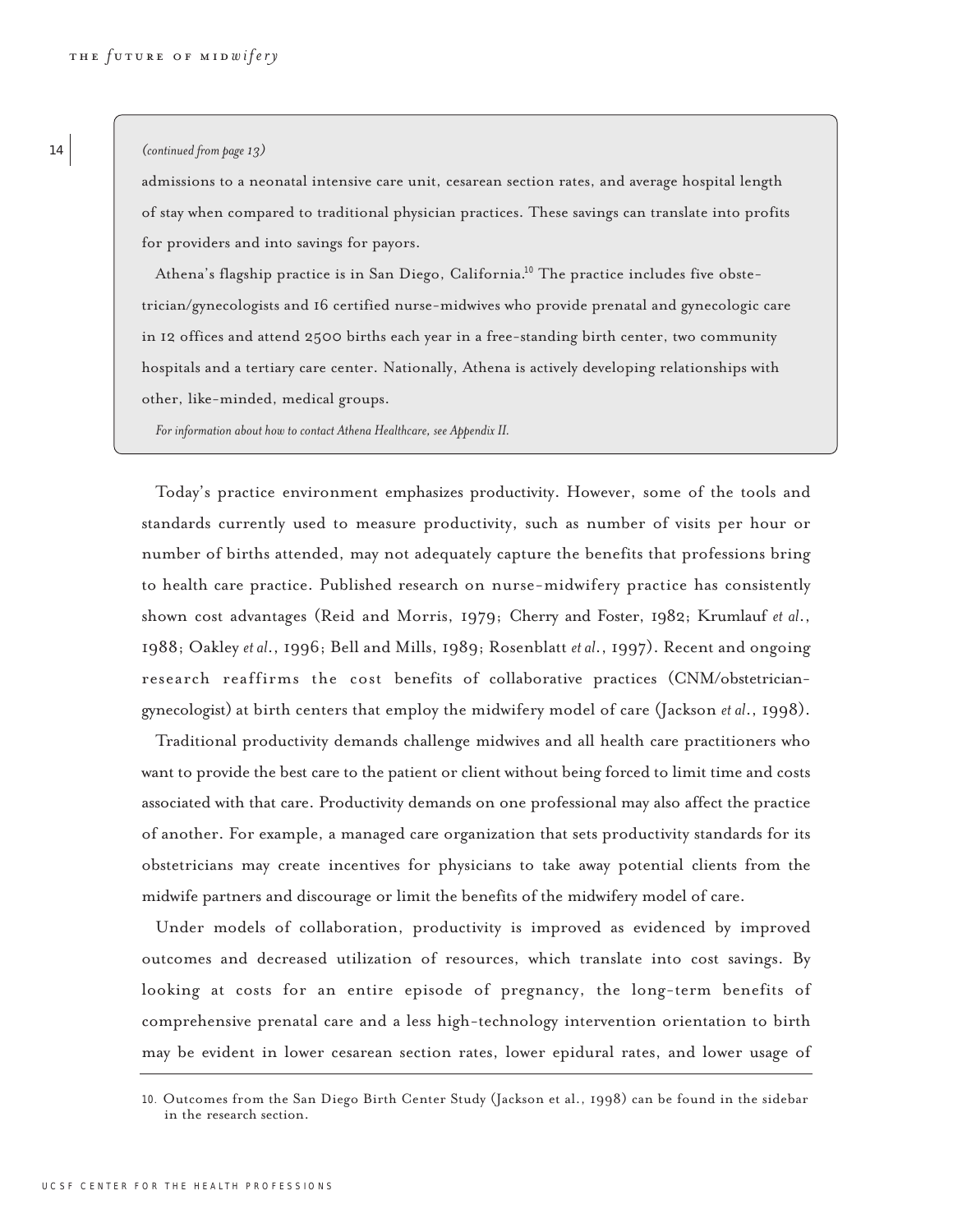*(continued from page 13)*

admissions to a neonatal intensive care unit, cesarean section rates, and average hospital length of stay when compared to traditional physician practices. These savings can translate into profits for providers and into savings for payors.

Athena's flagship practice is in San Diego, California.[10] The practice includes five obstetrician/gynecologists and 16 certified nurse-midwives who provide prenatal and gynecologic care in 12 offices and attend 2500 births each year in a free-standing birth center, two community hospitals and a tertiary care center. Nationally, Athena is actively developing relationships with other, like-minded, medical groups.

*For information about how to contact Athena Healthcare, see Appendix II.*

Today's practice environment emphasizes productivity. However, some of the tools and standards currently used to measure productivity, such as number of visits per hour or number of births attended, may not adequately capture the benefits that professions bring to health care practice. Published research on nurse-midwifery practice has consistently shown cost advantages (Reid and Morris, 1979; Cherry and Foster, 1982; Krumlauf *et al*., 1988; Oakley *et al*., 1996; Bell and Mills, 1989; Rosenblatt *et al*., 1997). Recent and ongoing research reaffirms the cost benefits of collaborative practices (CNM/obstetrician-gynecologist) at birth centers that employ the midwifery model of care (Jackson *et al*., 1998).

Traditional productivity demands challenge midwives and all health care practitioners who want to provide the best care to the patient or client without being forced to limit time and costs associated with that care. Productivity demands on one professional may also affect the practice of another. For example, a managed care organization that sets productivity standards for its obstetricians may create incentives for physicians to take away potential clients from the midwife partners and discourage or limit the benefits of the midwifery model of care.

Under models of collaboration, productivity is improved as evidenced by improved outcomes and decreased utilization of resources, which translate into cost savings. By looking at costs for an entire episode of pregnancy, the long-term benefits of comprehensive prenatal care and a less high-technology intervention orientation to birth may be evident in lower cesarean section rates, lower epidural rates, and lower usage of

---

10. Outcomes from the San Diego Birth Center Study (Jackson et al., 1998) can be found in the sidebar in the research section.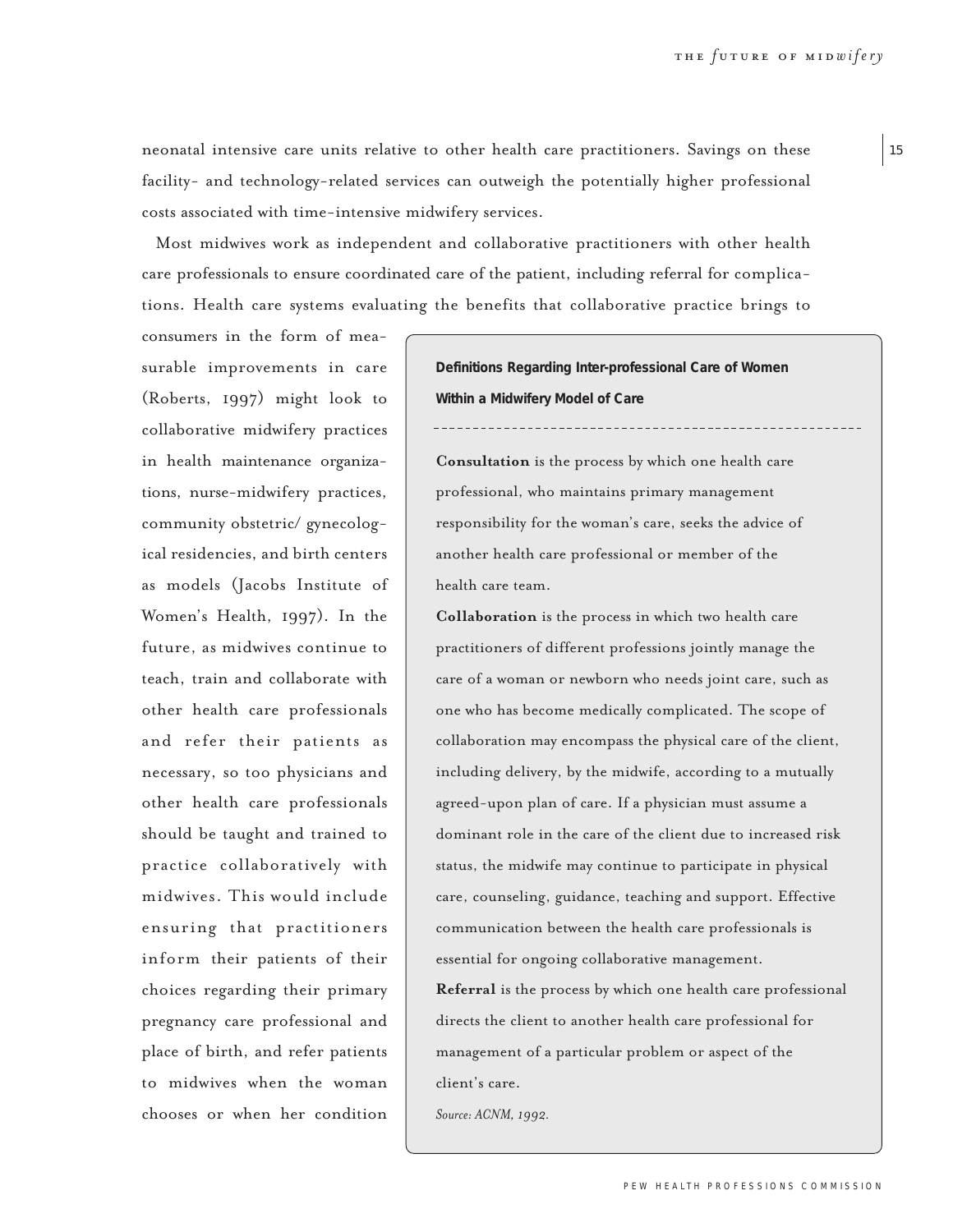neonatal intensive care units relative to other health care practitioners. Savings on these facility- and technology-related services can outweigh the potentially higher professional costs associated with time-intensive midwifery services.

Most midwives work as independent and collaborative practitioners with other health care professionals to ensure coordinated care of the patient, including referral for complications. Health care systems evaluating the benefits that collaborative practice brings to consumers in the form of measurable improvements in care (Roberts, 1997) might look to collaborative midwifery practices in health maintenance organizations, nurse-midwifery practices, community obstetric/ gynecological residencies, and birth centers as models (Jacobs Institute of Women's Health, 1997). In the future, as midwives continue to teach, train and collaborate with other health care professionals and refer their patients as necessary, so too physicians and other health care professionals should be taught and trained to practice collaboratively with midwives. This would include ensuring that practitioners inform their patients of their choices regarding their primary pregnancy care professional and place of birth, and refer patients to midwives when the woman chooses or when her condition

**Definitions Regarding Inter-professional Care of Women Within a Midwifery Model of Care**

**Consultation** is the process by which one health care professional, who maintains primary management responsibility for the woman's care, seeks the advice of another health care professional or member of the health care team.

**Collaboration** is the process in which two health care practitioners of different professions jointly manage the care of a woman or newborn who needs joint care, such as one who has become medically complicated. The scope of collaboration may encompass the physical care of the client, including delivery, by the midwife, according to a mutually agreed-upon plan of care. If a physician must assume a dominant role in the care of the client due to increased risk status, the midwife may continue to participate in physical care, counseling, guidance, teaching and support. Effective communication between the health care professionals is essential for ongoing collaborative management.

**Referral** is the process by which one health care professional directs the client to another health care professional for management of a particular problem or aspect of the client's care.

*Source: ACNM, 1992.*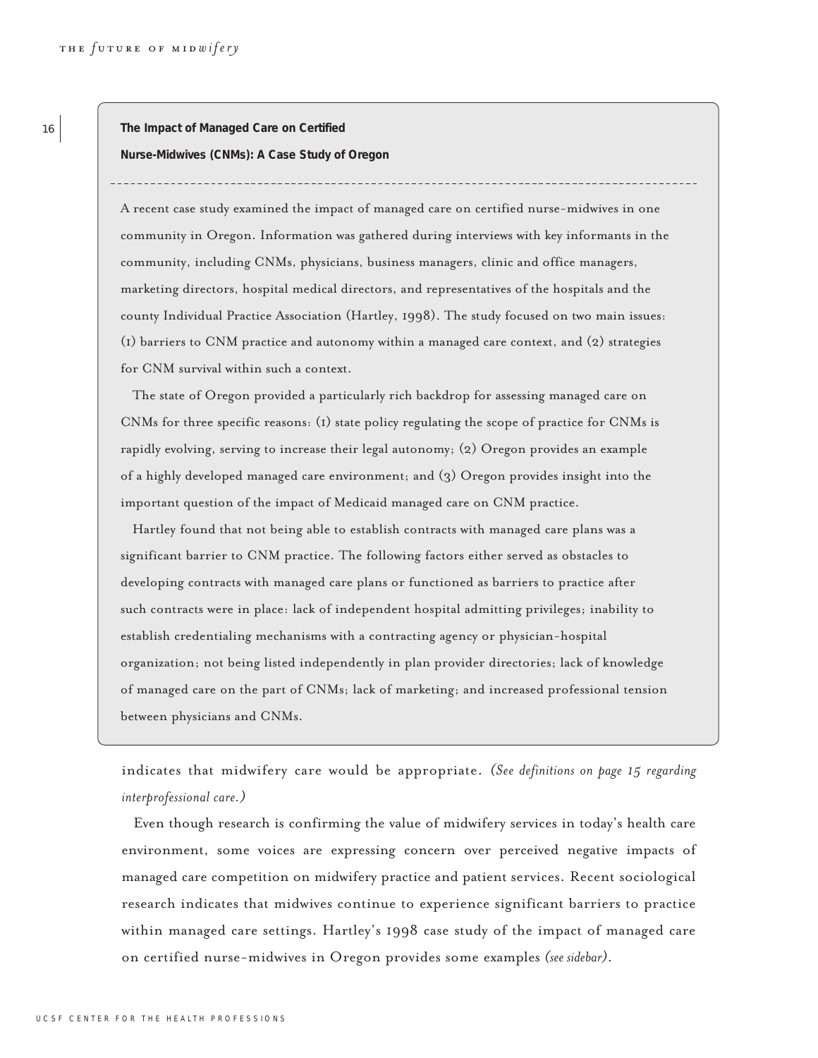### The Impact of Managed Care on Certified Nurse-Midwives (CNMs): A Case Study of Oregon

A recent case study examined the impact of managed care on certified nurse-midwives in one community in Oregon. Information was gathered during interviews with key informants in the community, including CNMs, physicians, business managers, clinic and office managers, marketing directors, hospital medical directors, and representatives of the hospitals and the county Individual Practice Association (Hartley, 1998). The study focused on two main issues: (1) barriers to CNM practice and autonomy within a managed care context, and (2) strategies for CNM survival within such a context.

The state of Oregon provided a particularly rich backdrop for assessing managed care on CNMs for three specific reasons: (1) state policy regulating the scope of practice for CNMs is rapidly evolving, serving to increase their legal autonomy; (2) Oregon provides an example of a highly developed managed care environment; and (3) Oregon provides insight into the important question of the impact of Medicaid managed care on CNM practice.

Hartley found that not being able to establish contracts with managed care plans was a significant barrier to CNM practice. The following factors either served as obstacles to developing contracts with managed care plans or functioned as barriers to practice after such contracts were in place: lack of independent hospital admitting privileges; inability to establish credentialing mechanisms with a contracting agency or physician-hospital organization; not being listed independently in plan provider directories; lack of knowledge of managed care on the part of CNMs; lack of marketing; and increased professional tension between physicians and CNMs.

---

indicates that midwifery care would be appropriate. *(See definitions on page 15 regarding interprofessional care.)*

Even though research is confirming the value of midwifery services in today's health care environment, some voices are expressing concern over perceived negative impacts of managed care competition on midwifery practice and patient services. Recent sociological research indicates that midwives continue to experience significant barriers to practice within managed care settings. Hartley's 1998 case study of the impact of managed care on certified nurse-midwives in Oregon provides some examples *(see sidebar)*.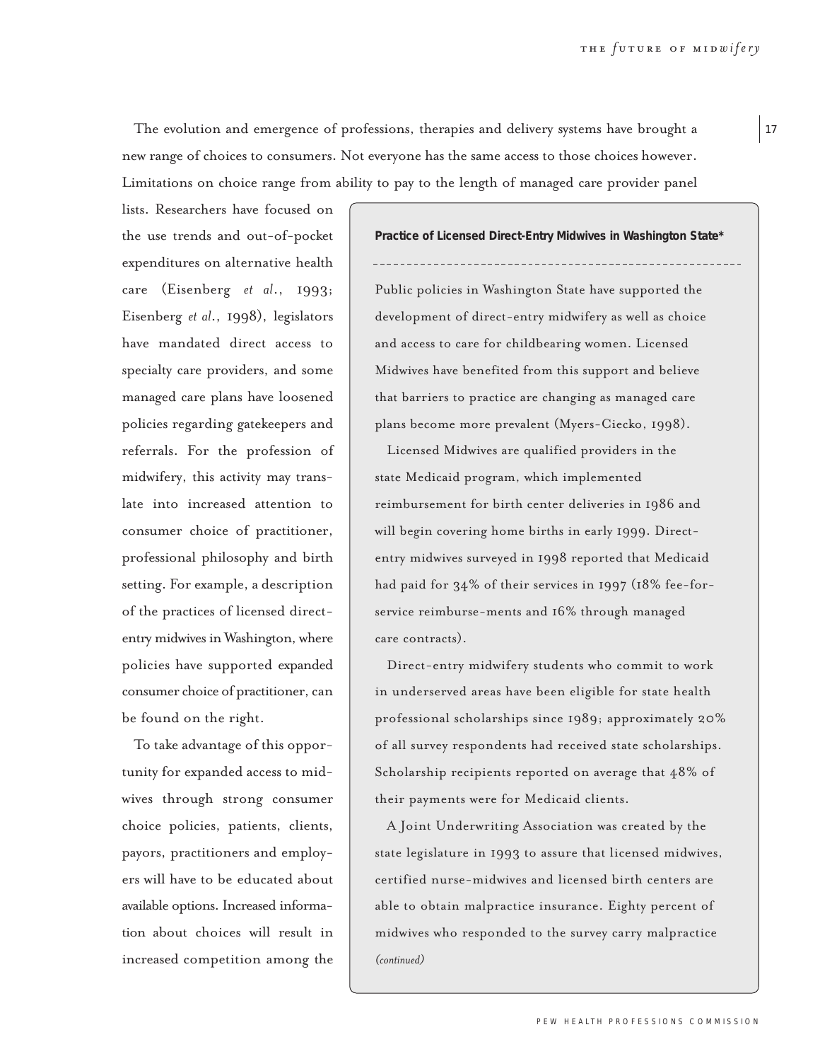The evolution and emergence of professions, therapies and delivery systems have brought a new range of choices to consumers. Not everyone has the same access to those choices however. Limitations on choice range from ability to pay to the length of managed care provider panel lists. Researchers have focused on the use trends and out-of-pocket expenditures on alternative health care (Eisenberg *et al*., 1993; Eisenberg *et al*., 1998), legislators have mandated direct access to specialty care providers, and some managed care plans have loosened policies regarding gatekeepers and referrals. For the profession of midwifery, this activity may translate into increased attention to consumer choice of practitioner, professional philosophy and birth setting. For example, a description of the practices of licensed direct-entry midwives in Washington, where policies have supported expanded consumer choice of practitioner, can be found on the right.

To take advantage of this opportunity for expanded access to midwives through strong consumer choice policies, patients, clients, payors, practitioners and employers will have to be educated about available options. Increased information about choices will result in increased competition among the

**Practice of Licensed Direct-Entry Midwives in Washington State***

Public policies in Washington State have supported the development of direct-entry midwifery as well as choice and access to care for childbearing women. Licensed Midwives have benefited from this support and believe that barriers to practice are changing as managed care plans become more prevalent (Myers-Ciecko, 1998).

Licensed Midwives are qualified providers in the state Medicaid program, which implemented reimbursement for birth center deliveries in 1986 and will begin covering home births in early 1999. Direct-entry midwives surveyed in 1998 reported that Medicaid had paid for 34% of their services in 1997 (18% fee-for-service reimburse-ments and 16% through managed care contracts).

Direct-entry midwifery students who commit to work in underserved areas have been eligible for state health professional scholarships since 1989; approximately 20% of all survey respondents had received state scholarships. Scholarship recipients reported on average that 48% of their payments were for Medicaid clients.

A Joint Underwriting Association was created by the state legislature in 1993 to assure that licensed midwives, certified nurse-midwives and licensed birth centers are able to obtain malpractice insurance. Eighty percent of midwives who responded to the survey carry malpractice *(continued)*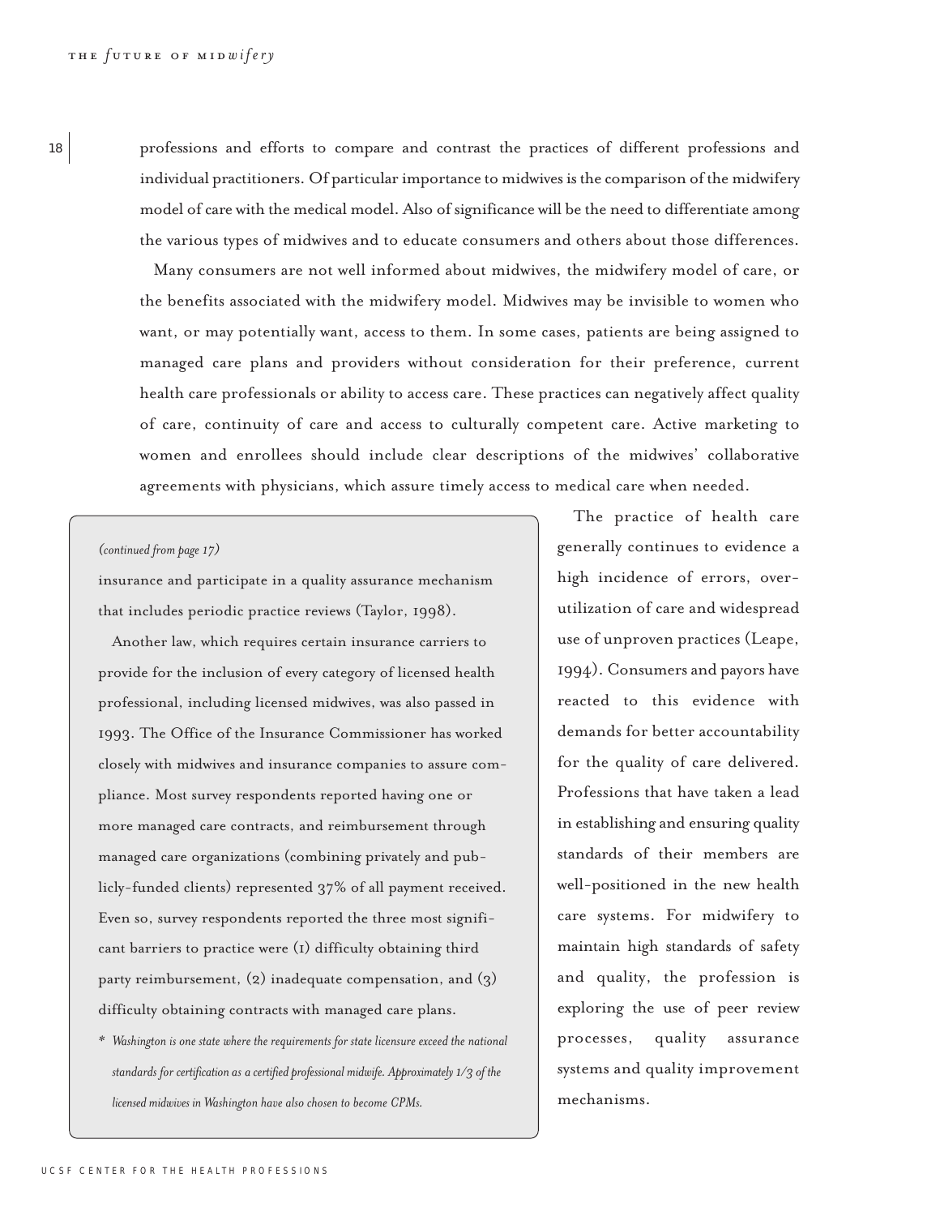professions and efforts to compare and contrast the practices of different professions and individual practitioners. Of particular importance to midwives is the comparison of the midwifery model of care with the medical model. Also of significance will be the need to differentiate among the various types of midwives and to educate consumers and others about those differences.

Many consumers are not well informed about midwives, the midwifery model of care, or the benefits associated with the midwifery model. Midwives may be invisible to women who want, or may potentially want, access to them. In some cases, patients are being assigned to managed care plans and providers without consideration for their preference, current health care professionals or ability to access care. These practices can negatively affect quality of care, continuity of care and access to culturally competent care. Active marketing to women and enrollees should include clear descriptions of the midwives' collaborative agreements with physicians, which assure timely access to medical care when needed.

The practice of health care generally continues to evidence a high incidence of errors, over-utilization of care and widespread use of unproven practices (Leape, 1994). Consumers and payors have reacted to this evidence with demands for better accountability for the quality of care delivered. Professions that have taken a lead in establishing and ensuring quality standards of their members are well-positioned in the new health care systems. For midwifery to maintain high standards of safety and quality, the profession is exploring the use of peer review processes, quality assurance systems and quality improvement mechanisms.

*(continued from page 17)*

insurance and participate in a quality assurance mechanism that includes periodic practice reviews (Taylor, 1998).

Another law, which requires certain insurance carriers to provide for the inclusion of every category of licensed health professional, including licensed midwives, was also passed in 1993. The Office of the Insurance Commissioner has worked closely with midwives and insurance companies to assure compliance. Most survey respondents reported having one or more managed care contracts, and reimbursement through managed care organizations (combining privately and publicly-funded clients) represented 37% of all payment received. Even so, survey respondents reported the three most significant barriers to practice were (1) difficulty obtaining third party reimbursement, (2) inadequate compensation, and (3) difficulty obtaining contracts with managed care plans.

\* *Washington is one state where the requirements for state licensure exceed the national standards for certification as a certified professional midwife. Approximately 1/3 of the licensed midwives in Washington have also chosen to become CPMs.*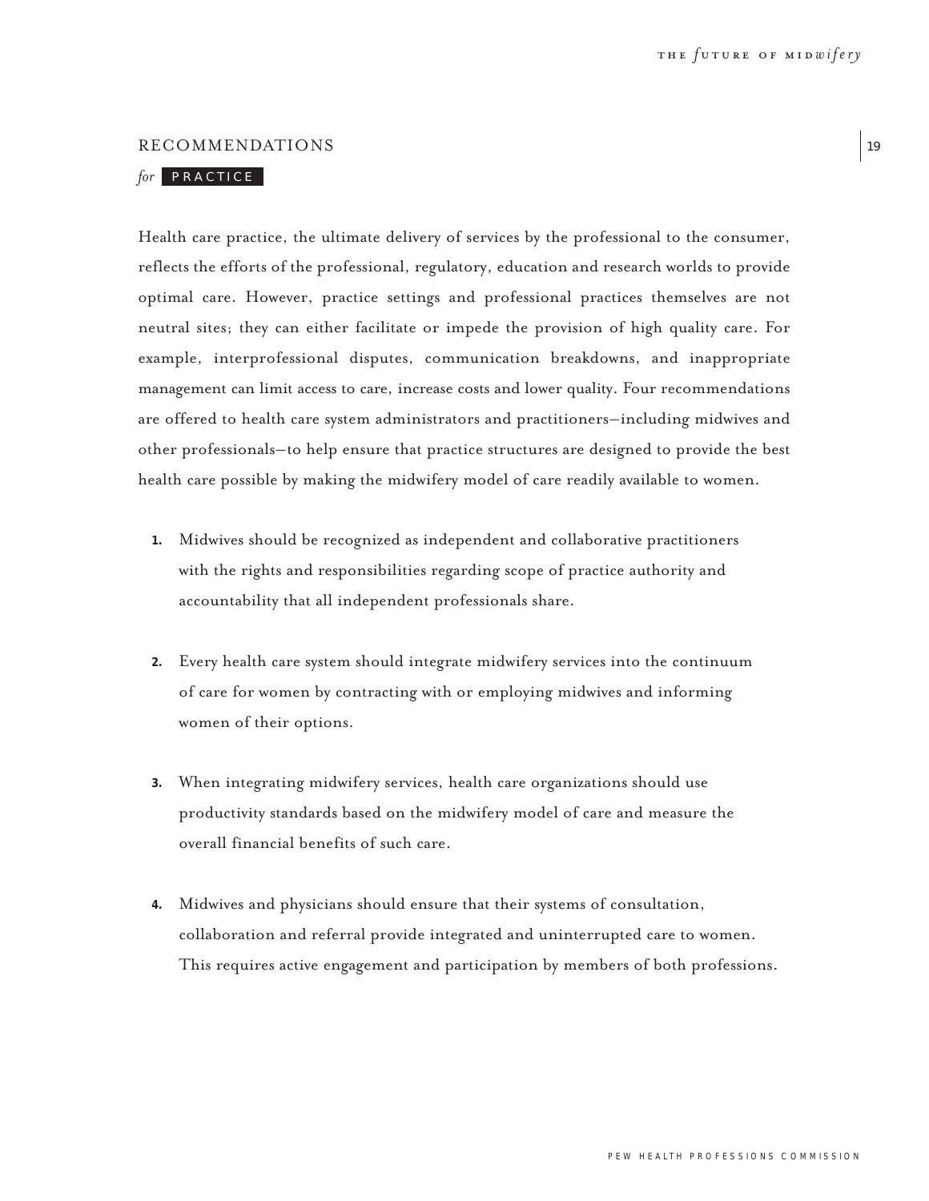## RECOMMENDATIONS

*for* **PRACTICE**

Health care practice, the ultimate delivery of services by the professional to the consumer, reflects the efforts of the professional, regulatory, education and research worlds to provide optimal care. However, practice settings and professional practices themselves are not neutral sites; they can either facilitate or impede the provision of high quality care. For example, interprofessional disputes, communication breakdowns, and inappropriate management can limit access to care, increase costs and lower quality. Four recommendations are offered to health care system administrators and practitioners—including midwives and other professionals—to help ensure that practice structures are designed to provide the best health care possible by making the midwifery model of care readily available to women.

1. Midwives should be recognized as independent and collaborative practitioners with the rights and responsibilities regarding scope of practice authority and accountability that all independent professionals share.

2. Every health care system should integrate midwifery services into the continuum of care for women by contracting with or employing midwives and informing women of their options.

3. When integrating midwifery services, health care organizations should use productivity standards based on the midwifery model of care and measure the overall financial benefits of such care.

4. Midwives and physicians should ensure that their systems of consultation, collaboration and referral provide integrated and uninterrupted care to women. This requires active engagement and participation by members of both professions.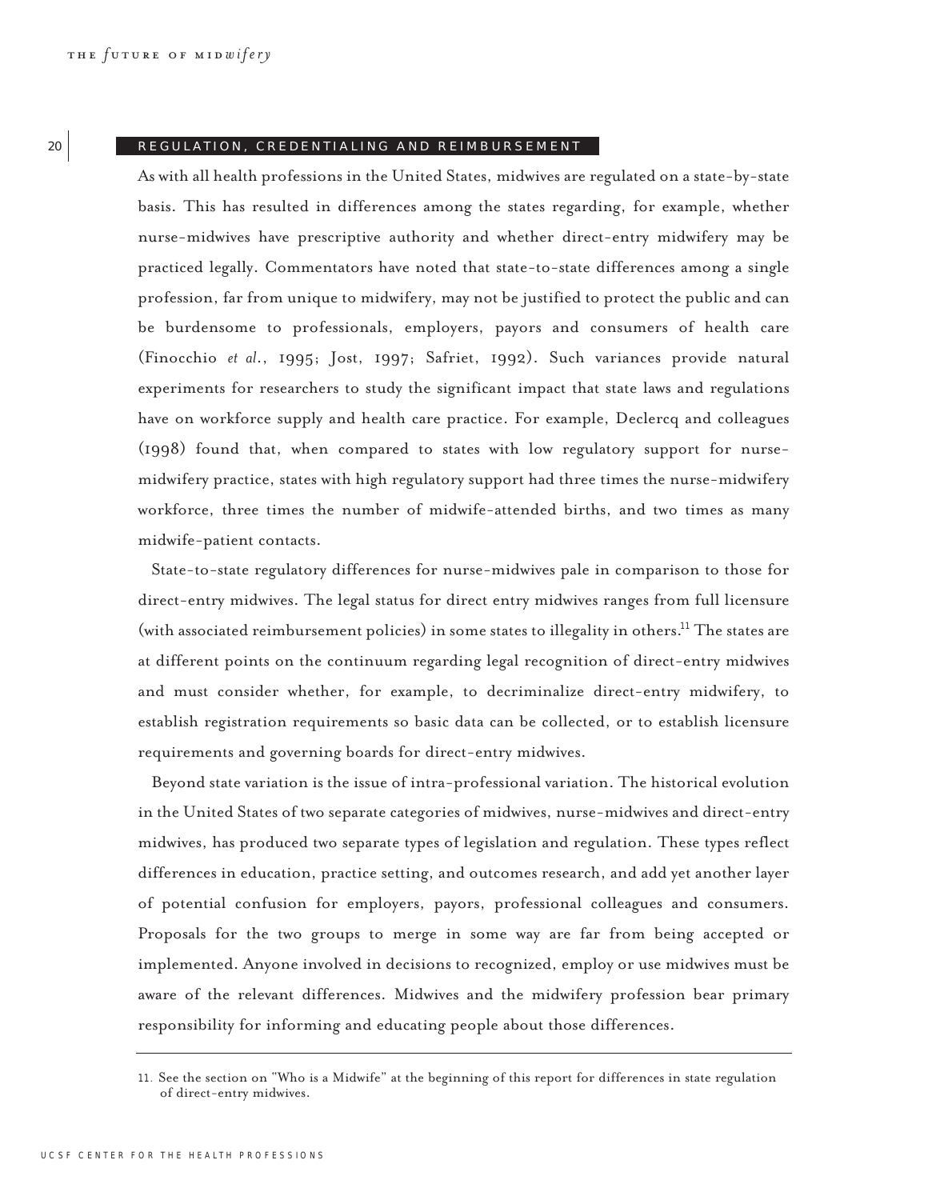## REGULATION, CREDENTIALING AND REIMBURSEMENT

As with all health professions in the United States, midwives are regulated on a state-by-state basis. This has resulted in differences among the states regarding, for example, whether nurse-midwives have prescriptive authority and whether direct-entry midwifery may be practiced legally. Commentators have noted that state-to-state differences among a single profession, far from unique to midwifery, may not be justified to protect the public and can be burdensome to professionals, employers, payors and consumers of health care (Finocchio *et al.*, 1995; Jost, 1997; Safriet, 1992). Such variances provide natural experiments for researchers to study the significant impact that state laws and regulations have on workforce supply and health care practice. For example, Declercq and colleagues (1998) found that, when compared to states with low regulatory support for nurse-midwifery practice, states with high regulatory support had three times the nurse-midwifery workforce, three times the number of midwife-attended births, and two times as many midwife-patient contacts.

State-to-state regulatory differences for nurse-midwives pale in comparison to those for direct-entry midwives. The legal status for direct entry midwives ranges from full licensure (with associated reimbursement policies) in some states to illegality in others.[11] The states are at different points on the continuum regarding legal recognition of direct-entry midwives and must consider whether, for example, to decriminalize direct-entry midwifery, to establish registration requirements so basic data can be collected, or to establish licensure requirements and governing boards for direct-entry midwives.

Beyond state variation is the issue of intra-professional variation. The historical evolution in the United States of two separate categories of midwives, nurse-midwives and direct-entry midwives, has produced two separate types of legislation and regulation. These types reflect differences in education, practice setting, and outcomes research, and add yet another layer of potential confusion for employers, payors, professional colleagues and consumers. Proposals for the two groups to merge in some way are far from being accepted or implemented. Anyone involved in decisions to recognized, employ or use midwives must be aware of the relevant differences. Midwives and the midwifery profession bear primary responsibility for informing and educating people about those differences.

---

11. See the section on "Who is a Midwife" at the beginning of this report for differences in state regulation of direct-entry midwives.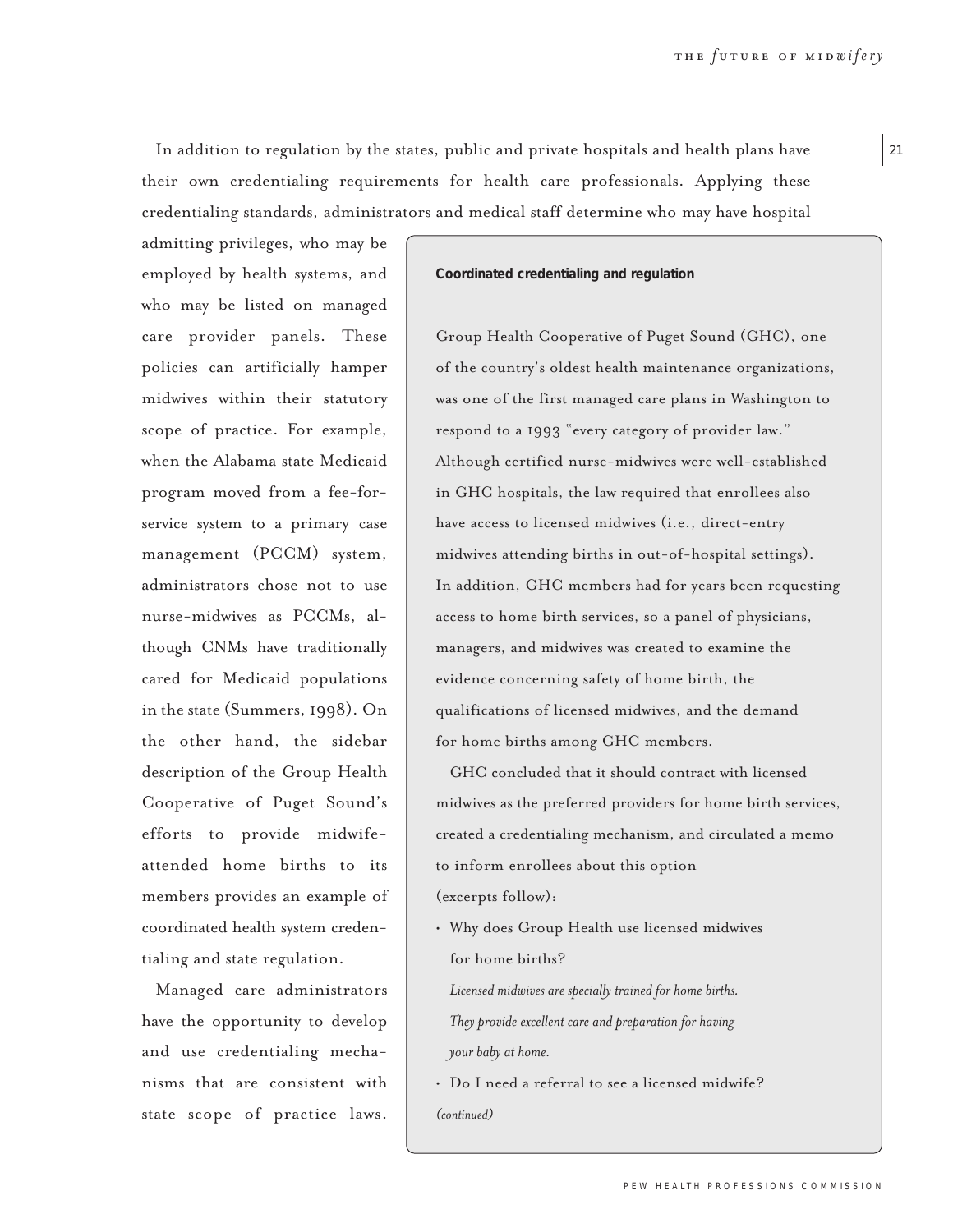In addition to regulation by the states, public and private hospitals and health plans have their own credentialing requirements for health care professionals. Applying these credentialing standards, administrators and medical staff determine who may have hospital admitting privileges, who may be employed by health systems, and who may be listed on managed care provider panels. These policies can artificially hamper midwives within their statutory scope of practice. For example, when the Alabama state Medicaid program moved from a fee-for-service system to a primary case management (PCCM) system, administrators chose not to use nurse-midwives as PCCMs, although CNMs have traditionally cared for Medicaid populations in the state (Summers, 1998). On the other hand, the sidebar description of the Group Health Cooperative of Puget Sound's efforts to provide midwife-attended home births to its members provides an example of coordinated health system credentialing and state regulation.

Managed care administrators have the opportunity to develop and use credentialing mechanisms that are consistent with state scope of practice laws.

**Coordinated credentialing and regulation**

Group Health Cooperative of Puget Sound (GHC), one of the country's oldest health maintenance organizations, was one of the first managed care plans in Washington to respond to a 1993 "every category of provider law." Although certified nurse-midwives were well-established in GHC hospitals, the law required that enrollees also have access to licensed midwives (i.e., direct-entry midwives attending births in out-of-hospital settings). In addition, GHC members had for years been requesting access to home birth services, so a panel of physicians, managers, and midwives was created to examine the evidence concerning safety of home birth, the qualifications of licensed midwives, and the demand for home births among GHC members.

GHC concluded that it should contract with licensed midwives as the preferred providers for home birth services, created a credentialing mechanism, and circulated a memo to inform enrollees about this option (excerpts follow):

- Why does Group Health use licensed midwives for home births?

  *Licensed midwives are specially trained for home births. They provide excellent care and preparation for having your baby at home.*

- Do I need a referral to see a licensed midwife?

*(continued)*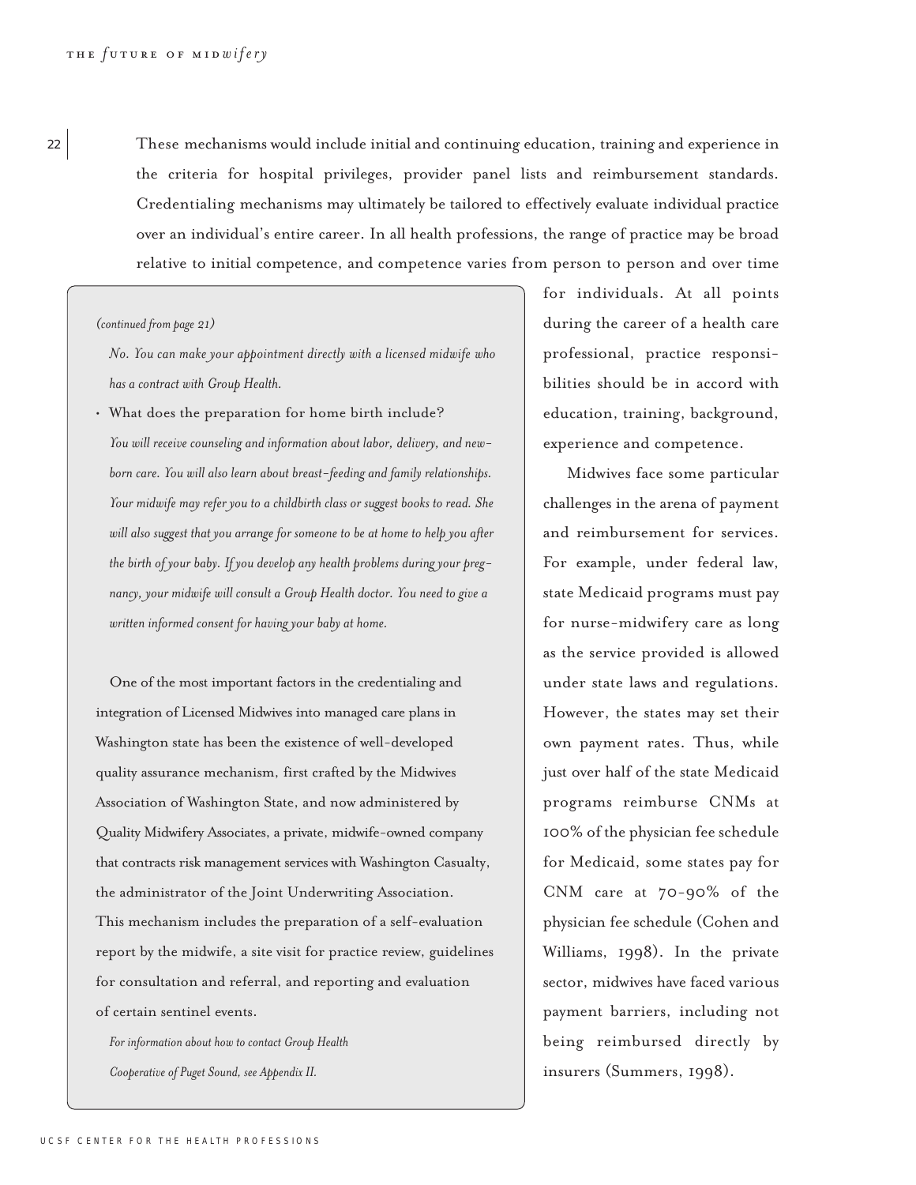These mechanisms would include initial and continuing education, training and experience in the criteria for hospital privileges, provider panel lists and reimbursement standards. Credentialing mechanisms may ultimately be tailored to effectively evaluate individual practice over an individual's entire career. In all health professions, the range of practice may be broad relative to initial competence, and competence varies from person to person and over time for individuals. At all points during the career of a health care professional, practice responsibilities should be in accord with education, training, background, experience and competence.

Midwives face some particular challenges in the arena of payment and reimbursement for services. For example, under federal law, state Medicaid programs must pay for nurse-midwifery care as long as the service provided is allowed under state laws and regulations. However, the states may set their own payment rates. Thus, while just over half of the state Medicaid programs reimburse CNMs at 100% of the physician fee schedule for Medicaid, some states pay for CNM care at 70-90% of the physician fee schedule (Cohen and Williams, 1998). In the private sector, midwives have faced various payment barriers, including not being reimbursed directly by insurers (Summers, 1998).

*(continued from page 21)*

*No. You can make your appointment directly with a licensed midwife who has a contract with Group Health.*

- What does the preparation for home birth include?
  *You will receive counseling and information about labor, delivery, and newborn care. You will also learn about breast-feeding and family relationships. Your midwife may refer you to a childbirth class or suggest books to read. She will also suggest that you arrange for someone to be at home to help you after the birth of your baby. If you develop any health problems during your pregnancy, your midwife will consult a Group Health doctor. You need to give a written informed consent for having your baby at home.*

One of the most important factors in the credentialing and integration of Licensed Midwives into managed care plans in Washington state has been the existence of well-developed quality assurance mechanism, first crafted by the Midwives Association of Washington State, and now administered by Quality Midwifery Associates, a private, midwife-owned company that contracts risk management services with Washington Casualty, the administrator of the Joint Underwriting Association. This mechanism includes the preparation of a self-evaluation report by the midwife, a site visit for practice review, guidelines for consultation and referral, and reporting and evaluation of certain sentinel events.

*For information about how to contact Group Health Cooperative of Puget Sound, see Appendix II.*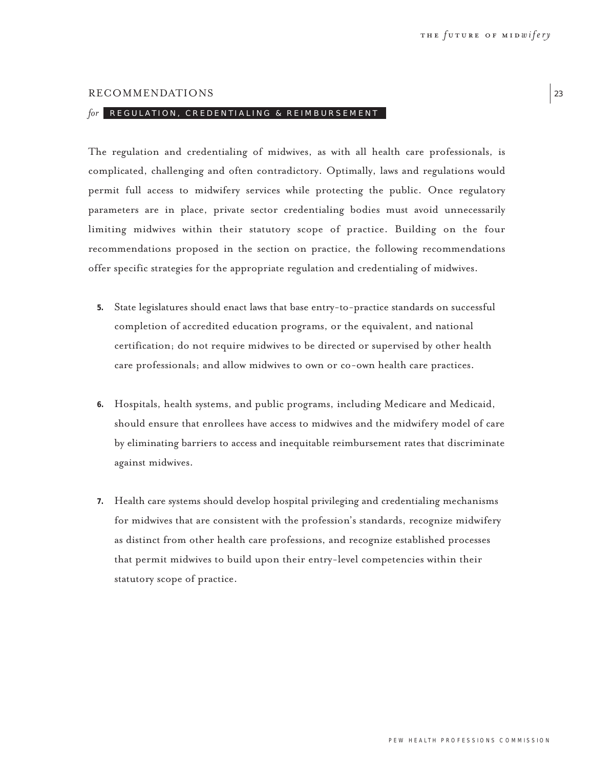## RECOMMENDATIONS

*for* **REGULATION, CREDENTIALING & REIMBURSEMENT**

The regulation and credentialing of midwives, as with all health care professionals, is complicated, challenging and often contradictory. Optimally, laws and regulations would permit full access to midwifery services while protecting the public. Once regulatory parameters are in place, private sector credentialing bodies must avoid unnecessarily limiting midwives within their statutory scope of practice. Building on the four recommendations proposed in the section on practice, the following recommendations offer specific strategies for the appropriate regulation and credentialing of midwives.

5. State legislatures should enact laws that base entry-to-practice standards on successful completion of accredited education programs, or the equivalent, and national certification; do not require midwives to be directed or supervised by other health care professionals; and allow midwives to own or co-own health care practices.

6. Hospitals, health systems, and public programs, including Medicare and Medicaid, should ensure that enrollees have access to midwives and the midwifery model of care by eliminating barriers to access and inequitable reimbursement rates that discriminate against midwives.

7. Health care systems should develop hospital privileging and credentialing mechanisms for midwives that are consistent with the profession's standards, recognize midwifery as distinct from other health care professions, and recognize established processes that permit midwives to build upon their entry-level competencies within their statutory scope of practice.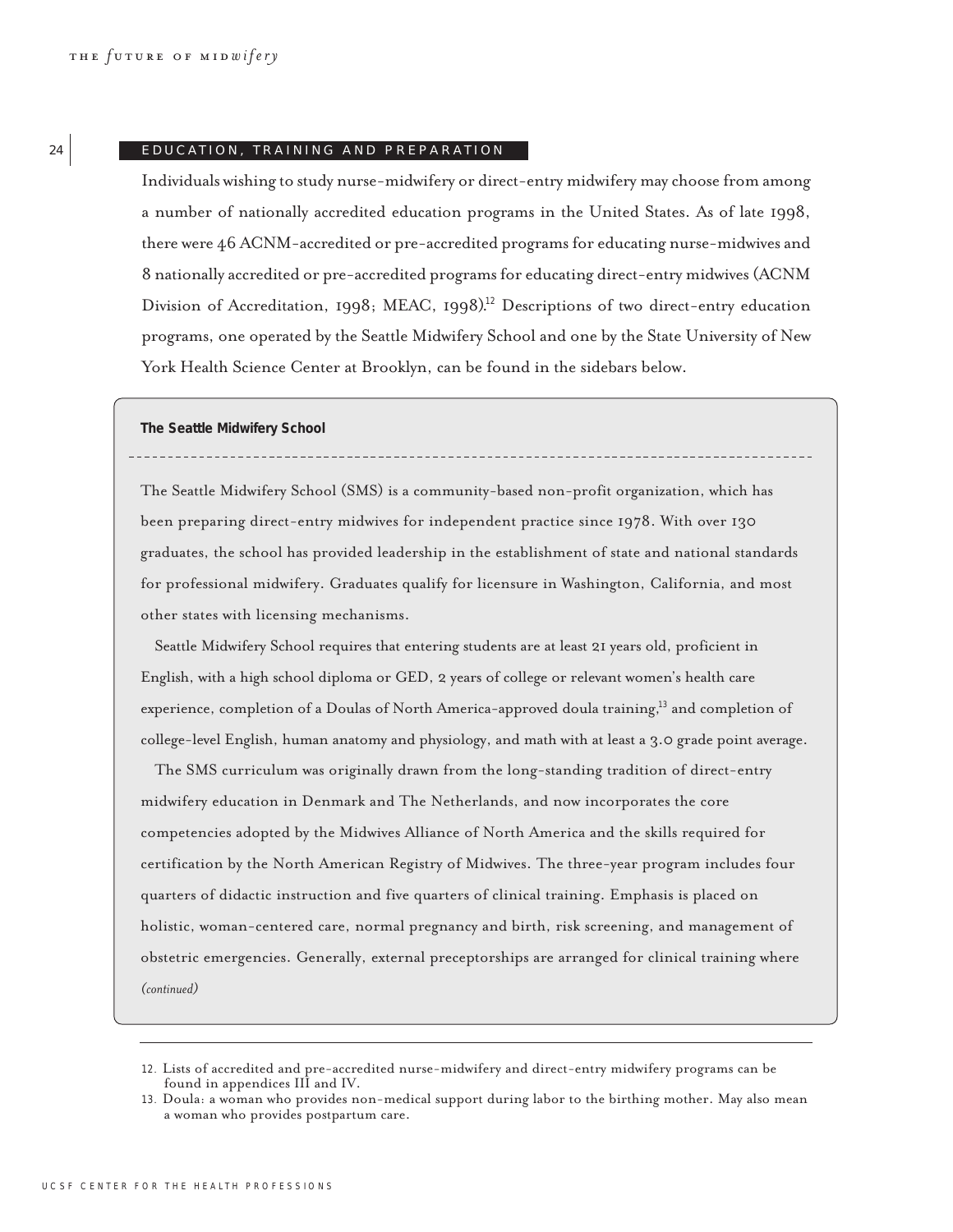## EDUCATION, TRAINING AND PREPARATION

Individuals wishing to study nurse-midwifery or direct-entry midwifery may choose from among a number of nationally accredited education programs in the United States. As of late 1998, there were 46 ACNM-accredited or pre-accredited programs for educating nurse-midwives and 8 nationally accredited or pre-accredited programs for educating direct-entry midwives (ACNM Division of Accreditation, 1998; MEAC, 1998).[12] Descriptions of two direct-entry education programs, one operated by the Seattle Midwifery School and one by the State University of New York Health Science Center at Brooklyn, can be found in the sidebars below.

**The Seattle Midwifery School**

The Seattle Midwifery School (SMS) is a community-based non-profit organization, which has been preparing direct-entry midwives for independent practice since 1978. With over 130 graduates, the school has provided leadership in the establishment of state and national standards for professional midwifery. Graduates qualify for licensure in Washington, California, and most other states with licensing mechanisms.

Seattle Midwifery School requires that entering students are at least 21 years old, proficient in English, with a high school diploma or GED, 2 years of college or relevant women's health care experience, completion of a Doulas of North America-approved doula training,[13] and completion of college-level English, human anatomy and physiology, and math with at least a 3.0 grade point average.

The SMS curriculum was originally drawn from the long-standing tradition of direct-entry midwifery education in Denmark and The Netherlands, and now incorporates the core competencies adopted by the Midwives Alliance of North America and the skills required for certification by the North American Registry of Midwives. The three-year program includes four quarters of didactic instruction and five quarters of clinical training. Emphasis is placed on holistic, woman-centered care, normal pregnancy and birth, risk screening, and management of obstetric emergencies. Generally, external preceptorships are arranged for clinical training where

*(continued)*

---

12. Lists of accredited and pre-accredited nurse-midwifery and direct-entry midwifery programs can be found in appendices III and IV.

13. Doula: a woman who provides non-medical support during labor to the birthing mother. May also mean a woman who provides postpartum care.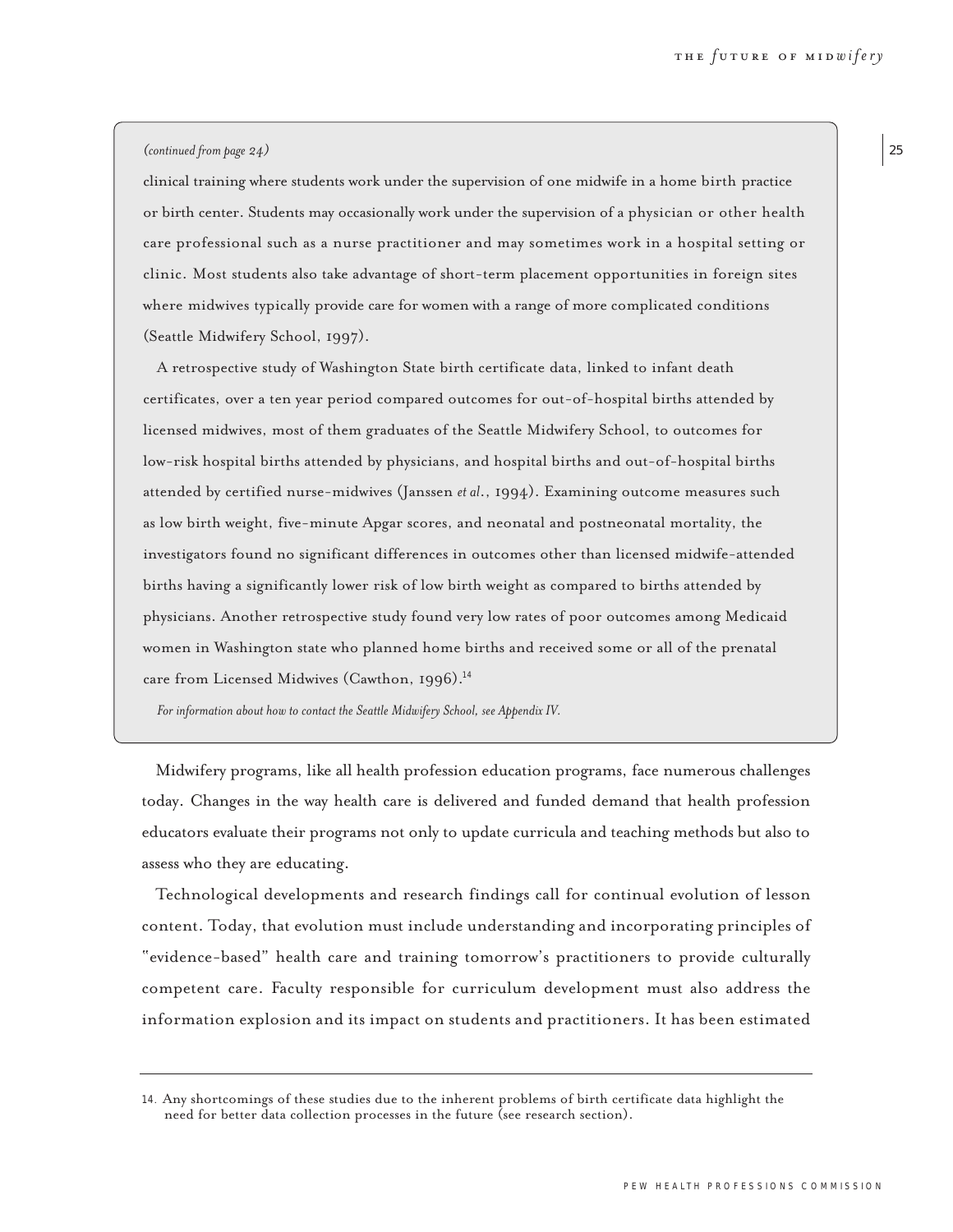*(continued from page 24)*

clinical training where students work under the supervision of one midwife in a home birth practice or birth center. Students may occasionally work under the supervision of a physician or other health care professional such as a nurse practitioner and may sometimes work in a hospital setting or clinic. Most students also take advantage of short-term placement opportunities in foreign sites where midwives typically provide care for women with a range of more complicated conditions (Seattle Midwifery School, 1997).

A retrospective study of Washington State birth certificate data, linked to infant death certificates, over a ten year period compared outcomes for out-of-hospital births attended by licensed midwives, most of them graduates of the Seattle Midwifery School, to outcomes for low-risk hospital births attended by physicians, and hospital births and out-of-hospital births attended by certified nurse-midwives (Janssen *et al.*, 1994). Examining outcome measures such as low birth weight, five-minute Apgar scores, and neonatal and postneonatal mortality, the investigators found no significant differences in outcomes other than licensed midwife-attended births having a significantly lower risk of low birth weight as compared to births attended by physicians. Another retrospective study found very low rates of poor outcomes among Medicaid women in Washington state who planned home births and received some or all of the prenatal care from Licensed Midwives (Cawthon, 1996).[14]

*For information about how to contact the Seattle Midwifery School, see Appendix IV.*

Midwifery programs, like all health profession education programs, face numerous challenges today. Changes in the way health care is delivered and funded demand that health profession educators evaluate their programs not only to update curricula and teaching methods but also to assess who they are educating.

Technological developments and research findings call for continual evolution of lesson content. Today, that evolution must include understanding and incorporating principles of "evidence-based" health care and training tomorrow's practitioners to provide culturally competent care. Faculty responsible for curriculum development must also address the information explosion and its impact on students and practitioners. It has been estimated

---

14. Any shortcomings of these studies due to the inherent problems of birth certificate data highlight the need for better data collection processes in the future (see research section).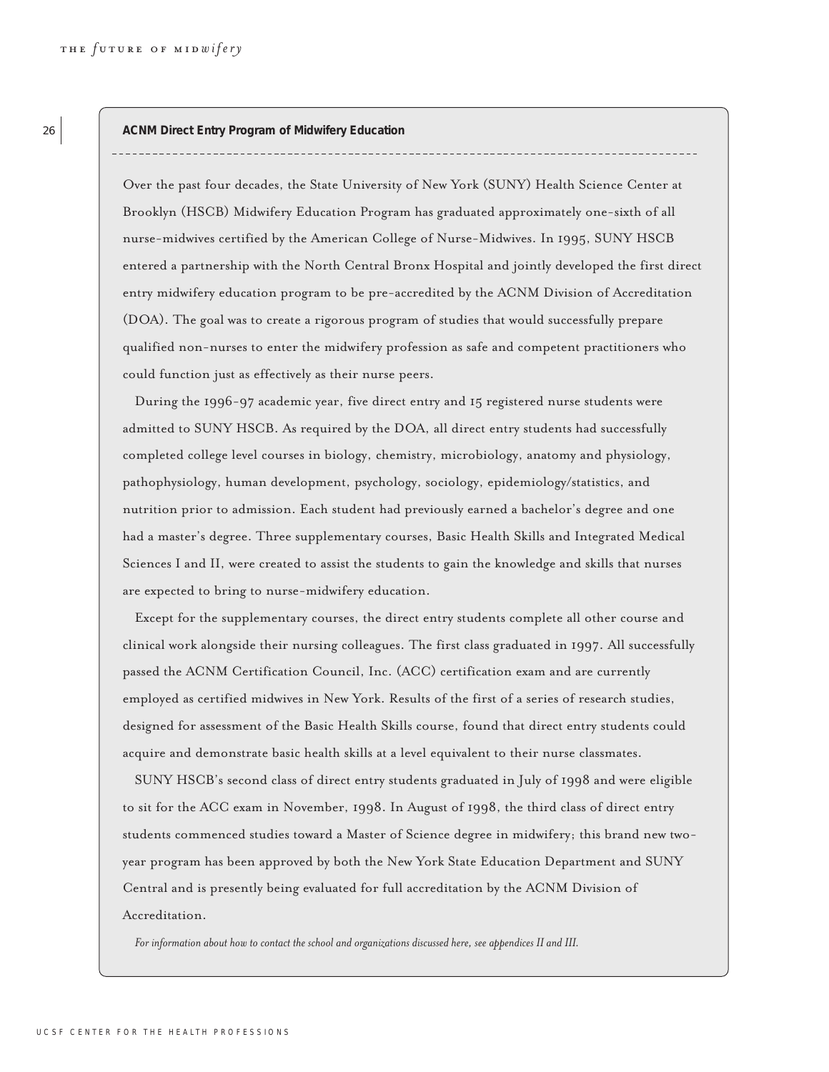## ACNM Direct Entry Program of Midwifery Education

Over the past four decades, the State University of New York (SUNY) Health Science Center at Brooklyn (HSCB) Midwifery Education Program has graduated approximately one-sixth of all nurse-midwives certified by the American College of Nurse-Midwives. In 1995, SUNY HSCB entered a partnership with the North Central Bronx Hospital and jointly developed the first direct entry midwifery education program to be pre-accredited by the ACNM Division of Accreditation (DOA). The goal was to create a rigorous program of studies that would successfully prepare qualified non-nurses to enter the midwifery profession as safe and competent practitioners who could function just as effectively as their nurse peers.

During the 1996-97 academic year, five direct entry and 15 registered nurse students were admitted to SUNY HSCB. As required by the DOA, all direct entry students had successfully completed college level courses in biology, chemistry, microbiology, anatomy and physiology, pathophysiology, human development, psychology, sociology, epidemiology/statistics, and nutrition prior to admission. Each student had previously earned a bachelor's degree and one had a master's degree. Three supplementary courses, Basic Health Skills and Integrated Medical Sciences I and II, were created to assist the students to gain the knowledge and skills that nurses are expected to bring to nurse-midwifery education.

Except for the supplementary courses, the direct entry students complete all other course and clinical work alongside their nursing colleagues. The first class graduated in 1997. All successfully passed the ACNM Certification Council, Inc. (ACC) certification exam and are currently employed as certified midwives in New York. Results of the first of a series of research studies, designed for assessment of the Basic Health Skills course, found that direct entry students could acquire and demonstrate basic health skills at a level equivalent to their nurse classmates.

SUNY HSCB's second class of direct entry students graduated in July of 1998 and were eligible to sit for the ACC exam in November, 1998. In August of 1998, the third class of direct entry students commenced studies toward a Master of Science degree in midwifery; this brand new two-year program has been approved by both the New York State Education Department and SUNY Central and is presently being evaluated for full accreditation by the ACNM Division of Accreditation.

*For information about how to contact the school and organizations discussed here, see appendices II and III.*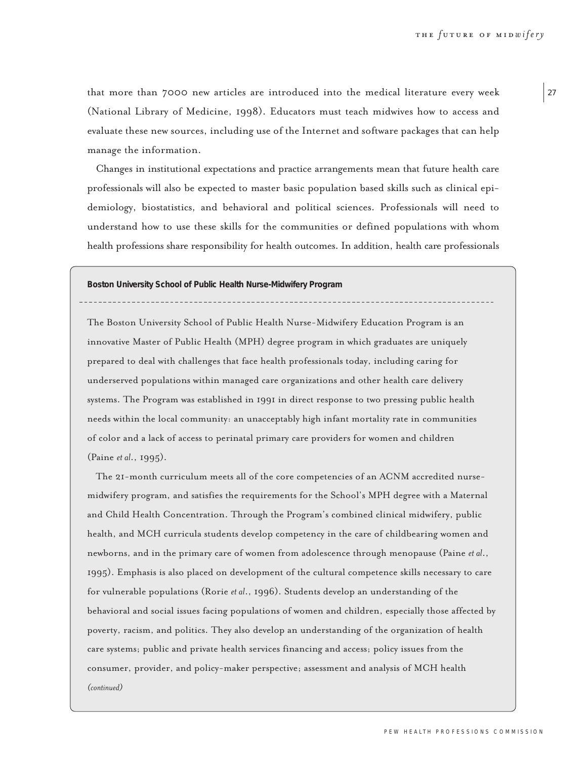that more than 7000 new articles are introduced into the medical literature every week (National Library of Medicine, 1998). Educators must teach midwives how to access and evaluate these new sources, including use of the Internet and software packages that can help manage the information.

Changes in institutional expectations and practice arrangements mean that future health care professionals will also be expected to master basic population based skills such as clinical epidemiology, biostatistics, and behavioral and political sciences. Professionals will need to understand how to use these skills for the communities or defined populations with whom health professions share responsibility for health outcomes. In addition, health care professionals

**Boston University School of Public Health Nurse-Midwifery Program**

The Boston University School of Public Health Nurse-Midwifery Education Program is an innovative Master of Public Health (MPH) degree program in which graduates are uniquely prepared to deal with challenges that face health professionals today, including caring for underserved populations within managed care organizations and other health care delivery systems. The Program was established in 1991 in direct response to two pressing public health needs within the local community: an unacceptably high infant mortality rate in communities of color and a lack of access to perinatal primary care providers for women and children (Paine *et al*., 1995).

The 21-month curriculum meets all of the core competencies of an ACNM accredited nurse-midwifery program, and satisfies the requirements for the School's MPH degree with a Maternal and Child Health Concentration. Through the Program's combined clinical midwifery, public health, and MCH curricula students develop competency in the care of childbearing women and newborns, and in the primary care of women from adolescence through menopause (Paine *et al*., 1995). Emphasis is also placed on development of the cultural competence skills necessary to care for vulnerable populations (Rorie *et al*., 1996). Students develop an understanding of the behavioral and social issues facing populations of women and children, especially those affected by poverty, racism, and politics. They also develop an understanding of the organization of health care systems; public and private health services financing and access; policy issues from the consumer, provider, and policy-maker perspective; assessment and analysis of MCH health

*(continued)*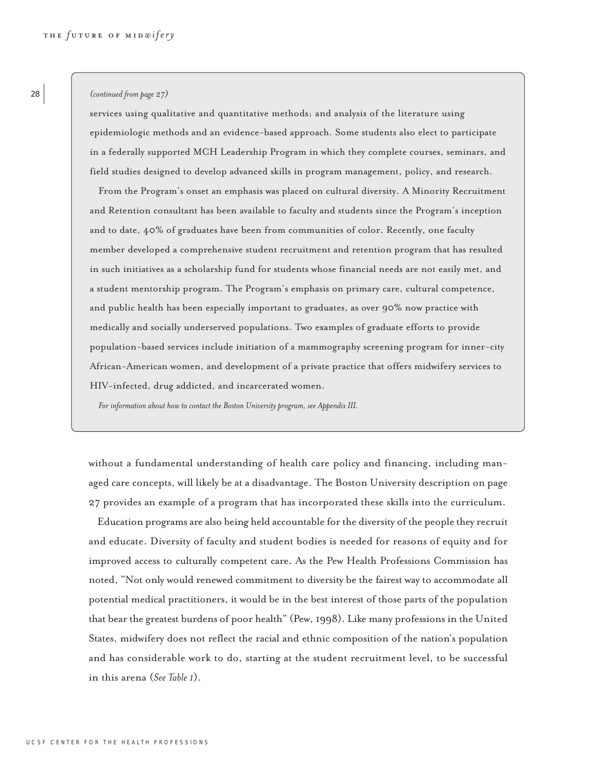*(continued from page 27)*

services using qualitative and quantitative methods; and analysis of the literature using epidemiologic methods and an evidence-based approach. Some students also elect to participate in a federally supported MCH Leadership Program in which they complete courses, seminars, and field studies designed to develop advanced skills in program management, policy, and research.

From the Program's onset an emphasis was placed on cultural diversity. A Minority Recruitment and Retention consultant has been available to faculty and students since the Program's inception and to date, 40% of graduates have been from communities of color. Recently, one faculty member developed a comprehensive student recruitment and retention program that has resulted in such initiatives as a scholarship fund for students whose financial needs are not easily met, and a student mentorship program. The Program's emphasis on primary care, cultural competence, and public health has been especially important to graduates, as over 90% now practice with medically and socially underserved populations. Two examples of graduate efforts to provide population-based services include initiation of a mammography screening program for inner-city African-American women, and development of a private practice that offers midwifery services to HIV-infected, drug addicted, and incarcerated women.

*For information about how to contact the Boston University program, see Appendix III.*

without a fundamental understanding of health care policy and financing, including managed care concepts, will likely be at a disadvantage. The Boston University description on page 27 provides an example of a program that has incorporated these skills into the curriculum.

Education programs are also being held accountable for the diversity of the people they recruit and educate. Diversity of faculty and student bodies is needed for reasons of equity and for improved access to culturally competent care. As the Pew Health Professions Commission has noted, "Not only would renewed commitment to diversity be the fairest way to accommodate all potential medical practitioners, it would be in the best interest of those parts of the population that bear the greatest burdens of poor health" (Pew, 1998). Like many professions in the United States, midwifery does not reflect the racial and ethnic composition of the nation's population and has considerable work to do, starting at the student recruitment level, to be successful in this arena (*See Table 1*).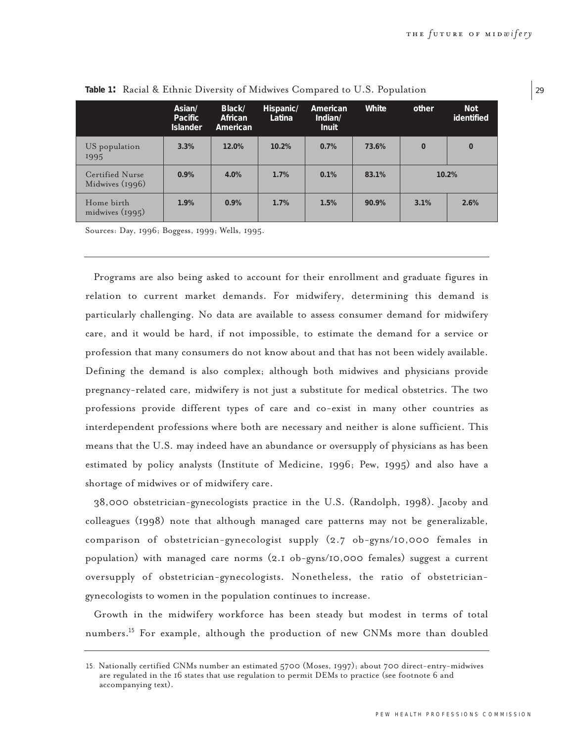**Table 1:** Racial & Ethnic Diversity of Midwives Compared to U.S. Population

| | Asian/ Pacific Islander | Black/ African American | Hispanic/ Latina | American Indian/ Inuit | White | other | Not identified |
|---|---|---|---|---|---|---|---|
| US population 1995 | 3.3% | 12.0% | 10.2% | 0.7% | 73.6% | 0 | 0 |
| Certified Nurse Midwives (1996) | 0.9% | 4.0% | 1.7% | 0.1% | 83.1% | 10.2% | |
| Home birth midwives (1995) | 1.9% | 0.9% | 1.7% | 1.5% | 90.9% | 3.1% | 2.6% |

Sources: Day, 1996; Boggess, 1999; Wells, 1995.

Programs are also being asked to account for their enrollment and graduate figures in relation to current market demands. For midwifery, determining this demand is particularly challenging. No data are available to assess consumer demand for midwifery care, and it would be hard, if not impossible, to estimate the demand for a service or profession that many consumers do not know about and that has not been widely available. Defining the demand is also complex; although both midwives and physicians provide pregnancy-related care, midwifery is not just a substitute for medical obstetrics. The two professions provide different types of care and co-exist in many other countries as interdependent professions where both are necessary and neither is alone sufficient. This means that the U.S. may indeed have an abundance or oversupply of physicians as has been estimated by policy analysts (Institute of Medicine, 1996; Pew, 1995) and also have a shortage of midwives or of midwifery care.

38,000 obstetrician-gynecologists practice in the U.S. (Randolph, 1998). Jacoby and colleagues (1998) note that although managed care patterns may not be generalizable, comparison of obstetrician-gynecologist supply (2.7 ob-gyns/10,000 females in population) with managed care norms (2.1 ob-gyns/10,000 females) suggest a current oversupply of obstetrician-gynecologists. Nonetheless, the ratio of obstetrician-gynecologists to women in the population continues to increase.

Growth in the midwifery workforce has been steady but modest in terms of total numbers.[15] For example, although the production of new CNMs more than doubled

15. Nationally certified CNMs number an estimated 5700 (Moses, 1997); about 700 direct-entry-midwives are regulated in the 16 states that use regulation to permit DEMs to practice (see footnote 6 and accompanying text).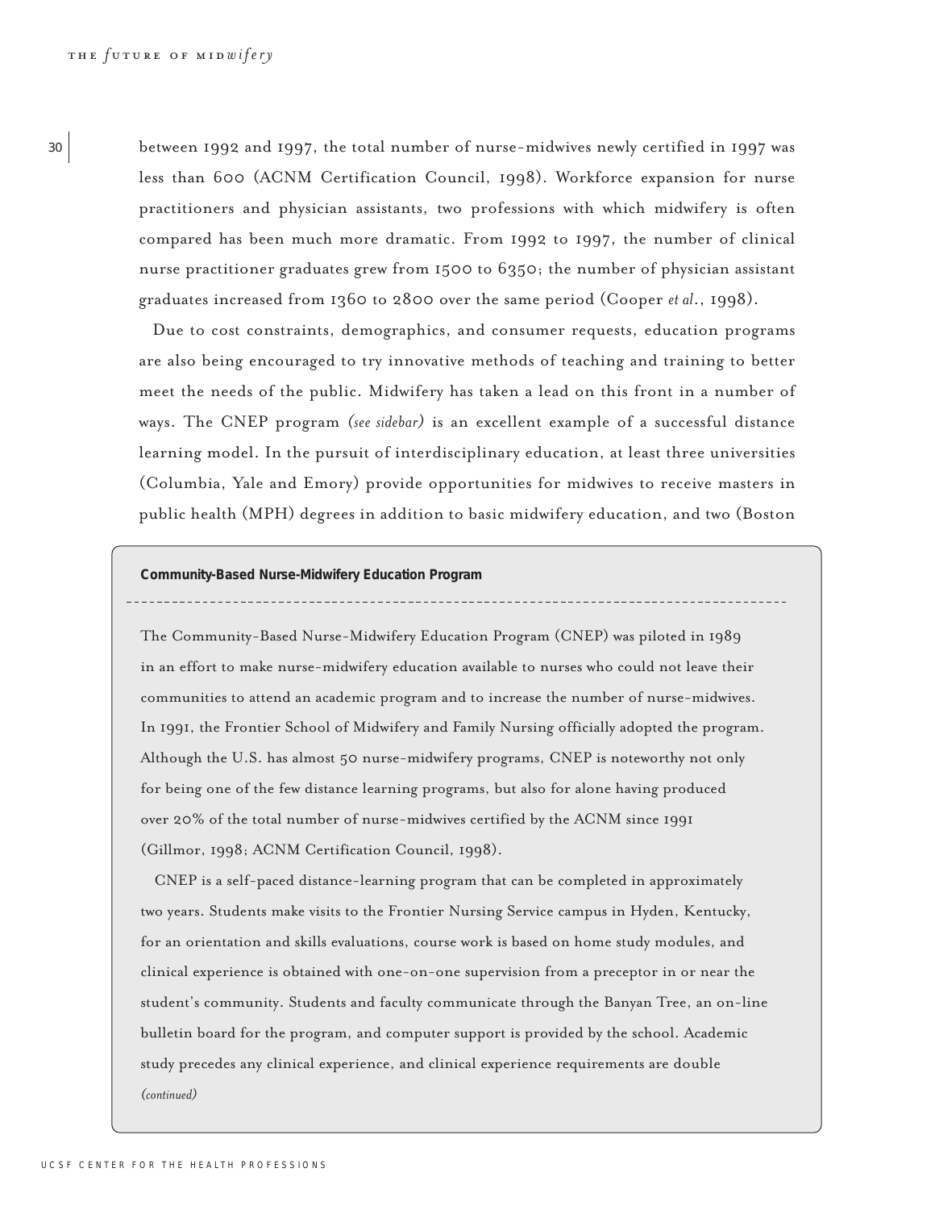between 1992 and 1997, the total number of nurse-midwives newly certified in 1997 was less than 600 (ACNM Certification Council, 1998). Workforce expansion for nurse practitioners and physician assistants, two professions with which midwifery is often compared has been much more dramatic. From 1992 to 1997, the number of clinical nurse practitioner graduates grew from 1500 to 6350; the number of physician assistant graduates increased from 1360 to 2800 over the same period (Cooper *et al*., 1998).

Due to cost constraints, demographics, and consumer requests, education programs are also being encouraged to try innovative methods of teaching and training to better meet the needs of the public. Midwifery has taken a lead on this front in a number of ways. The CNEP program *(see sidebar)* is an excellent example of a successful distance learning model. In the pursuit of interdisciplinary education, at least three universities (Columbia, Yale and Emory) provide opportunities for midwives to receive masters in public health (MPH) degrees in addition to basic midwifery education, and two (Boston

**Community-Based Nurse-Midwifery Education Program**

The Community-Based Nurse-Midwifery Education Program (CNEP) was piloted in 1989 in an effort to make nurse-midwifery education available to nurses who could not leave their communities to attend an academic program and to increase the number of nurse-midwives. In 1991, the Frontier School of Midwifery and Family Nursing officially adopted the program. Although the U.S. has almost 50 nurse-midwifery programs, CNEP is noteworthy not only for being one of the few distance learning programs, but also for alone having produced over 20% of the total number of nurse-midwives certified by the ACNM since 1991 (Gillmor, 1998; ACNM Certification Council, 1998).

CNEP is a self-paced distance-learning program that can be completed in approximately two years. Students make visits to the Frontier Nursing Service campus in Hyden, Kentucky, for an orientation and skills evaluations, course work is based on home study modules, and clinical experience is obtained with one-on-one supervision from a preceptor in or near the student's community. Students and faculty communicate through the Banyan Tree, an on-line bulletin board for the program, and computer support is provided by the school. Academic study precedes any clinical experience, and clinical experience requirements are double

*(continued)*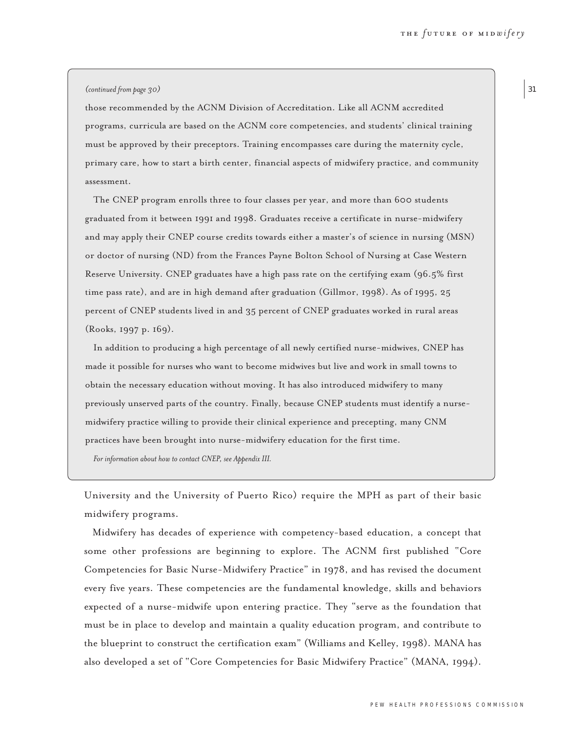*(continued from page 30)*

those recommended by the ACNM Division of Accreditation. Like all ACNM accredited programs, curricula are based on the ACNM core competencies, and students' clinical training must be approved by their preceptors. Training encompasses care during the maternity cycle, primary care, how to start a birth center, financial aspects of midwifery practice, and community assessment.

The CNEP program enrolls three to four classes per year, and more than 600 students graduated from it between 1991 and 1998. Graduates receive a certificate in nurse-midwifery and may apply their CNEP course credits towards either a master's of science in nursing (MSN) or doctor of nursing (ND) from the Frances Payne Bolton School of Nursing at Case Western Reserve University. CNEP graduates have a high pass rate on the certifying exam (96.5% first time pass rate), and are in high demand after graduation (Gillmor, 1998). As of 1995, 25 percent of CNEP students lived in and 35 percent of CNEP graduates worked in rural areas (Rooks, 1997 p. 169).

In addition to producing a high percentage of all newly certified nurse-midwives, CNEP has made it possible for nurses who want to become midwives but live and work in small towns to obtain the necessary education without moving. It has also introduced midwifery to many previously unserved parts of the country. Finally, because CNEP students must identify a nurse-midwifery practice willing to provide their clinical experience and precepting, many CNM practices have been brought into nurse-midwifery education for the first time.

*For information about how to contact CNEP, see Appendix III.*

University and the University of Puerto Rico) require the MPH as part of their basic midwifery programs.

Midwifery has decades of experience with competency-based education, a concept that some other professions are beginning to explore. The ACNM first published "Core Competencies for Basic Nurse-Midwifery Practice" in 1978, and has revised the document every five years. These competencies are the fundamental knowledge, skills and behaviors expected of a nurse-midwife upon entering practice. They "serve as the foundation that must be in place to develop and maintain a quality education program, and contribute to the blueprint to construct the certification exam" (Williams and Kelley, 1998). MANA has also developed a set of "Core Competencies for Basic Midwifery Practice" (MANA, 1994).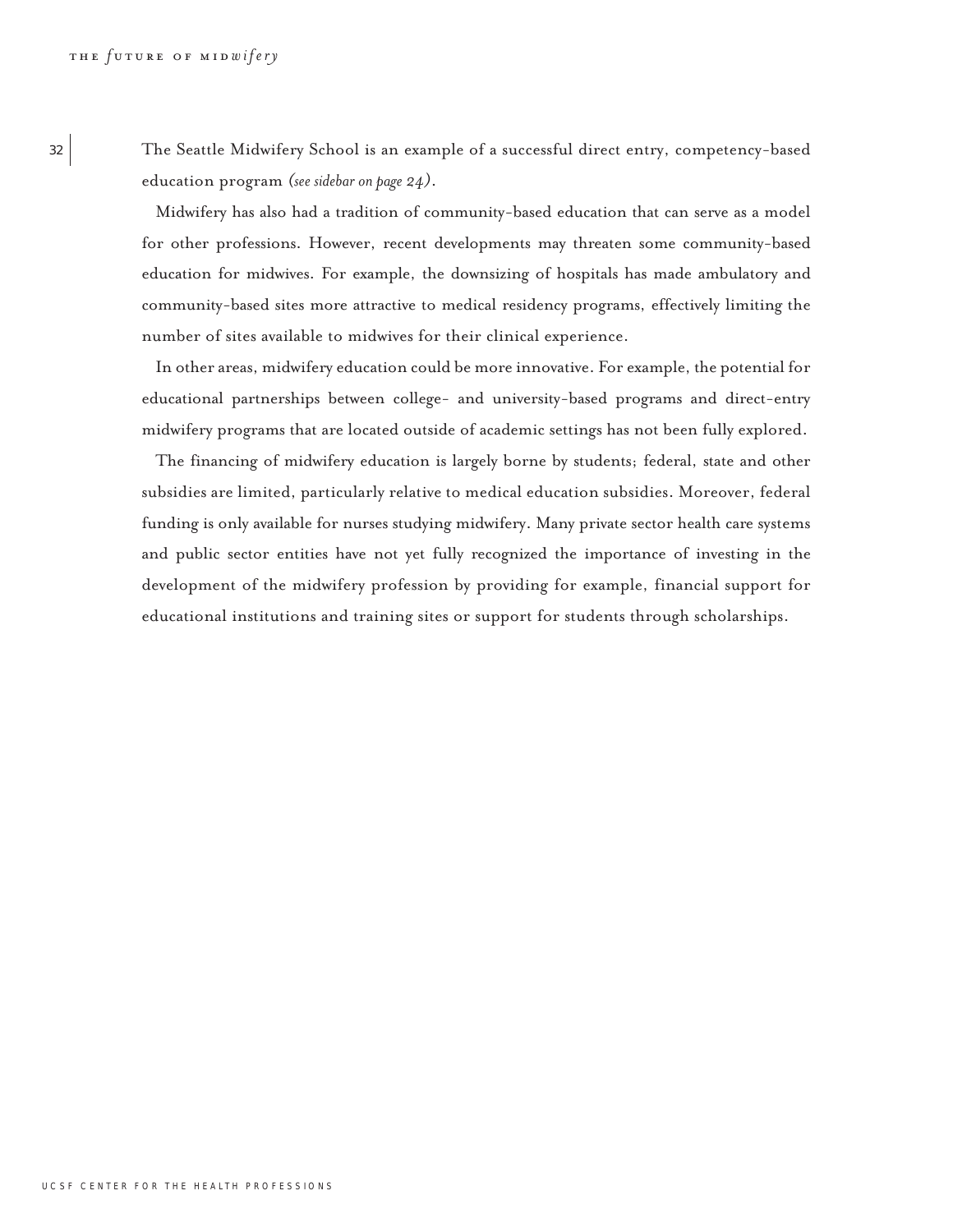The Seattle Midwifery School is an example of a successful direct entry, competency-based education program *(see sidebar on page 24)*.

Midwifery has also had a tradition of community-based education that can serve as a model for other professions. However, recent developments may threaten some community-based education for midwives. For example, the downsizing of hospitals has made ambulatory and community-based sites more attractive to medical residency programs, effectively limiting the number of sites available to midwives for their clinical experience.

In other areas, midwifery education could be more innovative. For example, the potential for educational partnerships between college- and university-based programs and direct-entry midwifery programs that are located outside of academic settings has not been fully explored.

The financing of midwifery education is largely borne by students; federal, state and other subsidies are limited, particularly relative to medical education subsidies. Moreover, federal funding is only available for nurses studying midwifery. Many private sector health care systems and public sector entities have not yet fully recognized the importance of investing in the development of the midwifery profession by providing for example, financial support for educational institutions and training sites or support for students through scholarships.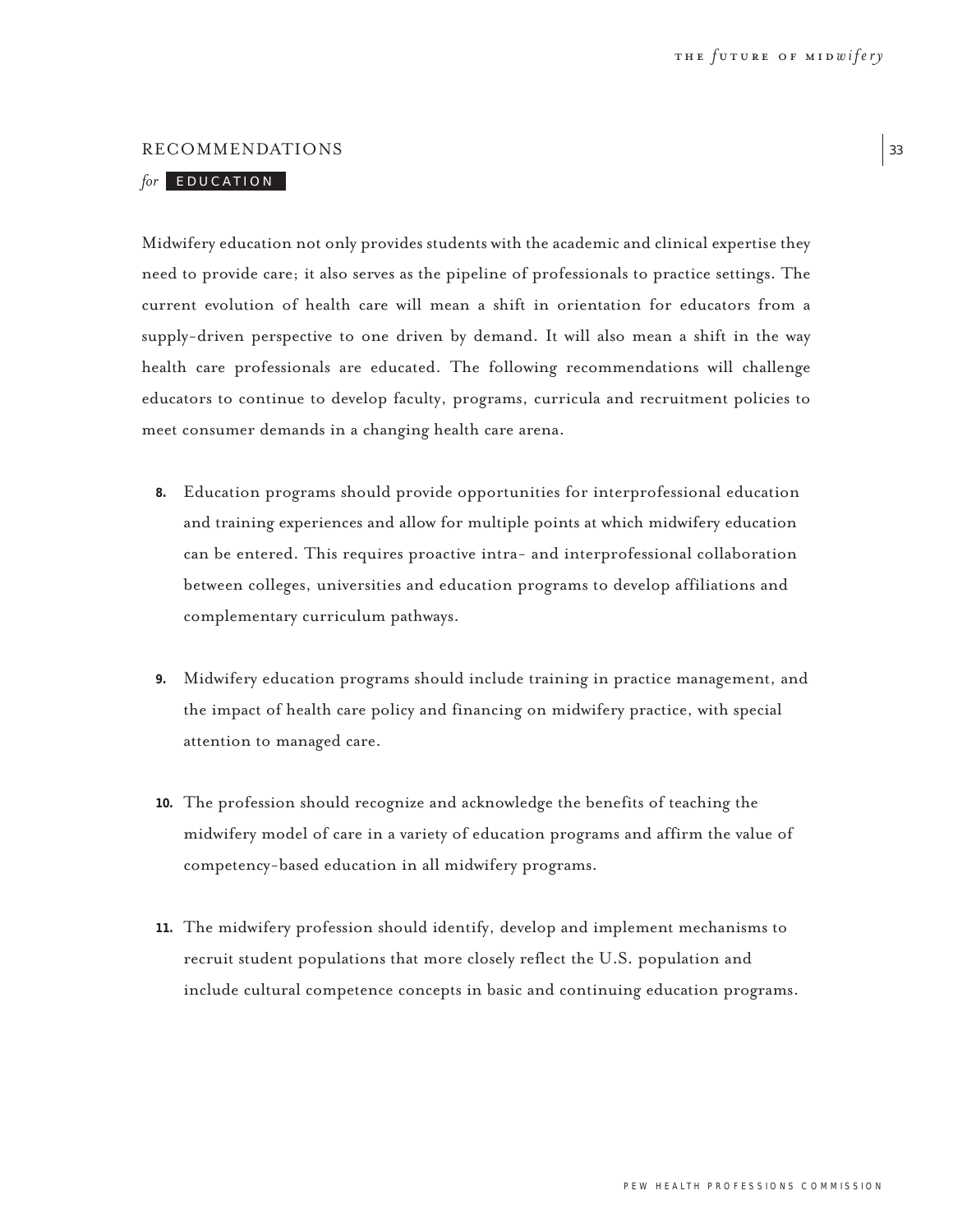## RECOMMENDATIONS *for* EDUCATION

Midwifery education not only provides students with the academic and clinical expertise they need to provide care; it also serves as the pipeline of professionals to practice settings. The current evolution of health care will mean a shift in orientation for educators from a supply-driven perspective to one driven by demand. It will also mean a shift in the way health care professionals are educated. The following recommendations will challenge educators to continue to develop faculty, programs, curricula and recruitment policies to meet consumer demands in a changing health care arena.

8. Education programs should provide opportunities for interprofessional education and training experiences and allow for multiple points at which midwifery education can be entered. This requires proactive intra- and interprofessional collaboration between colleges, universities and education programs to develop affiliations and complementary curriculum pathways.

9. Midwifery education programs should include training in practice management, and the impact of health care policy and financing on midwifery practice, with special attention to managed care.

10. The profession should recognize and acknowledge the benefits of teaching the midwifery model of care in a variety of education programs and affirm the value of competency-based education in all midwifery programs.

11. The midwifery profession should identify, develop and implement mechanisms to recruit student populations that more closely reflect the U.S. population and include cultural competence concepts in basic and continuing education programs.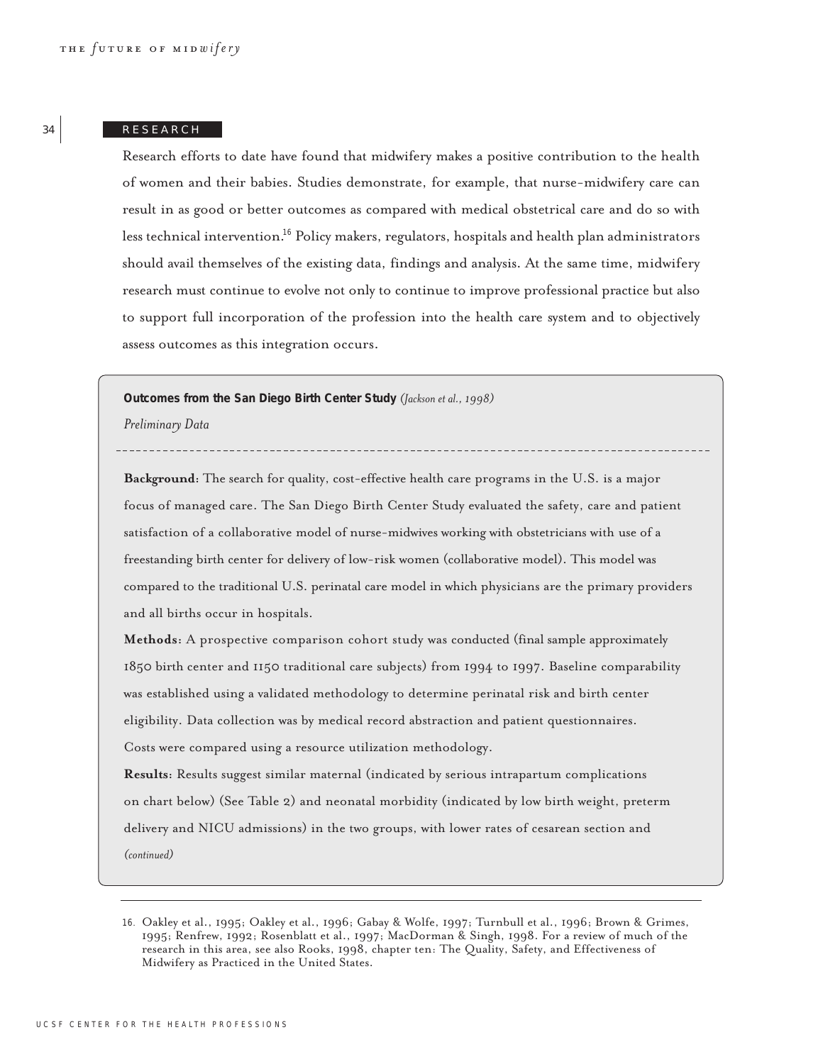## RESEARCH

Research efforts to date have found that midwifery makes a positive contribution to the health of women and their babies. Studies demonstrate, for example, that nurse-midwifery care can result in as good or better outcomes as compared with medical obstetrical care and do so with less technical intervention.[16] Policy makers, regulators, hospitals and health plan administrators should avail themselves of the existing data, findings and analysis. At the same time, midwifery research must continue to evolve not only to continue to improve professional practice but also to support full incorporation of the profession into the health care system and to objectively assess outcomes as this integration occurs.

**Outcomes from the San Diego Birth Center Study** *(Jackson et al., 1998)*

*Preliminary Data*

---

**Background**: The search for quality, cost-effective health care programs in the U.S. is a major focus of managed care. The San Diego Birth Center Study evaluated the safety, care and patient satisfaction of a collaborative model of nurse-midwives working with obstetricians with use of a freestanding birth center for delivery of low-risk women (collaborative model). This model was compared to the traditional U.S. perinatal care model in which physicians are the primary providers and all births occur in hospitals.

**Methods**: A prospective comparison cohort study was conducted (final sample approximately 1850 birth center and 1150 traditional care subjects) from 1994 to 1997. Baseline comparability was established using a validated methodology to determine perinatal risk and birth center eligibility. Data collection was by medical record abstraction and patient questionnaires. Costs were compared using a resource utilization methodology.

**Results**: Results suggest similar maternal (indicated by serious intrapartum complications on chart below) (See Table 2) and neonatal morbidity (indicated by low birth weight, preterm delivery and NICU admissions) in the two groups, with lower rates of cesarean section and

*(continued)*

---

16. Oakley et al., 1995; Oakley et al., 1996; Gabay & Wolfe, 1997; Turnbull et al., 1996; Brown & Grimes, 1995; Renfrew, 1992; Rosenblatt et al., 1997; MacDorman & Singh, 1998. For a review of much of the research in this area, see also Rooks, 1998, chapter ten: The Quality, Safety, and Effectiveness of Midwifery as Practiced in the United States.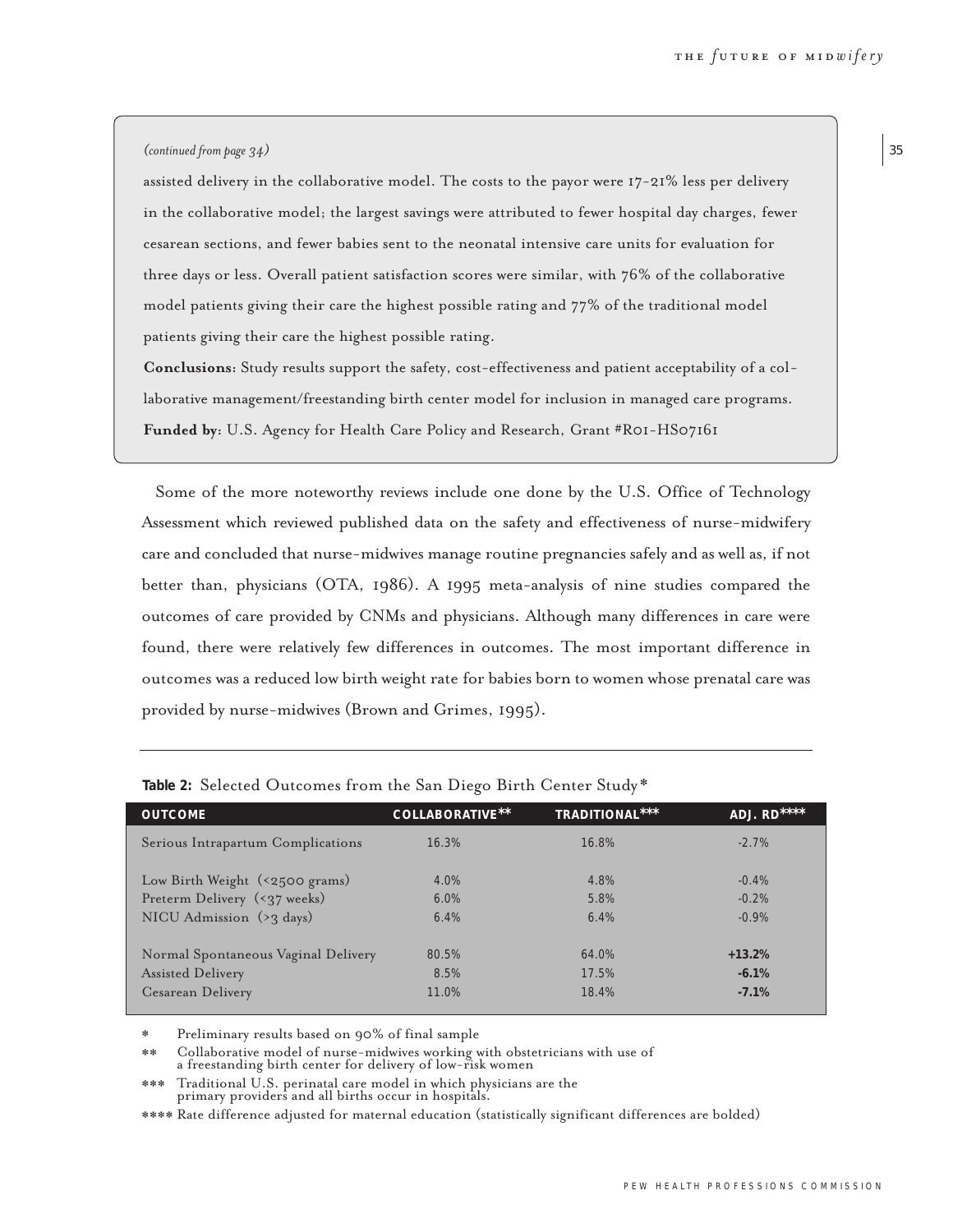*(continued from page 34)*

assisted delivery in the collaborative model. The costs to the payor were 17-21% less per delivery in the collaborative model; the largest savings were attributed to fewer hospital day charges, fewer cesarean sections, and fewer babies sent to the neonatal intensive care units for evaluation for three days or less. Overall patient satisfaction scores were similar, with 76% of the collaborative model patients giving their care the highest possible rating and 77% of the traditional model patients giving their care the highest possible rating.

**Conclusions:** Study results support the safety, cost-effectiveness and patient acceptability of a collaborative management/freestanding birth center model for inclusion in managed care programs.

**Funded by:** U.S. Agency for Health Care Policy and Research, Grant #R01-HS07161

Some of the more noteworthy reviews include one done by the U.S. Office of Technology Assessment which reviewed published data on the safety and effectiveness of nurse-midwifery care and concluded that nurse-midwives manage routine pregnancies safely and as well as, if not better than, physicians (OTA, 1986). A 1995 meta-analysis of nine studies compared the outcomes of care provided by CNMs and physicians. Although many differences in care were found, there were relatively few differences in outcomes. The most important difference in outcomes was a reduced low birth weight rate for babies born to women whose prenatal care was provided by nurse-midwives (Brown and Grimes, 1995).

**Table 2:** Selected Outcomes from the San Diego Birth Center Study*

| OUTCOME | COLLABORATIVE** | TRADITIONAL*** | ADJ. RD**** |
|---|---|---|---|
| Serious Intrapartum Complications | 16.3% | 16.8% | -2.7% |
| Low Birth Weight (<2500 grams) | 4.0% | 4.8% | -0.4% |
| Preterm Delivery (<37 weeks) | 6.0% | 5.8% | -0.2% |
| NICU Admission (>3 days) | 6.4% | 6.4% | -0.9% |
| Normal Spontaneous Vaginal Delivery | 80.5% | 64.0% | **+13.2%** |
| Assisted Delivery | 8.5% | 17.5% | **-6.1%** |
| Cesarean Delivery | 11.0% | 18.4% | **-7.1%** |

\* Preliminary results based on 90% of final sample

\*\* Collaborative model of nurse-midwives working with obstetricians with use of a freestanding birth center for delivery of low-risk women

\*\*\* Traditional U.S. perinatal care model in which physicians are the primary providers and all births occur in hospitals.

\*\*\*\* Rate difference adjusted for maternal education (statistically significant differences are bolded)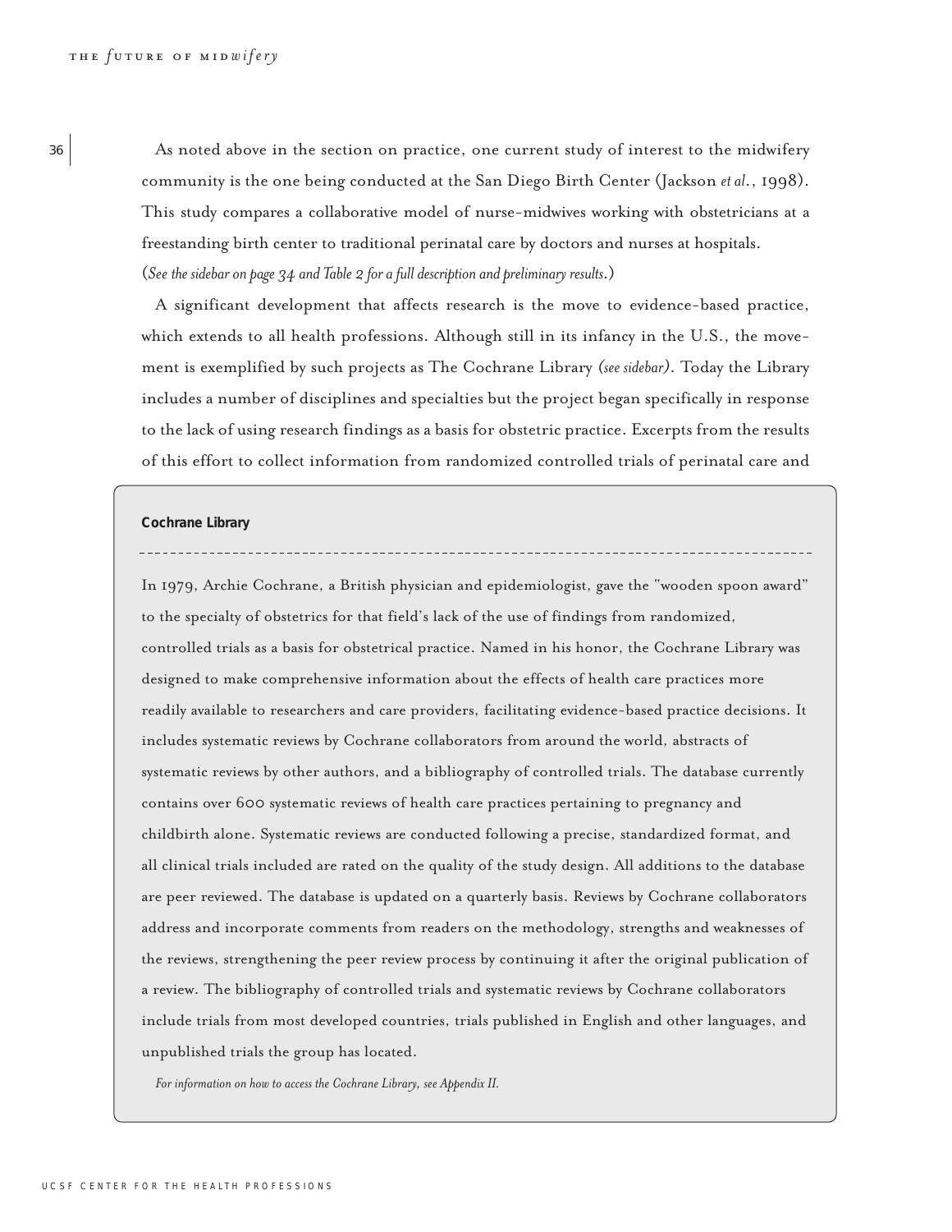As noted above in the section on practice, one current study of interest to the midwifery community is the one being conducted at the San Diego Birth Center (Jackson *et al.*, 1998). This study compares a collaborative model of nurse-midwives working with obstetricians at a freestanding birth center to traditional perinatal care by doctors and nurses at hospitals. (*See the sidebar on page 34 and Table 2 for a full description and preliminary results.*)

A significant development that affects research is the move to evidence-based practice, which extends to all health professions. Although still in its infancy in the U.S., the movement is exemplified by such projects as The Cochrane Library *(see sidebar)*. Today the Library includes a number of disciplines and specialties but the project began specifically in response to the lack of using research findings as a basis for obstetric practice. Excerpts from the results of this effort to collect information from randomized controlled trials of perinatal care and

**Cochrane Library**

In 1979, Archie Cochrane, a British physician and epidemiologist, gave the "wooden spoon award" to the specialty of obstetrics for that field's lack of the use of findings from randomized, controlled trials as a basis for obstetrical practice. Named in his honor, the Cochrane Library was designed to make comprehensive information about the effects of health care practices more readily available to researchers and care providers, facilitating evidence-based practice decisions. It includes systematic reviews by Cochrane collaborators from around the world, abstracts of systematic reviews by other authors, and a bibliography of controlled trials. The database currently contains over 600 systematic reviews of health care practices pertaining to pregnancy and childbirth alone. Systematic reviews are conducted following a precise, standardized format, and all clinical trials included are rated on the quality of the study design. All additions to the database are peer reviewed. The database is updated on a quarterly basis. Reviews by Cochrane collaborators address and incorporate comments from readers on the methodology, strengths and weaknesses of the reviews, strengthening the peer review process by continuing it after the original publication of a review. The bibliography of controlled trials and systematic reviews by Cochrane collaborators include trials from most developed countries, trials published in English and other languages, and unpublished trials the group has located.

*For information on how to access the Cochrane Library, see Appendix II.*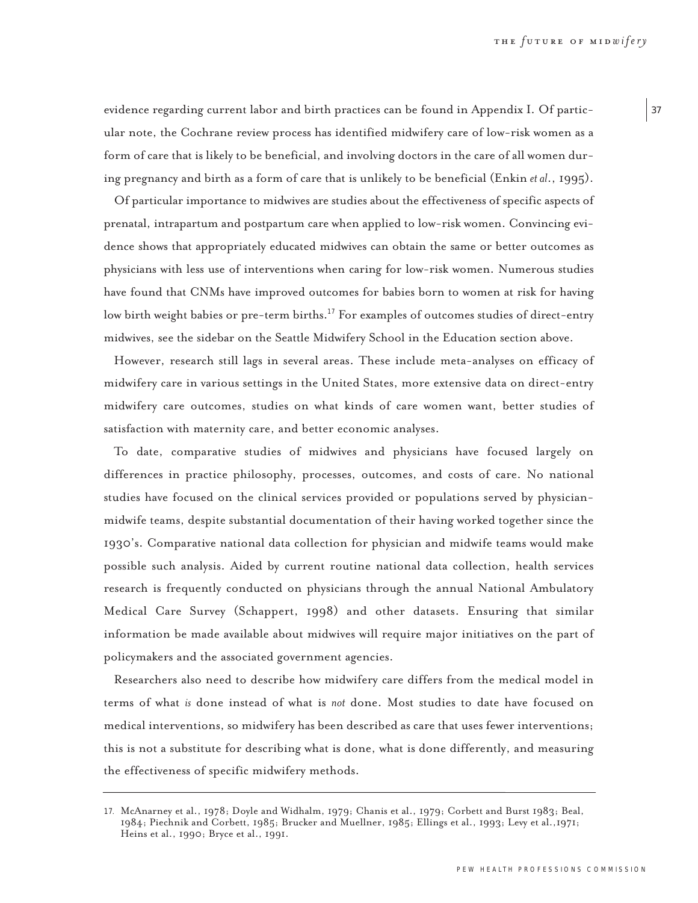evidence regarding current labor and birth practices can be found in Appendix I. Of particular note, the Cochrane review process has identified midwifery care of low-risk women as a form of care that is likely to be beneficial, and involving doctors in the care of all women during pregnancy and birth as a form of care that is unlikely to be beneficial (Enkin *et al.*, 1995).

Of particular importance to midwives are studies about the effectiveness of specific aspects of prenatal, intrapartum and postpartum care when applied to low-risk women. Convincing evidence shows that appropriately educated midwives can obtain the same or better outcomes as physicians with less use of interventions when caring for low-risk women. Numerous studies have found that CNMs have improved outcomes for babies born to women at risk for having low birth weight babies or pre-term births.[17] For examples of outcomes studies of direct-entry midwives, see the sidebar on the Seattle Midwifery School in the Education section above.

However, research still lags in several areas. These include meta-analyses on efficacy of midwifery care in various settings in the United States, more extensive data on direct-entry midwifery care outcomes, studies on what kinds of care women want, better studies of satisfaction with maternity care, and better economic analyses.

To date, comparative studies of midwives and physicians have focused largely on differences in practice philosophy, processes, outcomes, and costs of care. No national studies have focused on the clinical services provided or populations served by physician-midwife teams, despite substantial documentation of their having worked together since the 1930's. Comparative national data collection for physician and midwife teams would make possible such analysis. Aided by current routine national data collection, health services research is frequently conducted on physicians through the annual National Ambulatory Medical Care Survey (Schappert, 1998) and other datasets. Ensuring that similar information be made available about midwives will require major initiatives on the part of policymakers and the associated government agencies.

Researchers also need to describe how midwifery care differs from the medical model in terms of what *is* done instead of what is *not* done. Most studies to date have focused on medical interventions, so midwifery has been described as care that uses fewer interventions; this is not a substitute for describing what is done, what is done differently, and measuring the effectiveness of specific midwifery methods.

---

17. McAnarney et al., 1978; Doyle and Widhalm, 1979; Chanis et al., 1979; Corbett and Burst 1983; Beal, 1984; Piechnik and Corbett, 1985; Brucker and Muellner, 1985; Ellings et al., 1993; Levy et al.,1971; Heins et al., 1990; Bryce et al., 1991.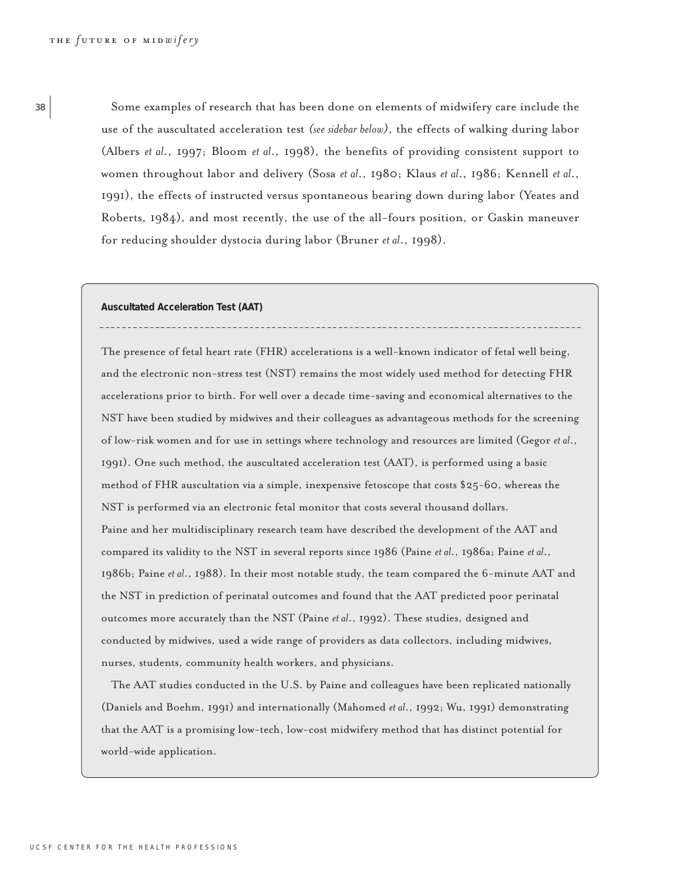Some examples of research that has been done on elements of midwifery care include the use of the auscultated acceleration test *(see sidebar below)*, the effects of walking during labor (Albers *et al.*, 1997; Bloom *et al.*, 1998), the benefits of providing consistent support to women throughout labor and delivery (Sosa *et al.*, 1980; Klaus *et al.*, 1986; Kennell *et al.*, 1991), the effects of instructed versus spontaneous bearing down during labor (Yeates and Roberts, 1984), and most recently, the use of the all-fours position, or Gaskin maneuver for reducing shoulder dystocia during labor (Bruner *et al.*, 1998).

**Auscultated Acceleration Test (AAT)**

The presence of fetal heart rate (FHR) accelerations is a well-known indicator of fetal well being, and the electronic non-stress test (NST) remains the most widely used method for detecting FHR accelerations prior to birth. For well over a decade time-saving and economical alternatives to the NST have been studied by midwives and their colleagues as advantageous methods for the screening of low-risk women and for use in settings where technology and resources are limited (Gegor *et al.*, 1991). One such method, the auscultated acceleration test (AAT), is performed using a basic method of FHR auscultation via a simple, inexpensive fetoscope that costs $25-60, whereas the NST is performed via an electronic fetal monitor that costs several thousand dollars.

Paine and her multidisciplinary research team have described the development of the AAT and compared its validity to the NST in several reports since 1986 (Paine *et al.*, 1986a; Paine *et al.*, 1986b; Paine *et al.*, 1988). In their most notable study, the team compared the 6-minute AAT and the NST in prediction of perinatal outcomes and found that the AAT predicted poor perinatal outcomes more accurately than the NST (Paine *et al.*, 1992). These studies, designed and conducted by midwives, used a wide range of providers as data collectors, including midwives, nurses, students, community health workers, and physicians.

The AAT studies conducted in the U.S. by Paine and colleagues have been replicated nationally (Daniels and Boehm, 1991) and internationally (Mahomed *et al.*, 1992; Wu, 1991) demonstrating that the AAT is a promising low-tech, low-cost midwifery method that has distinct potential for world-wide application.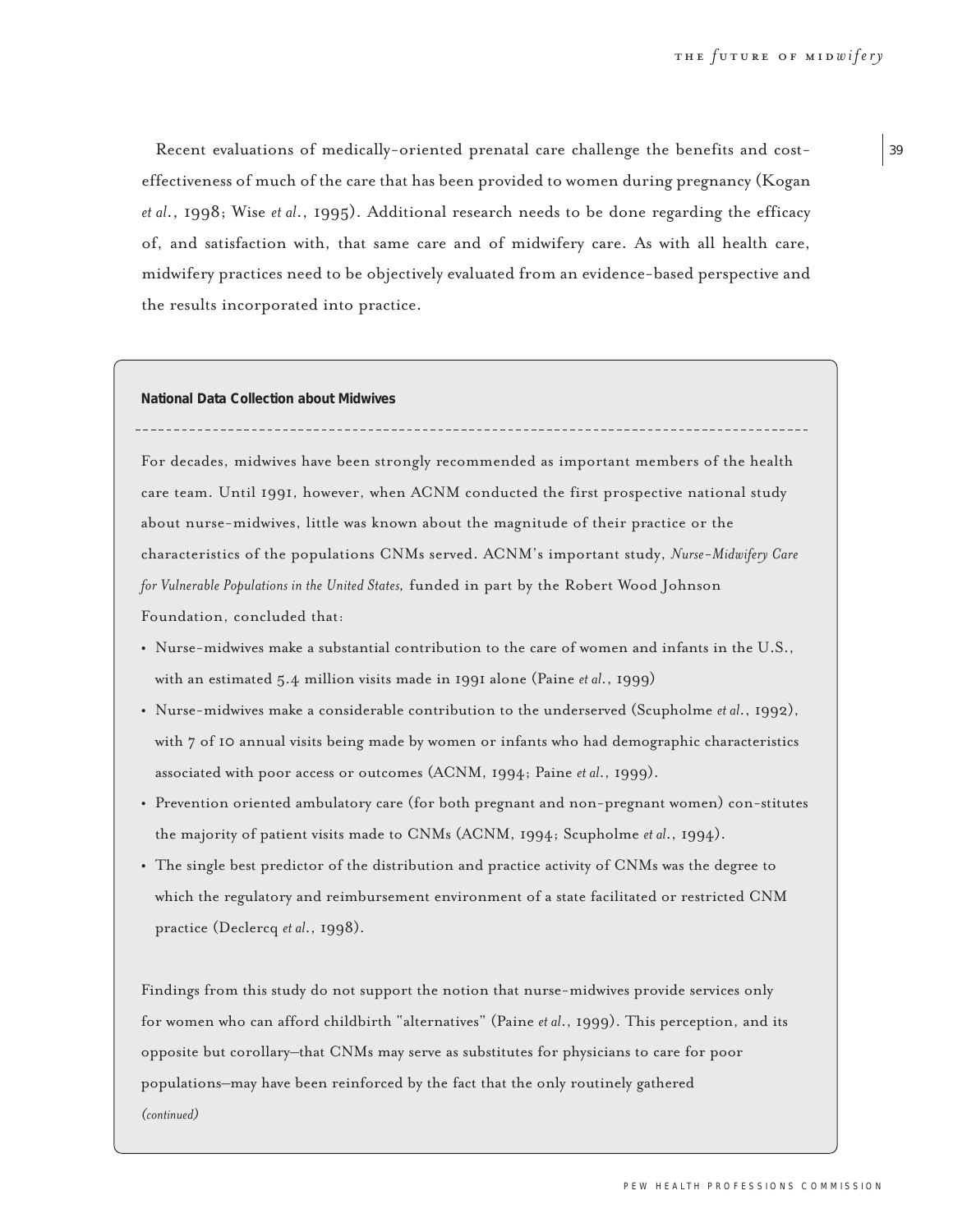Recent evaluations of medically-oriented prenatal care challenge the benefits and cost-effectiveness of much of the care that has been provided to women during pregnancy (Kogan *et al*., 1998; Wise *et al*., 1995). Additional research needs to be done regarding the efficacy of, and satisfaction with, that same care and of midwifery care. As with all health care, midwifery practices need to be objectively evaluated from an evidence-based perspective and the results incorporated into practice.

**National Data Collection about Midwives**

For decades, midwives have been strongly recommended as important members of the health care team. Until 1991, however, when ACNM conducted the first prospective national study about nurse-midwives, little was known about the magnitude of their practice or the characteristics of the populations CNMs served. ACNM's important study, *Nurse-Midwifery Care for Vulnerable Populations in the United States,* funded in part by the Robert Wood Johnson Foundation, concluded that:

- Nurse-midwives make a substantial contribution to the care of women and infants in the U.S., with an estimated 5.4 million visits made in 1991 alone (Paine *et al*., 1999)
- Nurse-midwives make a considerable contribution to the underserved (Scupholme *et al*., 1992), with 7 of 10 annual visits being made by women or infants who had demographic characteristics associated with poor access or outcomes (ACNM, 1994; Paine *et al*., 1999).
- Prevention oriented ambulatory care (for both pregnant and non-pregnant women) con-stitutes the majority of patient visits made to CNMs (ACNM, 1994; Scupholme *et al*., 1994).
- The single best predictor of the distribution and practice activity of CNMs was the degree to which the regulatory and reimbursement environment of a state facilitated or restricted CNM practice (Declercq *et al*., 1998).

Findings from this study do not support the notion that nurse-midwives provide services only for women who can afford childbirth "alternatives" (Paine *et al*., 1999). This perception, and its opposite but corollary—that CNMs may serve as substitutes for physicians to care for poor populations—may have been reinforced by the fact that the only routinely gathered

*(continued)*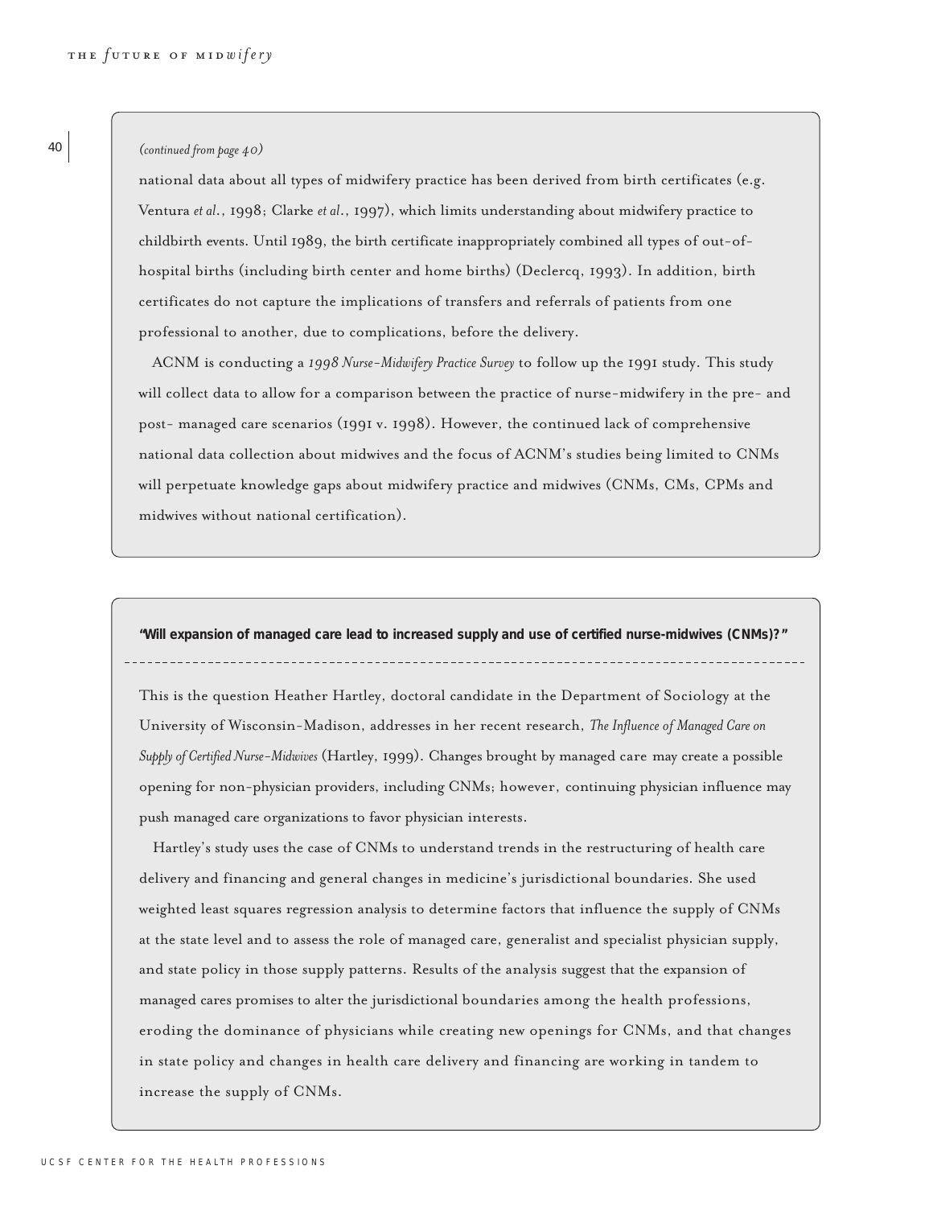*(continued from page 40)*

national data about all types of midwifery practice has been derived from birth certificates (e.g. Ventura *et al*., 1998; Clarke *et al*., 1997), which limits understanding about midwifery practice to childbirth events. Until 1989, the birth certificate inappropriately combined all types of out-of-hospital births (including birth center and home births) (Declercq, 1993). In addition, birth certificates do not capture the implications of transfers and referrals of patients from one professional to another, due to complications, before the delivery.

ACNM is conducting a *1998 Nurse-Midwifery Practice Survey* to follow up the 1991 study. This study will collect data to allow for a comparison between the practice of nurse-midwifery in the pre- and post- managed care scenarios (1991 v. 1998). However, the continued lack of comprehensive national data collection about midwives and the focus of ACNM's studies being limited to CNMs will perpetuate knowledge gaps about midwifery practice and midwives (CNMs, CMs, CPMs and midwives without national certification).

**"Will expansion of managed care lead to increased supply and use of certified nurse-midwives (CNMs)?"**

This is the question Heather Hartley, doctoral candidate in the Department of Sociology at the University of Wisconsin-Madison, addresses in her recent research, *The Influence of Managed Care on Supply of Certified Nurse-Midwives* (Hartley, 1999). Changes brought by managed care may create a possible opening for non-physician providers, including CNMs; however, continuing physician influence may push managed care organizations to favor physician interests.

Hartley's study uses the case of CNMs to understand trends in the restructuring of health care delivery and financing and general changes in medicine's jurisdictional boundaries. She used weighted least squares regression analysis to determine factors that influence the supply of CNMs at the state level and to assess the role of managed care, generalist and specialist physician supply, and state policy in those supply patterns. Results of the analysis suggest that the expansion of managed cares promises to alter the jurisdictional boundaries among the health professions, eroding the dominance of physicians while creating new openings for CNMs, and that changes in state policy and changes in health care delivery and financing are working in tandem to increase the supply of CNMs.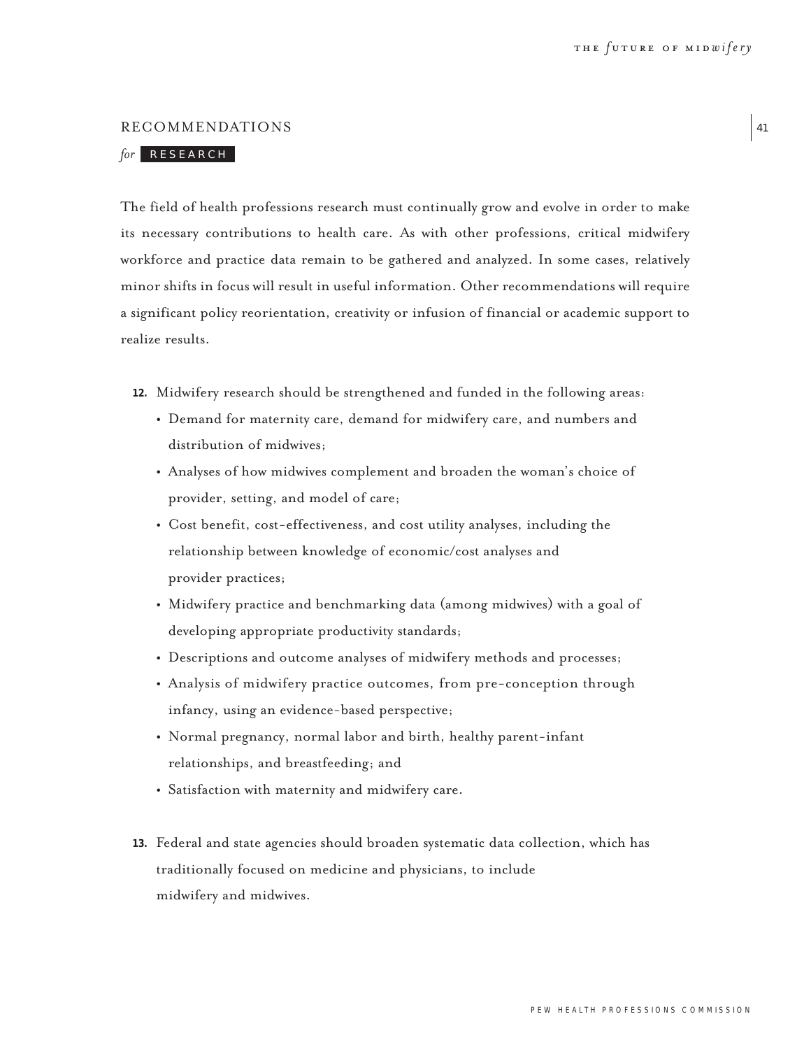## RECOMMENDATIONS

*for* RESEARCH

The field of health professions research must continually grow and evolve in order to make its necessary contributions to health care. As with other professions, critical midwifery workforce and practice data remain to be gathered and analyzed. In some cases, relatively minor shifts in focus will result in useful information. Other recommendations will require a significant policy reorientation, creativity or infusion of financial or academic support to realize results.

**12.** Midwifery research should be strengthened and funded in the following areas:

- Demand for maternity care, demand for midwifery care, and numbers and distribution of midwives;
- Analyses of how midwives complement and broaden the woman's choice of provider, setting, and model of care;
- Cost benefit, cost-effectiveness, and cost utility analyses, including the relationship between knowledge of economic/cost analyses and provider practices;
- Midwifery practice and benchmarking data (among midwives) with a goal of developing appropriate productivity standards;
- Descriptions and outcome analyses of midwifery methods and processes;
- Analysis of midwifery practice outcomes, from pre-conception through infancy, using an evidence-based perspective;
- Normal pregnancy, normal labor and birth, healthy parent-infant relationships, and breastfeeding; and
- Satisfaction with maternity and midwifery care.

**13.** Federal and state agencies should broaden systematic data collection, which has traditionally focused on medicine and physicians, to include midwifery and midwives.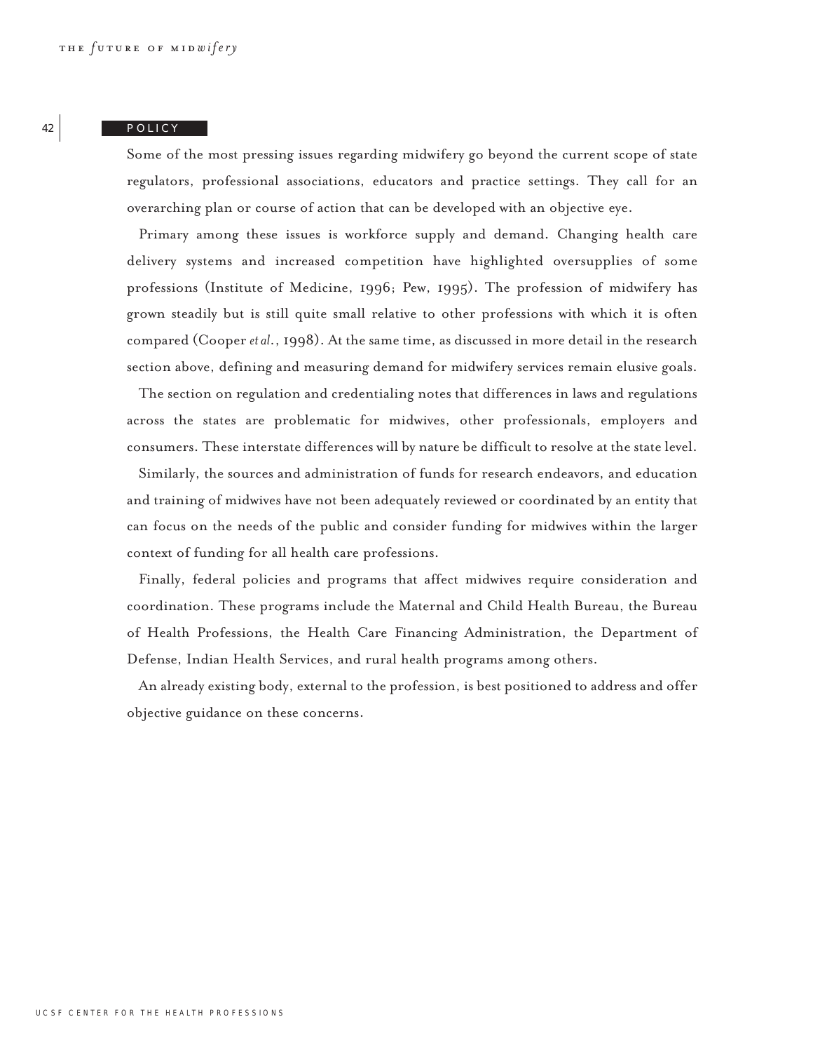## POLICY

Some of the most pressing issues regarding midwifery go beyond the current scope of state regulators, professional associations, educators and practice settings. They call for an overarching plan or course of action that can be developed with an objective eye.

Primary among these issues is workforce supply and demand. Changing health care delivery systems and increased competition have highlighted oversupplies of some professions (Institute of Medicine, 1996; Pew, 1995). The profession of midwifery has grown steadily but is still quite small relative to other professions with which it is often compared (Cooper *et al.*, 1998). At the same time, as discussed in more detail in the research section above, defining and measuring demand for midwifery services remain elusive goals.

The section on regulation and credentialing notes that differences in laws and regulations across the states are problematic for midwives, other professionals, employers and consumers. These interstate differences will by nature be difficult to resolve at the state level.

Similarly, the sources and administration of funds for research endeavors, and education and training of midwives have not been adequately reviewed or coordinated by an entity that can focus on the needs of the public and consider funding for midwives within the larger context of funding for all health care professions.

Finally, federal policies and programs that affect midwives require consideration and coordination. These programs include the Maternal and Child Health Bureau, the Bureau of Health Professions, the Health Care Financing Administration, the Department of Defense, Indian Health Services, and rural health programs among others.

An already existing body, external to the profession, is best positioned to address and offer objective guidance on these concerns.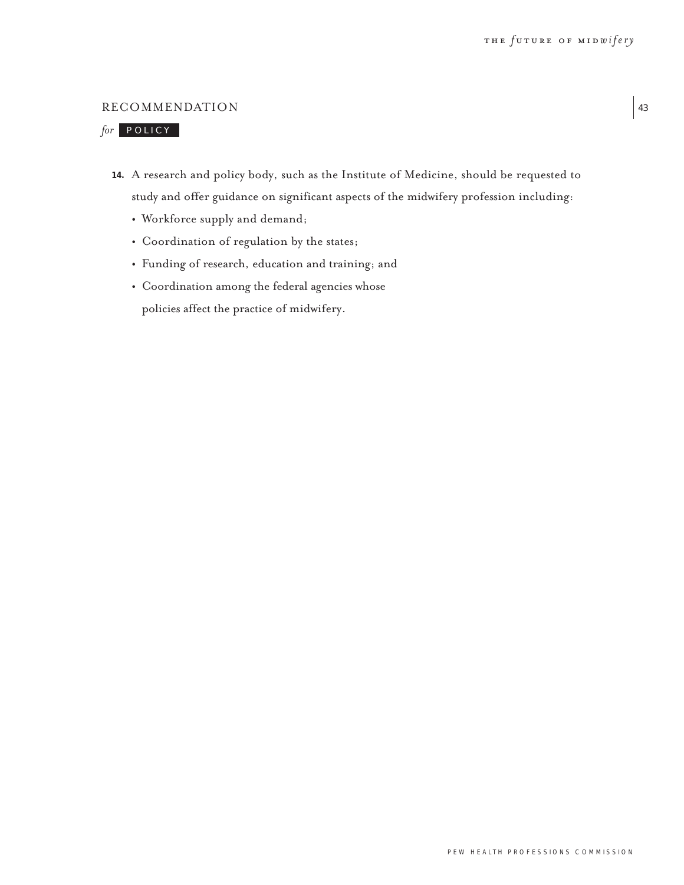## RECOMMENDATION

*for* POLICY

14. A research and policy body, such as the Institute of Medicine, should be requested to study and offer guidance on significant aspects of the midwifery profession including:
    - Workforce supply and demand;
    - Coordination of regulation by the states;
    - Funding of research, education and training; and
    - Coordination among the federal agencies whose policies affect the practice of midwifery.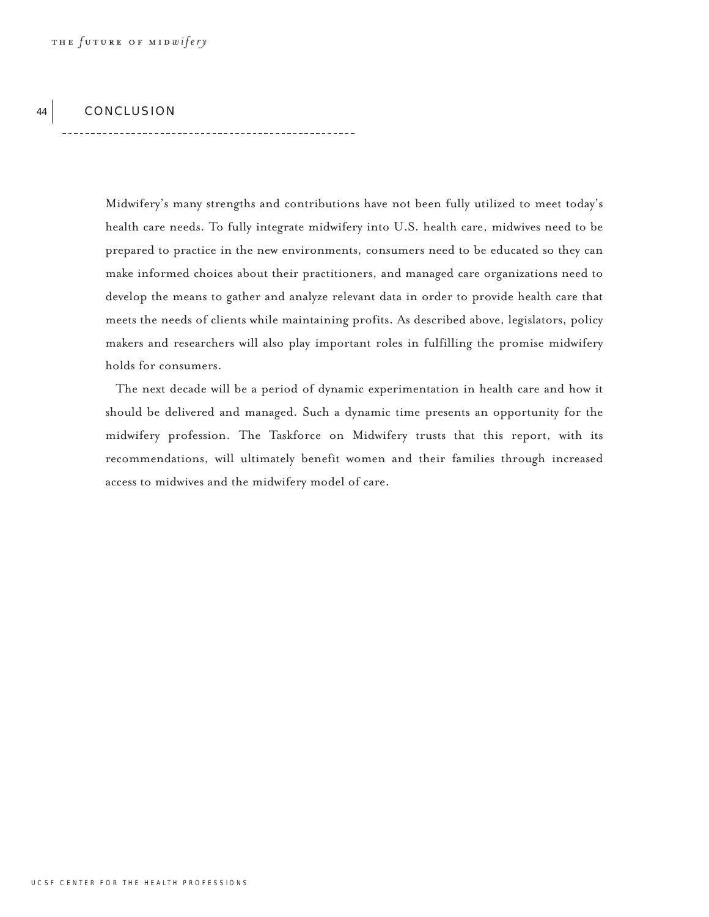## CONCLUSION

Midwifery's many strengths and contributions have not been fully utilized to meet today's health care needs. To fully integrate midwifery into U.S. health care, midwives need to be prepared to practice in the new environments, consumers need to be educated so they can make informed choices about their practitioners, and managed care organizations need to develop the means to gather and analyze relevant data in order to provide health care that meets the needs of clients while maintaining profits. As described above, legislators, policy makers and researchers will also play important roles in fulfilling the promise midwifery holds for consumers.

The next decade will be a period of dynamic experimentation in health care and how it should be delivered and managed. Such a dynamic time presents an opportunity for the midwifery profession. The Taskforce on Midwifery trusts that this report, with its recommendations, will ultimately benefit women and their families through increased access to midwives and the midwifery model of care.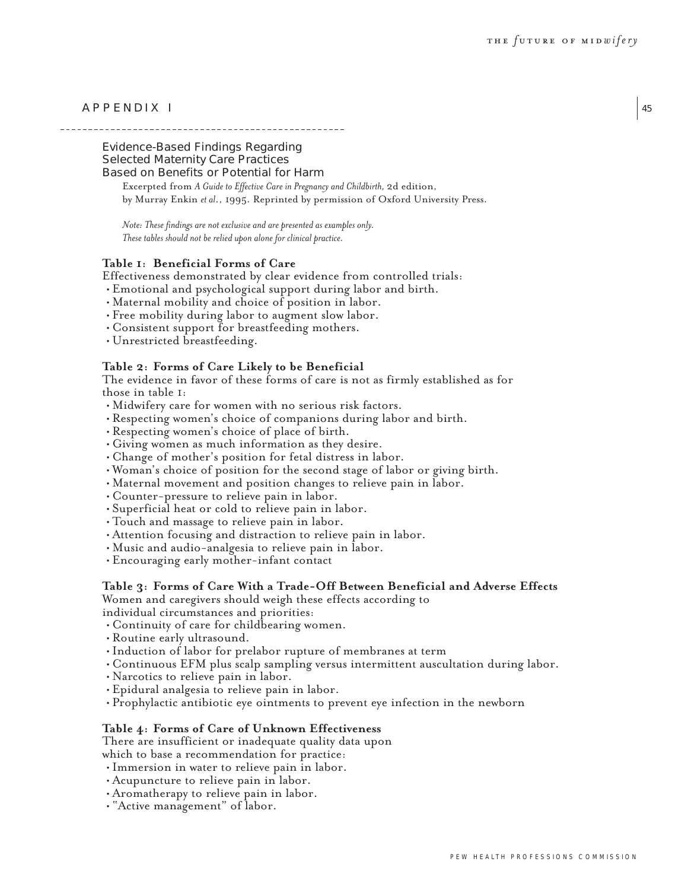## APPENDIX I

### Evidence-Based Findings Regarding Selected Maternity Care Practices Based on Benefits or Potential for Harm

Excerpted from *A Guide to Effective Care in Pregnancy and Childbirth*, 2d edition, by Murray Enkin *et al.*, 1995. Reprinted by permission of Oxford University Press.

*Note: These findings are not exclusive and are presented as examples only. These tables should not be relied upon alone for clinical practice.*

**Table 1: Beneficial Forms of Care**

Effectiveness demonstrated by clear evidence from controlled trials:

- Emotional and psychological support during labor and birth.
- Maternal mobility and choice of position in labor.
- Free mobility during labor to augment slow labor.
- Consistent support for breastfeeding mothers.
- Unrestricted breastfeeding.

**Table 2: Forms of Care Likely to be Beneficial**

The evidence in favor of these forms of care is not as firmly established as for those in table 1:

- Midwifery care for women with no serious risk factors.
- Respecting women's choice of companions during labor and birth.
- Respecting women's choice of place of birth.
- Giving women as much information as they desire.
- Change of mother's position for fetal distress in labor.
- Woman's choice of position for the second stage of labor or giving birth.
- Maternal movement and position changes to relieve pain in labor.
- Counter-pressure to relieve pain in labor.
- Superficial heat or cold to relieve pain in labor.
- Touch and massage to relieve pain in labor.
- Attention focusing and distraction to relieve pain in labor.
- Music and audio-analgesia to relieve pain in labor.
- Encouraging early mother-infant contact

**Table 3: Forms of Care With a Trade-Off Between Beneficial and Adverse Effects**

Women and caregivers should weigh these effects according to individual circumstances and priorities:

- Continuity of care for childbearing women.
- Routine early ultrasound.
- Induction of labor for prelabor rupture of membranes at term
- Continuous EFM plus scalp sampling versus intermittent auscultation during labor.
- Narcotics to relieve pain in labor.
- Epidural analgesia to relieve pain in labor.
- Prophylactic antibiotic eye ointments to prevent eye infection in the newborn

**Table 4: Forms of Care of Unknown Effectiveness**

There are insufficient or inadequate quality data upon which to base a recommendation for practice:

- Immersion in water to relieve pain in labor.
- Acupuncture to relieve pain in labor.
- Aromatherapy to relieve pain in labor.
- "Active management" of labor.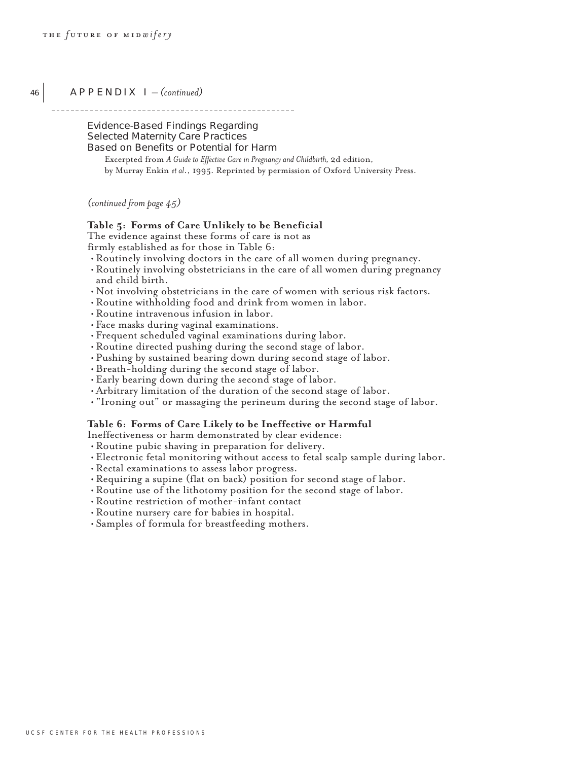## APPENDIX I — *(continued)*

### Evidence-Based Findings Regarding Selected Maternity Care Practices Based on Benefits or Potential for Harm

Excerpted from *A Guide to Effective Care in Pregnancy and Childbirth,* 2d edition, by Murray Enkin *et al.*, 1995. Reprinted by permission of Oxford University Press.

*(continued from page 45)*

**Table 5: Forms of Care Unlikely to be Beneficial**

The evidence against these forms of care is not as firmly established as for those in Table 6:

- Routinely involving doctors in the care of all women during pregnancy.
- Routinely involving obstetricians in the care of all women during pregnancy and child birth.
- Not involving obstetricians in the care of women with serious risk factors.
- Routine withholding food and drink from women in labor.
- Routine intravenous infusion in labor.
- Face masks during vaginal examinations.
- Frequent scheduled vaginal examinations during labor.
- Routine directed pushing during the second stage of labor.
- Pushing by sustained bearing down during second stage of labor.
- Breath-holding during the second stage of labor.
- Early bearing down during the second stage of labor.
- Arbitrary limitation of the duration of the second stage of labor.
- "Ironing out" or massaging the perineum during the second stage of labor.

**Table 6: Forms of Care Likely to be Ineffective or Harmful**

Ineffectiveness or harm demonstrated by clear evidence:

- Routine pubic shaving in preparation for delivery.
- Electronic fetal monitoring without access to fetal scalp sample during labor.
- Rectal examinations to assess labor progress.
- Requiring a supine (flat on back) position for second stage of labor.
- Routine use of the lithotomy position for the second stage of labor.
- Routine restriction of mother-infant contact
- Routine nursery care for babies in hospital.
- Samples of formula for breastfeeding mothers.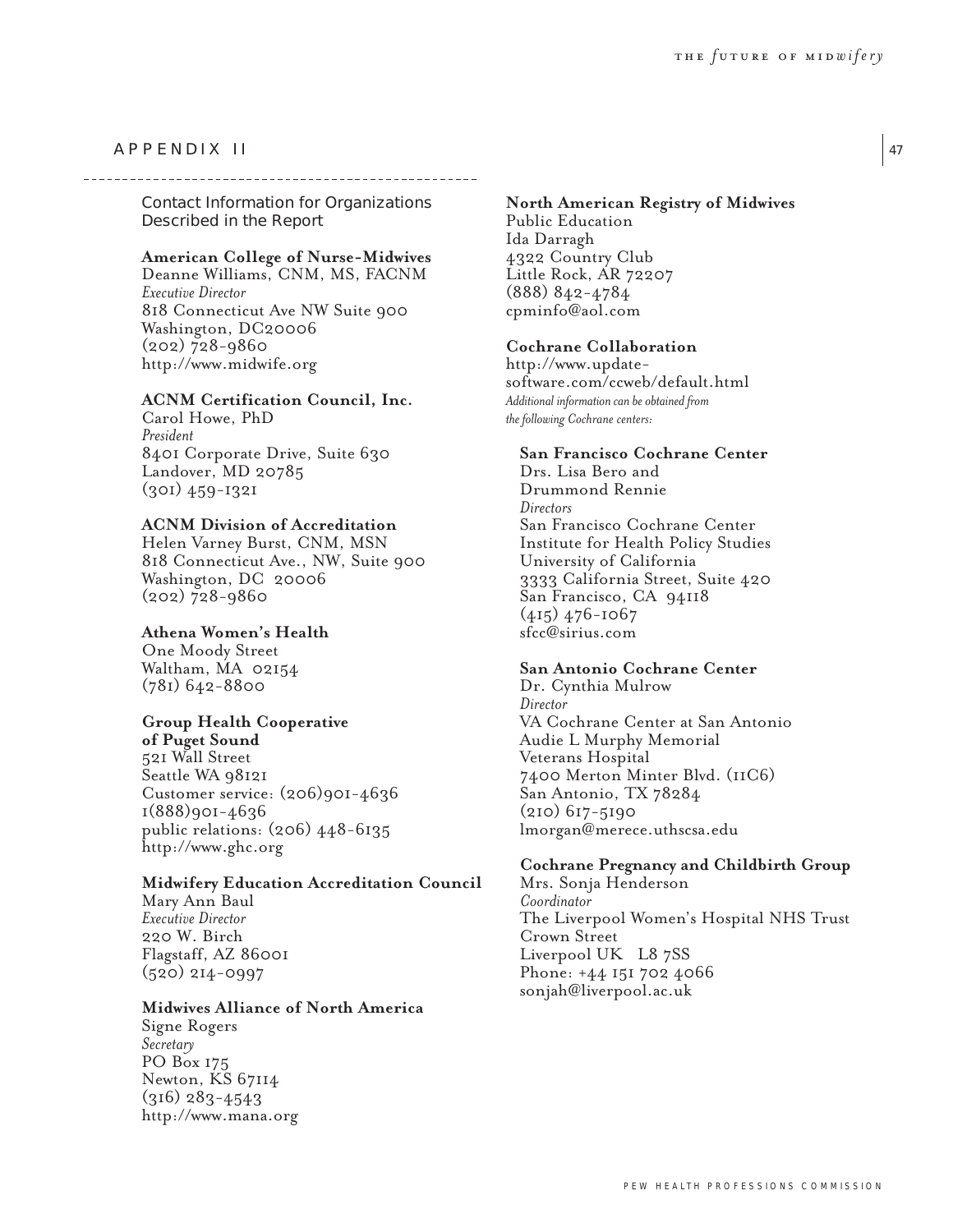## APPENDIX II

### Contact Information for Organizations Described in the Report

**American College of Nurse-Midwives**
Deanne Williams, CNM, MS, FACNM
*Executive Director*
818 Connecticut Ave NW Suite 900
Washington, DC20006
(202) 728-9860
http://www.midwife.org

**ACNM Certification Council, Inc.**
Carol Howe, PhD
*President*
8401 Corporate Drive, Suite 630
Landover, MD 20785
(301) 459-1321

**ACNM Division of Accreditation**
Helen Varney Burst, CNM, MSN
818 Connecticut Ave., NW, Suite 900
Washington, DC 20006
(202) 728-9860

**Athena Women's Health**
One Moody Street
Waltham, MA 02154
(781) 642-8800

**Group Health Cooperative of Puget Sound**
521 Wall Street
Seattle WA 98121
Customer service: (206)901-4636
1(888)901-4636
public relations: (206) 448-6135
http://www.ghc.org

**Midwifery Education Accreditation Council**
Mary Ann Baul
*Executive Director*
220 W. Birch
Flagstaff, AZ 86001
(520) 214-0997

**Midwives Alliance of North America**
Signe Rogers
*Secretary*
PO Box 175
Newton, KS 67114
(316) 283-4543
http://www.mana.org

**North American Registry of Midwives**
Public Education
Ida Darragh
4322 Country Club
Little Rock, AR 72207
(888) 842-4784
cpminfo@aol.com

**Cochrane Collaboration**
http://www.update-software.com/ccweb/default.html
*Additional information can be obtained from the following Cochrane centers:*

**San Francisco Cochrane Center**
Drs. Lisa Bero and Drummond Rennie
*Directors*
San Francisco Cochrane Center
Institute for Health Policy Studies
University of California
3333 California Street, Suite 420
San Francisco, CA 94118
(415) 476-1067
sfcc@sirius.com

**San Antonio Cochrane Center**
Dr. Cynthia Mulrow
*Director*
VA Cochrane Center at San Antonio
Audie L Murphy Memorial Veterans Hospital
7400 Merton Minter Blvd. (11C6)
San Antonio, TX 78284
(210) 617-5190
lmorgan@merece.uthscsa.edu

**Cochrane Pregnancy and Childbirth Group**
Mrs. Sonja Henderson
*Coordinator*
The Liverpool Women's Hospital NHS Trust
Crown Street
Liverpool UK L8 7SS
Phone: +44 151 702 4066
sonjah@liverpool.ac.uk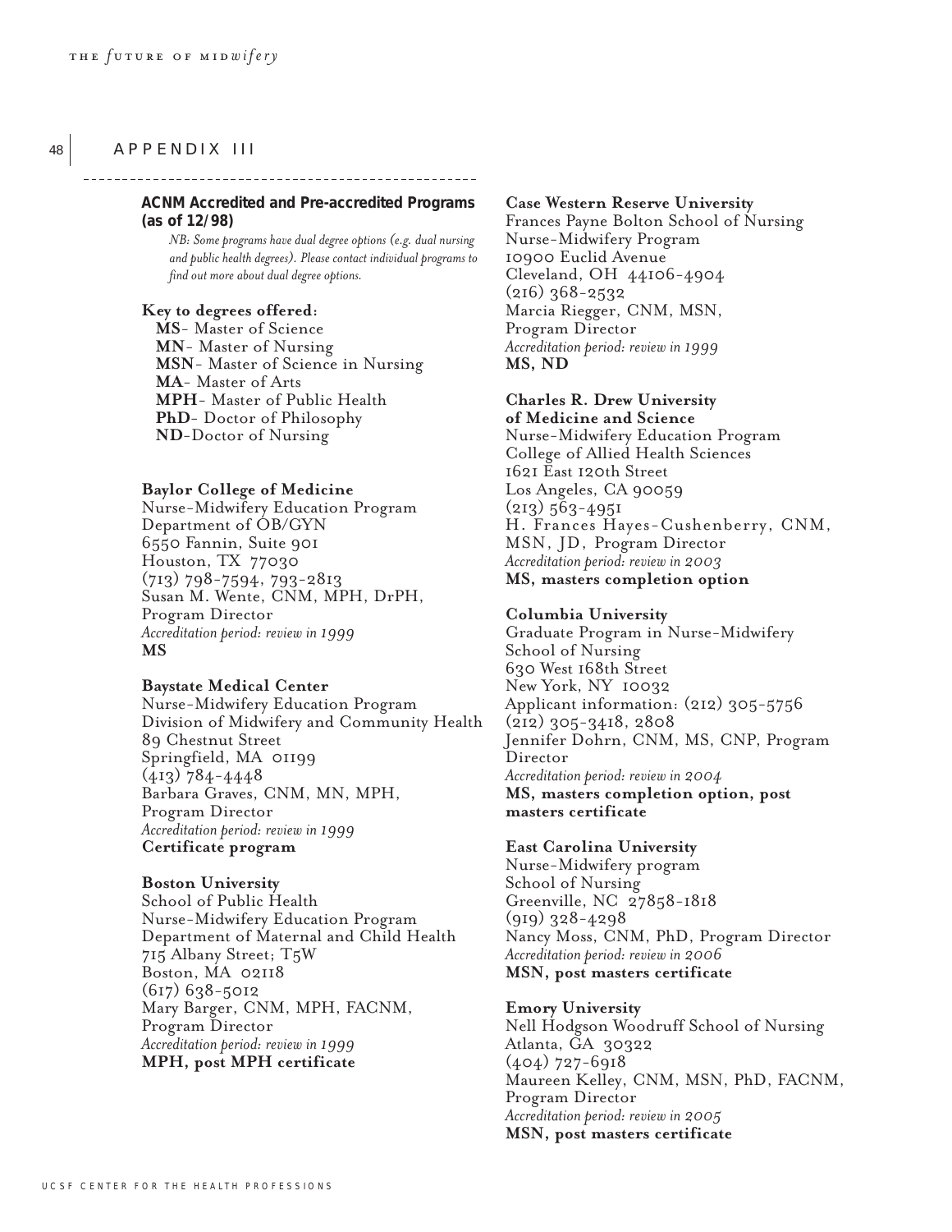## APPENDIX III

### ACNM Accredited and Pre-accredited Programs (as of 12/98)

*NB: Some programs have dual degree options (e.g. dual nursing and public health degrees). Please contact individual programs to find out more about dual degree options.*

**Key to degrees offered:**

**MS**- Master of Science
**MN**- Master of Nursing
**MSN**- Master of Science in Nursing
**MA**- Master of Arts
**MPH**- Master of Public Health
**PhD**- Doctor of Philosophy
**ND**-Doctor of Nursing

**Baylor College of Medicine**
Nurse-Midwifery Education Program
Department of OB/GYN
6550 Fannin, Suite 901
Houston, TX 77030
(713) 798-7594, 793-2813
Susan M. Wente, CNM, MPH, DrPH, Program Director
*Accreditation period: review in 1999*
**MS**

**Baystate Medical Center**
Nurse-Midwifery Education Program
Division of Midwifery and Community Health
89 Chestnut Street
Springfield, MA 01199
(413) 784-4448
Barbara Graves, CNM, MN, MPH, Program Director
*Accreditation period: review in 1999*
**Certificate program**

**Boston University**
School of Public Health
Nurse-Midwifery Education Program
Department of Maternal and Child Health
715 Albany Street; T5W
Boston, MA 02118
(617) 638-5012
Mary Barger, CNM, MPH, FACNM, Program Director
*Accreditation period: review in 1999*
**MPH, post MPH certificate**

**Case Western Reserve University**
Frances Payne Bolton School of Nursing
Nurse-Midwifery Program
10900 Euclid Avenue
Cleveland, OH 44106-4904
(216) 368-2532
Marcia Riegger, CNM, MSN, Program Director
*Accreditation period: review in 1999*
**MS, ND**

**Charles R. Drew University of Medicine and Science**
Nurse-Midwifery Education Program
College of Allied Health Sciences
1621 East 120th Street
Los Angeles, CA 90059
(213) 563-4951
H. Frances Hayes-Cushenberry, CNM, MSN, JD, Program Director
*Accreditation period: review in 2003*
**MS, masters completion option**

**Columbia University**
Graduate Program in Nurse-Midwifery
School of Nursing
630 West 168th Street
New York, NY 10032
Applicant information: (212) 305-5756
(212) 305-3418, 2808
Jennifer Dohrn, CNM, MS, CNP, Program Director
*Accreditation period: review in 2004*
**MS, masters completion option, post masters certificate**

**East Carolina University**
Nurse-Midwifery program
School of Nursing
Greenville, NC 27858-1818
(919) 328-4298
Nancy Moss, CNM, PhD, Program Director
*Accreditation period: review in 2006*
**MSN, post masters certificate**

**Emory University**
Nell Hodgson Woodruff School of Nursing
Atlanta, GA 30322
(404) 727-6918
Maureen Kelley, CNM, MSN, PhD, FACNM, Program Director
*Accreditation period: review in 2005*
**MSN, post masters certificate**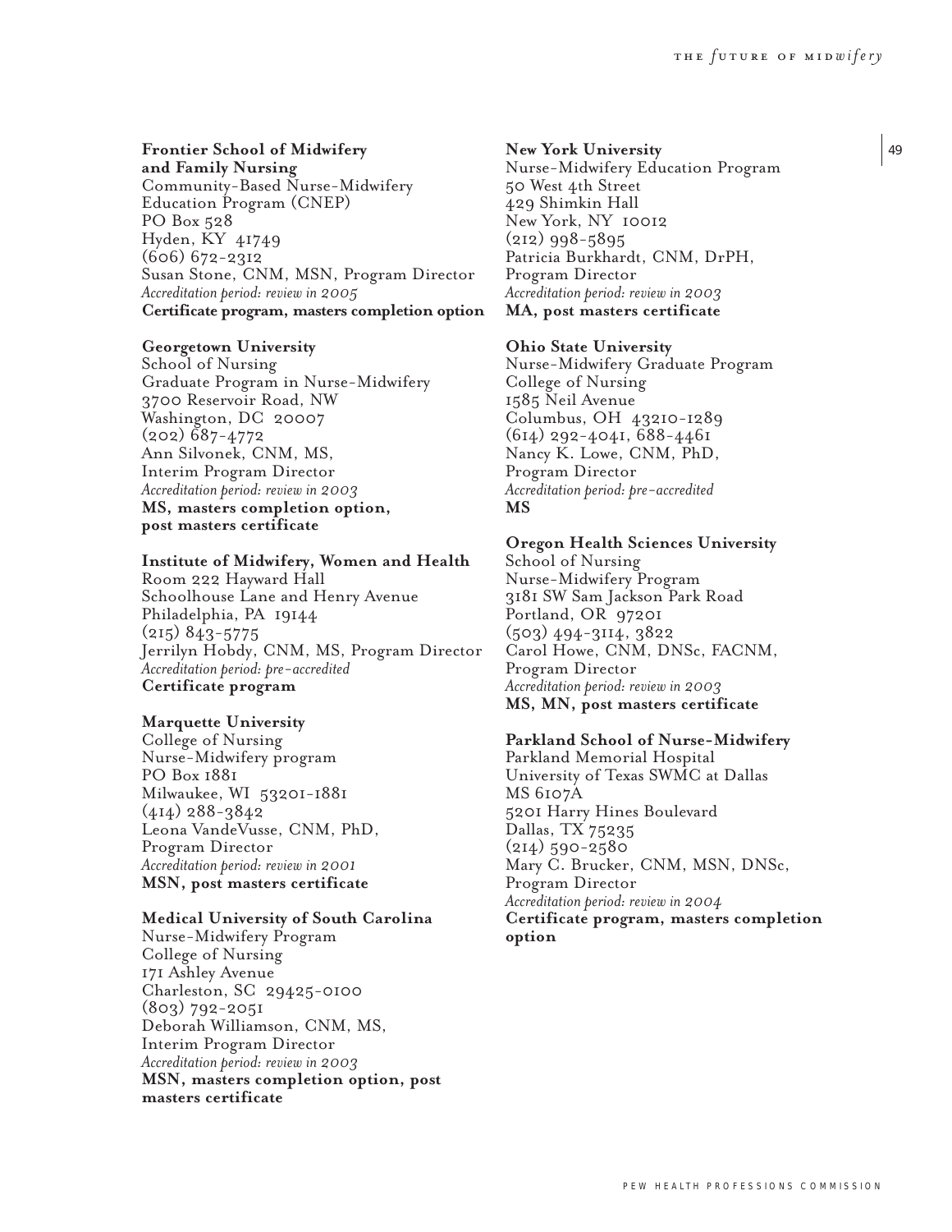**Frontier School of Midwifery and Family Nursing**
Community-Based Nurse-Midwifery Education Program (CNEP)
PO Box 528
Hyden, KY 41749
(606) 672-2312
Susan Stone, CNM, MSN, Program Director
*Accreditation period: review in 2005*
**Certificate program, masters completion option**

**Georgetown University**
School of Nursing
Graduate Program in Nurse-Midwifery
3700 Reservoir Road, NW
Washington, DC 20007
(202) 687-4772
Ann Silvonek, CNM, MS,
Interim Program Director
*Accreditation period: review in 2003*
**MS, masters completion option, post masters certificate**

**Institute of Midwifery, Women and Health**
Room 222 Hayward Hall
Schoolhouse Lane and Henry Avenue
Philadelphia, PA 19144
(215) 843-5775
Jerrilyn Hobdy, CNM, MS, Program Director
*Accreditation period: pre-accredited*
**Certificate program**

**Marquette University**
College of Nursing
Nurse-Midwifery program
PO Box 1881
Milwaukee, WI 53201-1881
(414) 288-3842
Leona VandeVusse, CNM, PhD,
Program Director
*Accreditation period: review in 2001*
**MSN, post masters certificate**

**Medical University of South Carolina**
Nurse-Midwifery Program
College of Nursing
171 Ashley Avenue
Charleston, SC 29425-0100
(803) 792-2051
Deborah Williamson, CNM, MS,
Interim Program Director
*Accreditation period: review in 2003*
**MSN, masters completion option, post masters certificate**

**New York University**
Nurse-Midwifery Education Program
50 West 4th Street
429 Shimkin Hall
New York, NY 10012
(212) 998-5895
Patricia Burkhardt, CNM, DrPH,
Program Director
*Accreditation period: review in 2003*
**MA, post masters certificate**

**Ohio State University**
Nurse-Midwifery Graduate Program
College of Nursing
1585 Neil Avenue
Columbus, OH 43210-1289
(614) 292-4041, 688-4461
Nancy K. Lowe, CNM, PhD,
Program Director
*Accreditation period: pre-accredited*
**MS**

**Oregon Health Sciences University**
School of Nursing
Nurse-Midwifery Program
3181 SW Sam Jackson Park Road
Portland, OR 97201
(503) 494-3114, 3822
Carol Howe, CNM, DNSc, FACNM,
Program Director
*Accreditation period: review in 2003*
**MS, MN, post masters certificate**

**Parkland School of Nurse-Midwifery**
Parkland Memorial Hospital
University of Texas SWMC at Dallas
MS 6107A
5201 Harry Hines Boulevard
Dallas, TX 75235
(214) 590-2580
Mary C. Brucker, CNM, MSN, DNSc,
Program Director
*Accreditation period: review in 2004*
**Certificate program, masters completion option**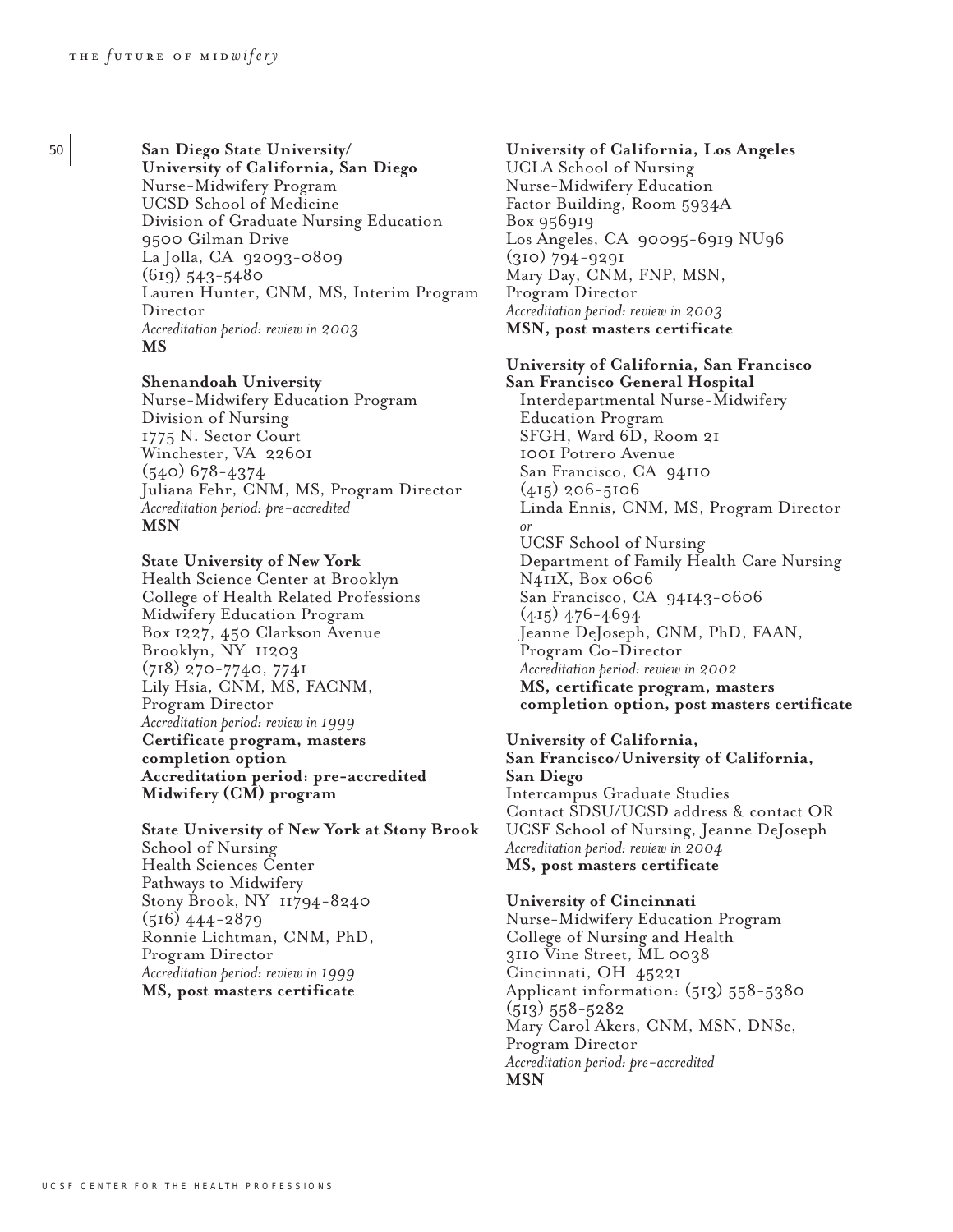**San Diego State University/ University of California, San Diego**
Nurse-Midwifery Program
UCSD School of Medicine
Division of Graduate Nursing Education
9500 Gilman Drive
La Jolla, CA 92093-0809
(619) 543-5480
Lauren Hunter, CNM, MS, Interim Program Director
*Accreditation period: review in 2003*
**MS**

**Shenandoah University**
Nurse-Midwifery Education Program
Division of Nursing
1775 N. Sector Court
Winchester, VA 22601
(540) 678-4374
Juliana Fehr, CNM, MS, Program Director
*Accreditation period: pre-accredited*
**MSN**

**State University of New York**
Health Science Center at Brooklyn
College of Health Related Professions
Midwifery Education Program
Box 1227, 450 Clarkson Avenue
Brooklyn, NY 11203
(718) 270-7740, 7741
Lily Hsia, CNM, MS, FACNM, Program Director
*Accreditation period: review in 1999*
**Certificate program, masters completion option**
**Accreditation period: pre-accredited Midwifery (CM) program**

**State University of New York at Stony Brook**
School of Nursing
Health Sciences Center
Pathways to Midwifery
Stony Brook, NY 11794-8240
(516) 444-2879
Ronnie Lichtman, CNM, PhD, Program Director
*Accreditation period: review in 1999*
**MS, post masters certificate**

**University of California, Los Angeles**
UCLA School of Nursing
Nurse-Midwifery Education
Factor Building, Room 5934A
Box 956919
Los Angeles, CA 90095-6919 NU96
(310) 794-9291
Mary Day, CNM, FNP, MSN, Program Director
*Accreditation period: review in 2003*
**MSN, post masters certificate**

**University of California, San Francisco**
**San Francisco General Hospital**
Interdepartmental Nurse-Midwifery Education Program
SFGH, Ward 6D, Room 21
1001 Potrero Avenue
San Francisco, CA 94110
(415) 206-5106
Linda Ennis, CNM, MS, Program Director
*or*
UCSF School of Nursing
Department of Family Health Care Nursing
N411X, Box 0606
San Francisco, CA 94143-0606
(415) 476-4694
Jeanne DeJoseph, CNM, PhD, FAAN, Program Co-Director
*Accreditation period: review in 2002*
**MS, certificate program, masters completion option, post masters certificate**

**University of California, San Francisco/University of California, San Diego**
Intercampus Graduate Studies
Contact SDSU/UCSD address & contact OR UCSF School of Nursing, Jeanne DeJoseph
*Accreditation period: review in 2004*
**MS, post masters certificate**

**University of Cincinnati**
Nurse-Midwifery Education Program
College of Nursing and Health
3110 Vine Street, ML 0038
Cincinnati, OH 45221
Applicant information: (513) 558-5380
(513) 558-5282
Mary Carol Akers, CNM, MSN, DNSc, Program Director
*Accreditation period: pre-accredited*
**MSN**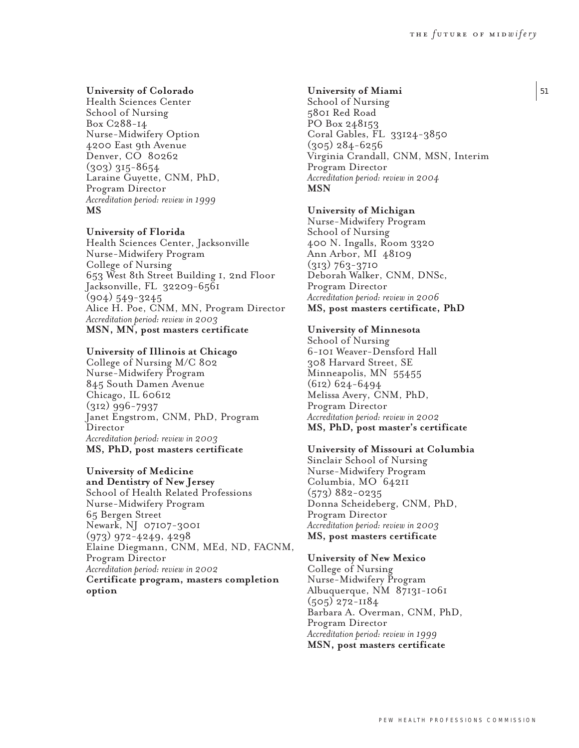**University of Colorado**
Health Sciences Center
School of Nursing
Box C288-14
Nurse-Midwifery Option
4200 East 9th Avenue
Denver, CO 80262
(303) 315-8654
Laraine Guyette, CNM, PhD,
Program Director
*Accreditation period: review in 1999*
**MS**

**University of Florida**
Health Sciences Center, Jacksonville
Nurse-Midwifery Program
College of Nursing
653 West 8th Street Building 1, 2nd Floor
Jacksonville, FL 32209-6561
(904) 549-3245
Alice H. Poe, CNM, MN, Program Director
*Accreditation period: review in 2003*
**MSN, MN, post masters certificate**

**University of Illinois at Chicago**
College of Nursing M/C 802
Nurse-Midwifery Program
845 South Damen Avenue
Chicago, IL 60612
(312) 996-7937
Janet Engstrom, CNM, PhD, Program Director
*Accreditation period: review in 2003*
**MS, PhD, post masters certificate**

**University of Medicine and Dentistry of New Jersey**
School of Health Related Professions
Nurse-Midwifery Program
65 Bergen Street
Newark, NJ 07107-3001
(973) 972-4249, 4298
Elaine Diegmann, CNM, MEd, ND, FACNM,
Program Director
*Accreditation period: review in 2002*
**Certificate program, masters completion option**

**University of Miami**
School of Nursing
5801 Red Road
PO Box 248153
Coral Gables, FL 33124-3850
(305) 284-6256
Virginia Crandall, CNM, MSN, Interim
Program Director
*Accreditation period: review in 2004*
**MSN**

**University of Michigan**
Nurse-Midwifery Program
School of Nursing
400 N. Ingalls, Room 3320
Ann Arbor, MI 48109
(313) 763-3710
Deborah Walker, CNM, DNSc,
Program Director
*Accreditation period: review in 2006*
**MS, post masters certificate, PhD**

**University of Minnesota**
School of Nursing
6-101 Weaver-Densford Hall
308 Harvard Street, SE
Minneapolis, MN 55455
(612) 624-6494
Melissa Avery, CNM, PhD,
Program Director
*Accreditation period: review in 2002*
**MS, PhD, post master's certificate**

**University of Missouri at Columbia**
Sinclair School of Nursing
Nurse-Midwifery Program
Columbia, MO 64211
(573) 882-0235
Donna Scheideberg, CNM, PhD,
Program Director
*Accreditation period: review in 2003*
**MS, post masters certificate**

**University of New Mexico**
College of Nursing
Nurse-Midwifery Program
Albuquerque, NM 87131-1061
(505) 272-1184
Barbara A. Overman, CNM, PhD,
Program Director
*Accreditation period: review in 1999*
**MSN, post masters certificate**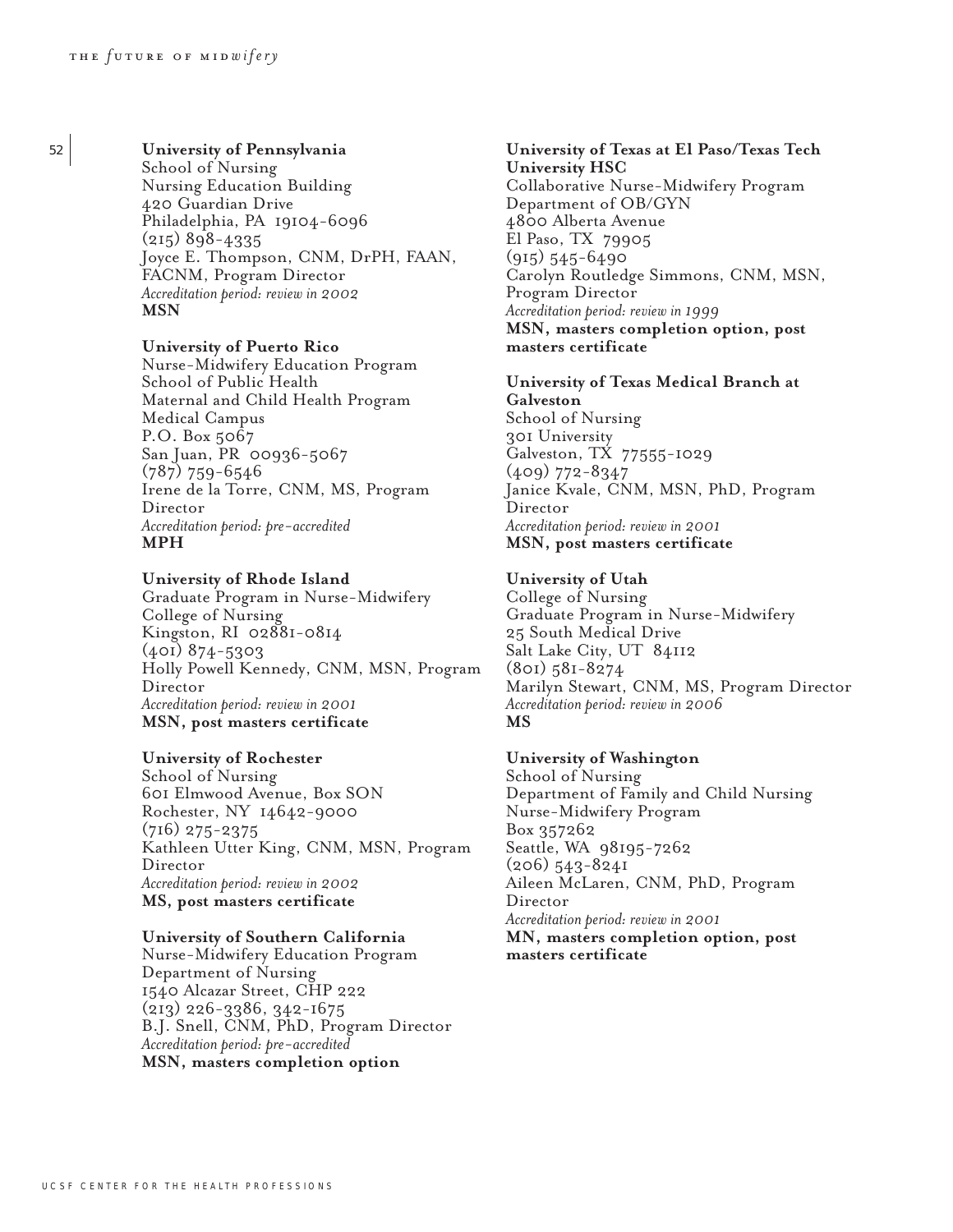**University of Pennsylvania**
School of Nursing
Nursing Education Building
420 Guardian Drive
Philadelphia, PA 19104-6096
(215) 898-4335
Joyce E. Thompson, CNM, DrPH, FAAN, FACNM, Program Director
*Accreditation period: review in 2002*
**MSN**

**University of Puerto Rico**
Nurse-Midwifery Education Program
School of Public Health
Maternal and Child Health Program
Medical Campus
P.O. Box 5067
San Juan, PR 00936-5067
(787) 759-6546
Irene de la Torre, CNM, MS, Program Director
*Accreditation period: pre-accredited*
**MPH**

**University of Rhode Island**
Graduate Program in Nurse-Midwifery
College of Nursing
Kingston, RI 02881-0814
(401) 874-5303
Holly Powell Kennedy, CNM, MSN, Program Director
*Accreditation period: review in 2001*
**MSN, post masters certificate**

**University of Rochester**
School of Nursing
601 Elmwood Avenue, Box SON
Rochester, NY 14642-9000
(716) 275-2375
Kathleen Utter King, CNM, MSN, Program Director
*Accreditation period: review in 2002*
**MS, post masters certificate**

**University of Southern California**
Nurse-Midwifery Education Program
Department of Nursing
1540 Alcazar Street, CHP 222
(213) 226-3386, 342-1675
B.J. Snell, CNM, PhD, Program Director
*Accreditation period: pre-accredited*
**MSN, masters completion option**

**University of Texas at El Paso/Texas Tech University HSC**
Collaborative Nurse-Midwifery Program
Department of OB/GYN
4800 Alberta Avenue
El Paso, TX 79905
(915) 545-6490
Carolyn Routledge Simmons, CNM, MSN, Program Director
*Accreditation period: review in 1999*
**MSN, masters completion option, post masters certificate**

**University of Texas Medical Branch at Galveston**
School of Nursing
301 University
Galveston, TX 77555-1029
(409) 772-8347
Janice Kvale, CNM, MSN, PhD, Program Director
*Accreditation period: review in 2001*
**MSN, post masters certificate**

**University of Utah**
College of Nursing
Graduate Program in Nurse-Midwifery
25 South Medical Drive
Salt Lake City, UT 84112
(801) 581-8274
Marilyn Stewart, CNM, MS, Program Director
*Accreditation period: review in 2006*
**MS**

**University of Washington**
School of Nursing
Department of Family and Child Nursing
Nurse-Midwifery Program
Box 357262
Seattle, WA 98195-7262
(206) 543-8241
Aileen McLaren, CNM, PhD, Program Director
*Accreditation period: review in 2001*
**MN, masters completion option, post masters certificate**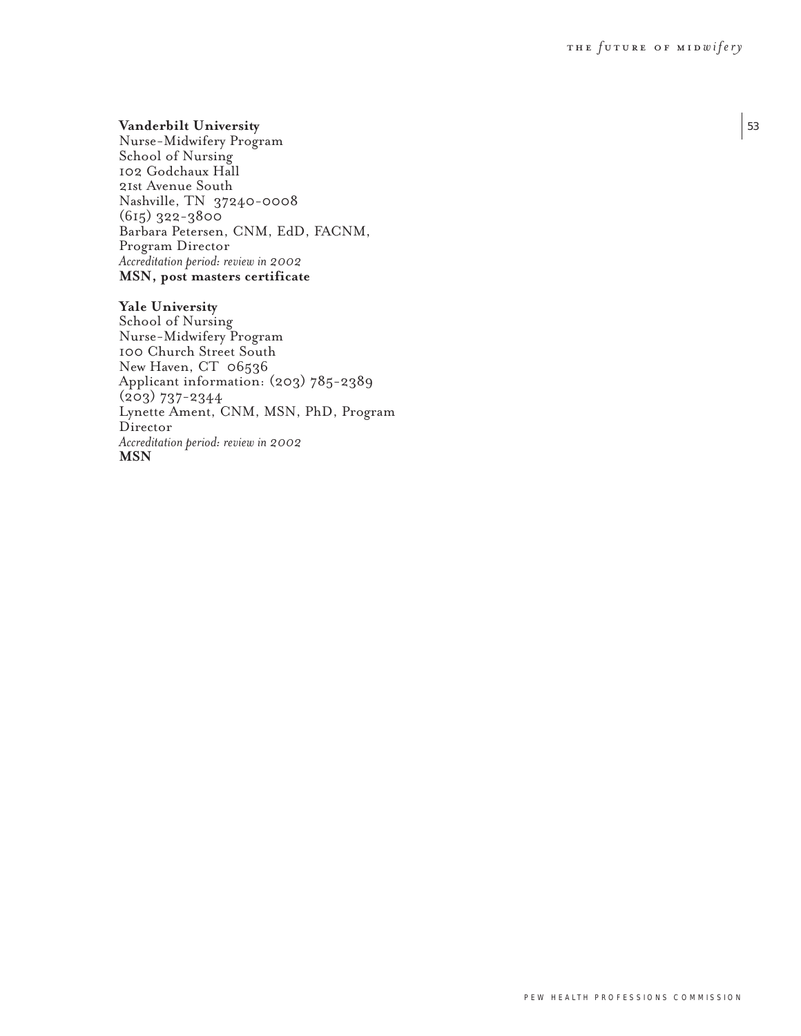**Vanderbilt University**
Nurse-Midwifery Program
School of Nursing
102 Godchaux Hall
21st Avenue South
Nashville, TN 37240-0008
(615) 322-3800
Barbara Petersen, CNM, EdD, FACNM,
Program Director
*Accreditation period: review in 2002*
**MSN, post masters certificate**

**Yale University**
School of Nursing
Nurse-Midwifery Program
100 Church Street South
New Haven, CT 06536
Applicant information: (203) 785-2389
(203) 737-2344
Lynette Ament, CNM, MSN, PhD, Program
Director
*Accreditation period: review in 2002*
**MSN**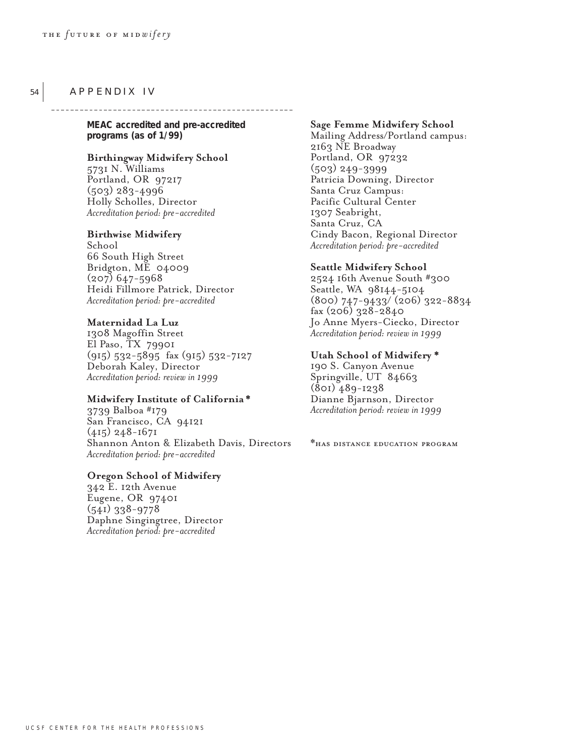## APPENDIX IV

**MEAC accredited and pre-accredited programs (as of 1/99)**

**Birthingway Midwifery School**
5731 N. Williams
Portland, OR 97217
(503) 283-4996
Holly Scholles, Director
*Accreditation period: pre-accredited*

**Birthwise Midwifery**
School
66 South High Street
Bridgton, ME 04009
(207) 647-5968
Heidi Fillmore Patrick, Director
*Accreditation period: pre-accredited*

**Maternidad La Luz**
1308 Magoffin Street
El Paso, TX 79901
(915) 532-5895 fax (915) 532-7127
Deborah Kaley, Director
*Accreditation period: review in 1999*

**Midwifery Institute of California***
3739 Balboa #179
San Francisco, CA 94121
(415) 248-1671
Shannon Anton & Elizabeth Davis, Directors
*Accreditation period: pre-accredited*

**Oregon School of Midwifery**
342 E. 12th Avenue
Eugene, OR 97401
(541) 338-9778
Daphne Singingtree, Director
*Accreditation period: pre-accredited*

**Sage Femme Midwifery School**
Mailing Address/Portland campus:
2163 NE Broadway
Portland, OR 97232
(503) 249-3999
Patricia Downing, Director
Santa Cruz Campus:
Pacific Cultural Center
1307 Seabright,
Santa Cruz, CA
Cindy Bacon, Regional Director
*Accreditation period: pre-accredited*

**Seattle Midwifery School**
2524 16th Avenue South #300
Seattle, WA 98144-5104
(800) 747-9433/ (206) 322-8834
fax (206) 328-2840
Jo Anne Myers-Ciecko, Director
*Accreditation period: review in 1999*

**Utah School of Midwifery***
190 S. Canyon Avenue
Springville, UT 84663
(801) 489-1238
Dianne Bjarnson, Director
*Accreditation period: review in 1999*

*HAS DISTANCE EDUCATION PROGRAM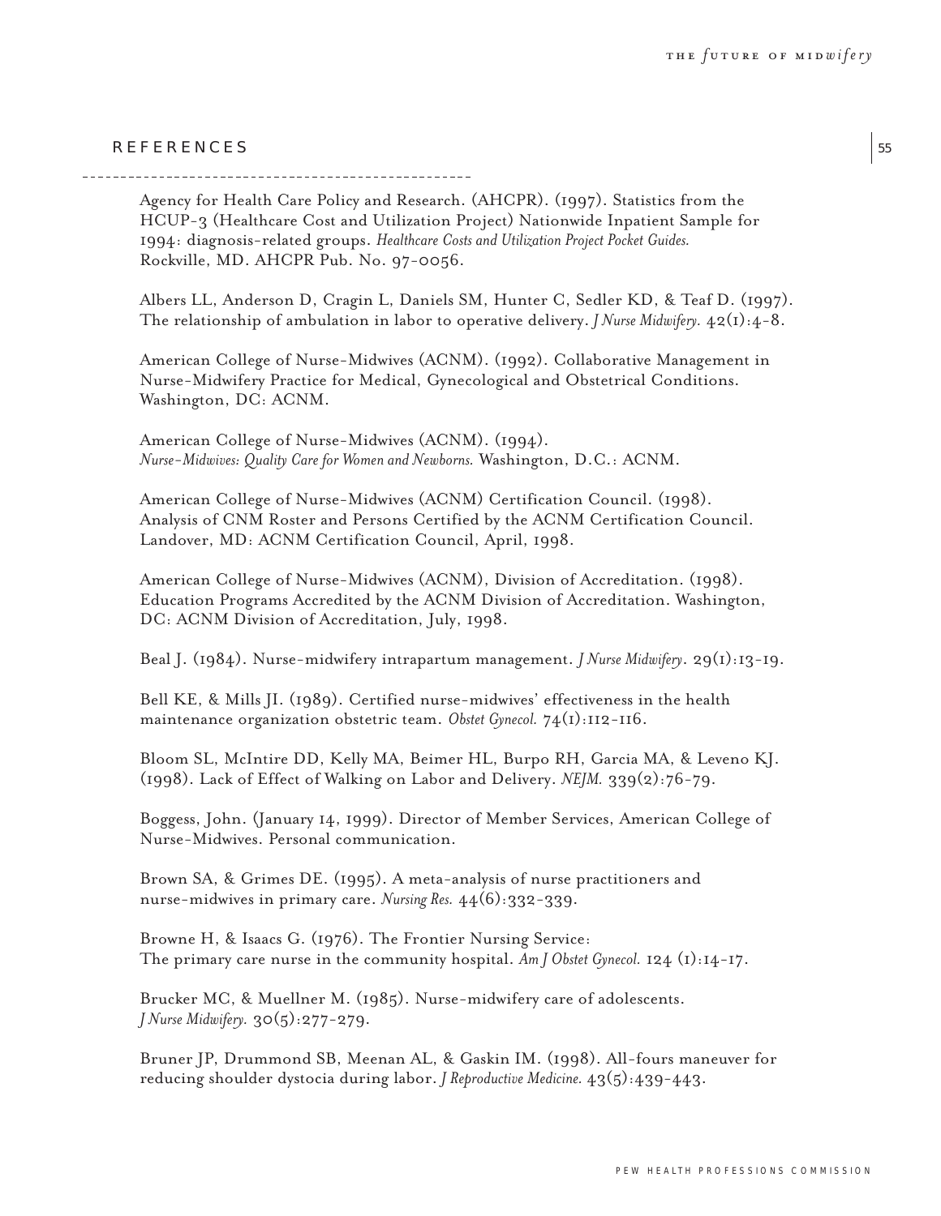## REFERENCES

Agency for Health Care Policy and Research. (AHCPR). (1997). Statistics from the HCUP-3 (Healthcare Cost and Utilization Project) Nationwide Inpatient Sample for 1994: diagnosis-related groups. *Healthcare Costs and Utilization Project Pocket Guides.* Rockville, MD. AHCPR Pub. No. 97-0056.

Albers LL, Anderson D, Cragin L, Daniels SM, Hunter C, Sedler KD, & Teaf D. (1997). The relationship of ambulation in labor to operative delivery. *J Nurse Midwifery.* 42(1):4-8.

American College of Nurse-Midwives (ACNM). (1992). Collaborative Management in Nurse-Midwifery Practice for Medical, Gynecological and Obstetrical Conditions. Washington, DC: ACNM.

American College of Nurse-Midwives (ACNM). (1994). *Nurse-Midwives: Quality Care for Women and Newborns.* Washington, D.C.: ACNM.

American College of Nurse-Midwives (ACNM) Certification Council. (1998). Analysis of CNM Roster and Persons Certified by the ACNM Certification Council. Landover, MD: ACNM Certification Council, April, 1998.

American College of Nurse-Midwives (ACNM), Division of Accreditation. (1998). Education Programs Accredited by the ACNM Division of Accreditation. Washington, DC: ACNM Division of Accreditation, July, 1998.

Beal J. (1984). Nurse-midwifery intrapartum management. *J Nurse Midwifery*. 29(1):13-19.

Bell KE, & Mills JI. (1989). Certified nurse-midwives' effectiveness in the health maintenance organization obstetric team. *Obstet Gynecol.* 74(1):112-116.

Bloom SL, McIntire DD, Kelly MA, Beimer HL, Burpo RH, Garcia MA, & Leveno KJ. (1998). Lack of Effect of Walking on Labor and Delivery. *NEJM.* 339(2):76-79.

Boggess, John. (January 14, 1999). Director of Member Services, American College of Nurse-Midwives. Personal communication.

Brown SA, & Grimes DE. (1995). A meta-analysis of nurse practitioners and nurse-midwives in primary care. *Nursing Res.* 44(6):332-339.

Browne H, & Isaacs G. (1976). The Frontier Nursing Service: The primary care nurse in the community hospital. *Am J Obstet Gynecol.* 124 (1):14-17.

Brucker MC, & Muellner M. (1985). Nurse-midwifery care of adolescents. *J Nurse Midwifery.* 30(5):277-279.

Bruner JP, Drummond SB, Meenan AL, & Gaskin IM. (1998). All-fours maneuver for reducing shoulder dystocia during labor. *J Reproductive Medicine.* 43(5):439-443.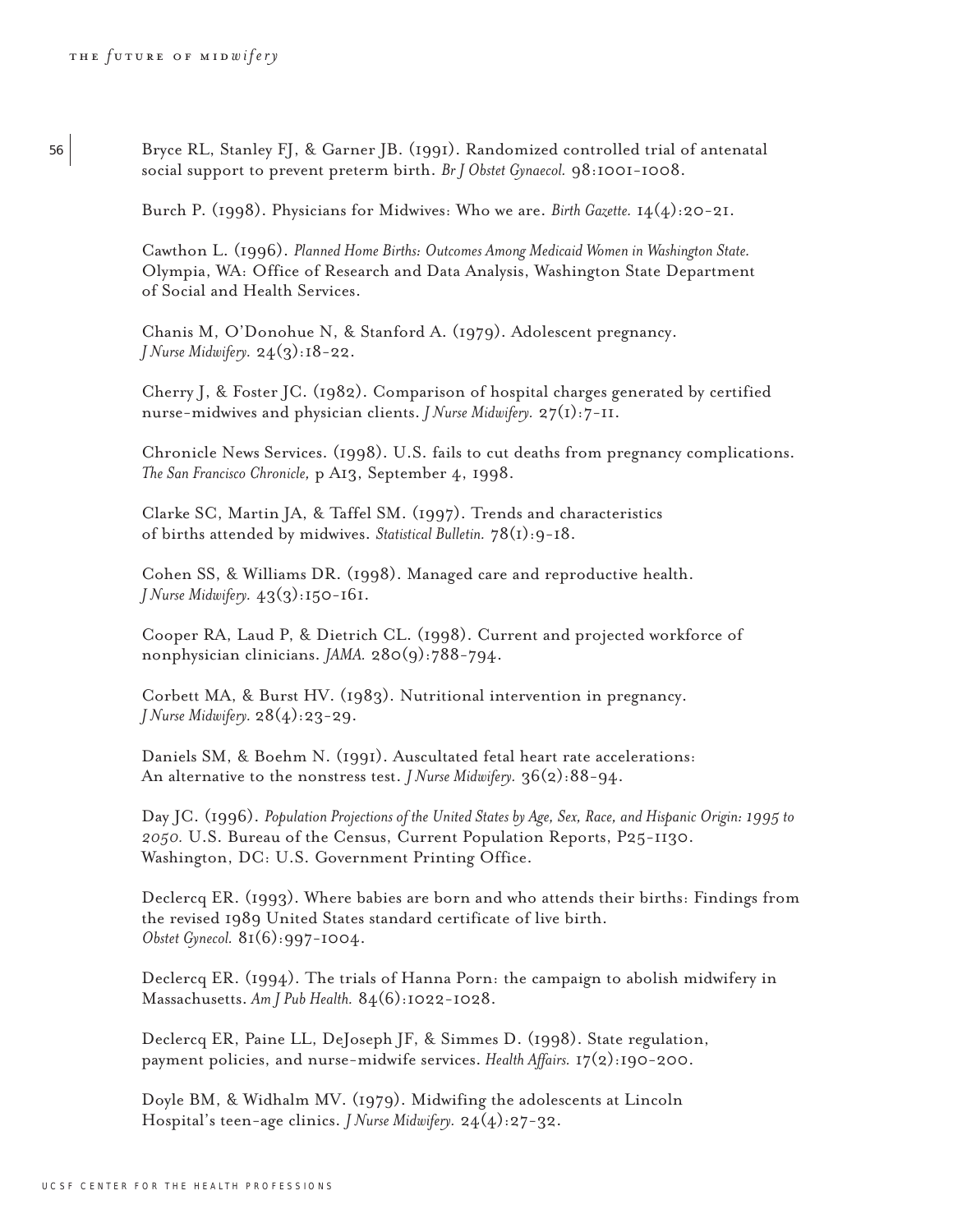Bryce RL, Stanley FJ, & Garner JB. (1991). Randomized controlled trial of antenatal social support to prevent preterm birth. *Br J Obstet Gynaecol.* 98:1001-1008.

Burch P. (1998). Physicians for Midwives: Who we are. *Birth Gazette.* 14(4):20-21.

Cawthon L. (1996). *Planned Home Births: Outcomes Among Medicaid Women in Washington State.* Olympia, WA: Office of Research and Data Analysis, Washington State Department of Social and Health Services.

Chanis M, O'Donohue N, & Stanford A. (1979). Adolescent pregnancy. *J Nurse Midwifery.* 24(3):18-22.

Cherry J, & Foster JC. (1982). Comparison of hospital charges generated by certified nurse-midwives and physician clients. *J Nurse Midwifery.* 27(1):7-11.

Chronicle News Services. (1998). U.S. fails to cut deaths from pregnancy complications. *The San Francisco Chronicle,* p A13, September 4, 1998.

Clarke SC, Martin JA, & Taffel SM. (1997). Trends and characteristics of births attended by midwives. *Statistical Bulletin.* 78(1):9-18.

Cohen SS, & Williams DR. (1998). Managed care and reproductive health. *J Nurse Midwifery.* 43(3):150-161.

Cooper RA, Laud P, & Dietrich CL. (1998). Current and projected workforce of nonphysician clinicians. *JAMA.* 280(9):788-794.

Corbett MA, & Burst HV. (1983). Nutritional intervention in pregnancy. *J Nurse Midwifery.* 28(4):23-29.

Daniels SM, & Boehm N. (1991). Auscultated fetal heart rate accelerations: An alternative to the nonstress test. *J Nurse Midwifery.* 36(2):88-94.

Day JC. (1996). *Population Projections of the United States by Age, Sex, Race, and Hispanic Origin: 1995 to 2050.* U.S. Bureau of the Census, Current Population Reports, P25-1130. Washington, DC: U.S. Government Printing Office.

Declercq ER. (1993). Where babies are born and who attends their births: Findings from the revised 1989 United States standard certificate of live birth. *Obstet Gynecol.* 81(6):997-1004.

Declercq ER. (1994). The trials of Hanna Porn: the campaign to abolish midwifery in Massachusetts. *Am J Pub Health.* 84(6):1022-1028.

Declercq ER, Paine LL, DeJoseph JF, & Simmes D. (1998). State regulation, payment policies, and nurse-midwife services. *Health Affairs.* 17(2):190-200.

Doyle BM, & Widhalm MV. (1979). Midwifing the adolescents at Lincoln Hospital's teen-age clinics. *J Nurse Midwifery.* 24(4):27-32.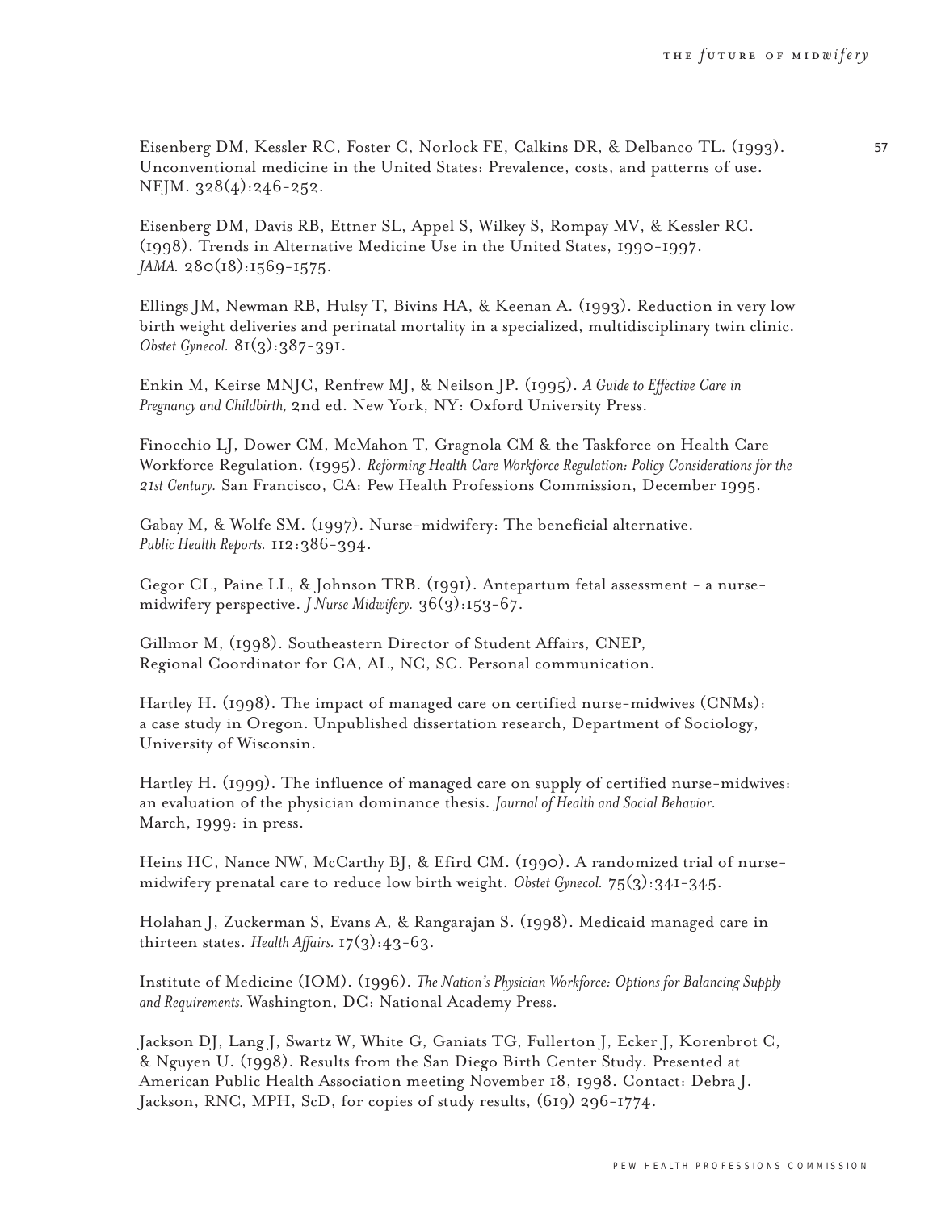Eisenberg DM, Kessler RC, Foster C, Norlock FE, Calkins DR, & Delbanco TL. (1993). Unconventional medicine in the United States: Prevalence, costs, and patterns of use. NEJM. 328(4):246-252.

Eisenberg DM, Davis RB, Ettner SL, Appel S, Wilkey S, Rompay MV, & Kessler RC. (1998). Trends in Alternative Medicine Use in the United States, 1990-1997. *JAMA.* 280(18):1569-1575.

Ellings JM, Newman RB, Hulsy T, Bivins HA, & Keenan A. (1993). Reduction in very low birth weight deliveries and perinatal mortality in a specialized, multidisciplinary twin clinic. *Obstet Gynecol.* 81(3):387-391.

Enkin M, Keirse MNJC, Renfrew MJ, & Neilson JP. (1995). *A Guide to Effective Care in Pregnancy and Childbirth,* 2nd ed. New York, NY: Oxford University Press.

Finocchio LJ, Dower CM, McMahon T, Gragnola CM & the Taskforce on Health Care Workforce Regulation. (1995). *Reforming Health Care Workforce Regulation: Policy Considerations for the 21st Century.* San Francisco, CA: Pew Health Professions Commission, December 1995.

Gabay M, & Wolfe SM. (1997). Nurse-midwifery: The beneficial alternative. *Public Health Reports.* 112:386-394.

Gegor CL, Paine LL, & Johnson TRB. (1991). Antepartum fetal assessment - a nurse-midwifery perspective. *J Nurse Midwifery.* 36(3):153-67.

Gillmor M, (1998). Southeastern Director of Student Affairs, CNEP, Regional Coordinator for GA, AL, NC, SC. Personal communication.

Hartley H. (1998). The impact of managed care on certified nurse-midwives (CNMs): a case study in Oregon. Unpublished dissertation research, Department of Sociology, University of Wisconsin.

Hartley H. (1999). The influence of managed care on supply of certified nurse-midwives: an evaluation of the physician dominance thesis. *Journal of Health and Social Behavior.* March, 1999: in press.

Heins HC, Nance NW, McCarthy BJ, & Efird CM. (1990). A randomized trial of nurse-midwifery prenatal care to reduce low birth weight. *Obstet Gynecol.* 75(3):341-345.

Holahan J, Zuckerman S, Evans A, & Rangarajan S. (1998). Medicaid managed care in thirteen states. *Health Affairs.* 17(3):43-63.

Institute of Medicine (IOM). (1996). *The Nation's Physician Workforce: Options for Balancing Supply and Requirements.* Washington, DC: National Academy Press.

Jackson DJ, Lang J, Swartz W, White G, Ganiats TG, Fullerton J, Ecker J, Korenbrot C, & Nguyen U. (1998). Results from the San Diego Birth Center Study. Presented at American Public Health Association meeting November 18, 1998. Contact: Debra J. Jackson, RNC, MPH, ScD, for copies of study results, (619) 296-1774.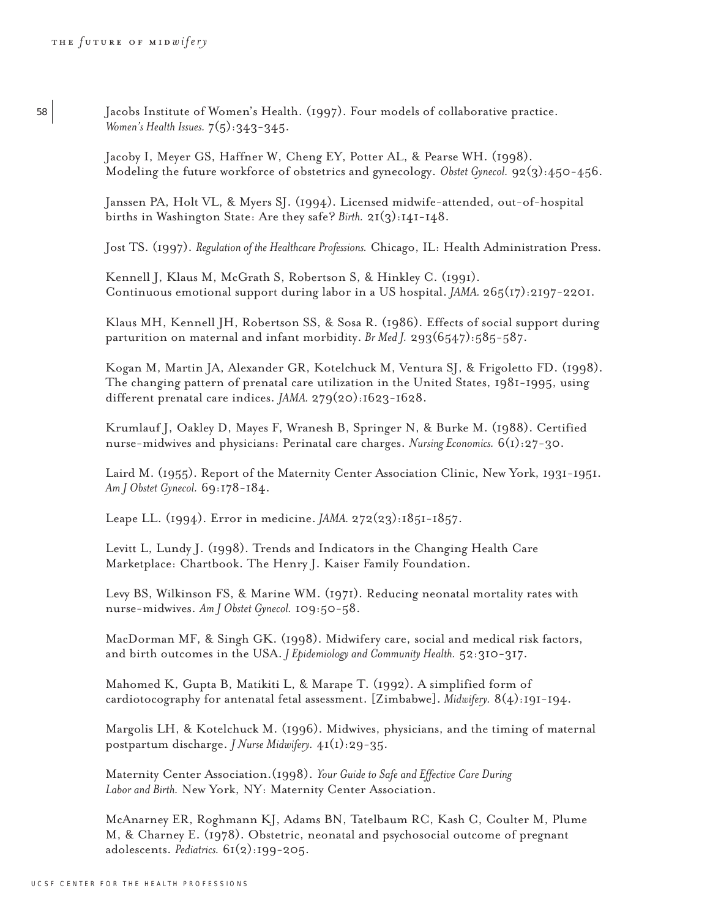Jacobs Institute of Women's Health. (1997). Four models of collaborative practice. *Women's Health Issues.* 7(5):343-345.

Jacoby I, Meyer GS, Haffner W, Cheng EY, Potter AL, & Pearse WH. (1998). Modeling the future workforce of obstetrics and gynecology. *Obstet Gynecol.* 92(3):450-456.

Janssen PA, Holt VL, & Myers SJ. (1994). Licensed midwife-attended, out-of-hospital births in Washington State: Are they safe? *Birth.* 21(3):141-148.

Jost TS. (1997). *Regulation of the Healthcare Professions.* Chicago, IL: Health Administration Press.

Kennell J, Klaus M, McGrath S, Robertson S, & Hinkley C. (1991). Continuous emotional support during labor in a US hospital. *JAMA.* 265(17):2197-2201.

Klaus MH, Kennell JH, Robertson SS, & Sosa R. (1986). Effects of social support during parturition on maternal and infant morbidity. *Br Med J.* 293(6547):585-587.

Kogan M, Martin JA, Alexander GR, Kotelchuck M, Ventura SJ, & Frigoletto FD. (1998). The changing pattern of prenatal care utilization in the United States, 1981-1995, using different prenatal care indices. *JAMA.* 279(20):1623-1628.

Krumlauf J, Oakley D, Mayes F, Wranesh B, Springer N, & Burke M. (1988). Certified nurse-midwives and physicians: Perinatal care charges. *Nursing Economics.* 6(1):27-30.

Laird M. (1955). Report of the Maternity Center Association Clinic, New York, 1931-1951. *Am J Obstet Gynecol.* 69:178-184.

Leape LL. (1994). Error in medicine. *JAMA.* 272(23):1851-1857.

Levitt L, Lundy J. (1998). Trends and Indicators in the Changing Health Care Marketplace: Chartbook. The Henry J. Kaiser Family Foundation.

Levy BS, Wilkinson FS, & Marine WM. (1971). Reducing neonatal mortality rates with nurse-midwives. *Am J Obstet Gynecol.* 109:50-58.

MacDorman MF, & Singh GK. (1998). Midwifery care, social and medical risk factors, and birth outcomes in the USA. *J Epidemiology and Community Health.* 52:310-317.

Mahomed K, Gupta B, Matikiti L, & Marape T. (1992). A simplified form of cardiotocography for antenatal fetal assessment. [Zimbabwe]. *Midwifery.* 8(4):191-194.

Margolis LH, & Kotelchuck M. (1996). Midwives, physicians, and the timing of maternal postpartum discharge. *J Nurse Midwifery.* 41(1):29-35.

Maternity Center Association.(1998). *Your Guide to Safe and Effective Care During Labor and Birth.* New York, NY: Maternity Center Association.

McAnarney ER, Roghmann KJ, Adams BN, Tatelbaum RC, Kash C, Coulter M, Plume M, & Charney E. (1978). Obstetric, neonatal and psychosocial outcome of pregnant adolescents. *Pediatrics.* 61(2):199-205.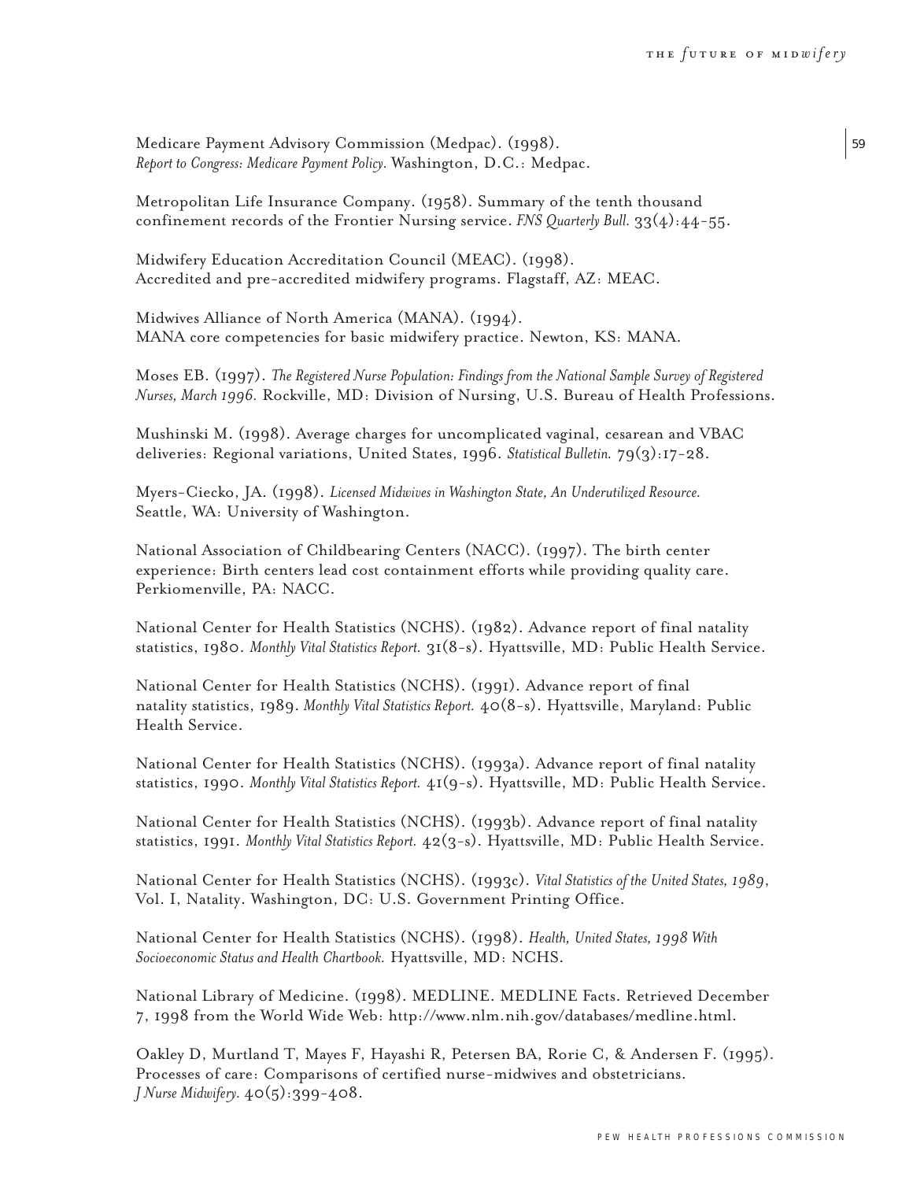Medicare Payment Advisory Commission (Medpac). (1998). *Report to Congress: Medicare Payment Policy.* Washington, D.C.: Medpac.

Metropolitan Life Insurance Company. (1958). Summary of the tenth thousand confinement records of the Frontier Nursing service. *FNS Quarterly Bull.* 33(4):44-55.

Midwifery Education Accreditation Council (MEAC). (1998). Accredited and pre-accredited midwifery programs. Flagstaff, AZ: MEAC.

Midwives Alliance of North America (MANA). (1994). MANA core competencies for basic midwifery practice. Newton, KS: MANA.

Moses EB. (1997). *The Registered Nurse Population: Findings from the National Sample Survey of Registered Nurses, March 1996.* Rockville, MD: Division of Nursing, U.S. Bureau of Health Professions.

Mushinski M. (1998). Average charges for uncomplicated vaginal, cesarean and VBAC deliveries: Regional variations, United States, 1996. *Statistical Bulletin.* 79(3):17-28.

Myers-Ciecko, JA. (1998). *Licensed Midwives in Washington State, An Underutilized Resource.* Seattle, WA: University of Washington.

National Association of Childbearing Centers (NACC). (1997). The birth center experience: Birth centers lead cost containment efforts while providing quality care. Perkiomenville, PA: NACC.

National Center for Health Statistics (NCHS). (1982). Advance report of final natality statistics, 1980. *Monthly Vital Statistics Report.* 31(8-s). Hyattsville, MD: Public Health Service.

National Center for Health Statistics (NCHS). (1991). Advance report of final natality statistics, 1989. *Monthly Vital Statistics Report.* 40(8-s). Hyattsville, Maryland: Public Health Service.

National Center for Health Statistics (NCHS). (1993a). Advance report of final natality statistics, 1990. *Monthly Vital Statistics Report.* 41(9-s). Hyattsville, MD: Public Health Service.

National Center for Health Statistics (NCHS). (1993b). Advance report of final natality statistics, 1991. *Monthly Vital Statistics Report.* 42(3-s). Hyattsville, MD: Public Health Service.

National Center for Health Statistics (NCHS). (1993c). *Vital Statistics of the United States, 1989*, Vol. I, Natality. Washington, DC: U.S. Government Printing Office.

National Center for Health Statistics (NCHS). (1998). *Health, United States, 1998 With Socioeconomic Status and Health Chartbook.* Hyattsville, MD: NCHS.

National Library of Medicine. (1998). MEDLINE. MEDLINE Facts. Retrieved December 7, 1998 from the World Wide Web: http://www.nlm.nih.gov/databases/medline.html.

Oakley D, Murtland T, Mayes F, Hayashi R, Petersen BA, Rorie C, & Andersen F. (1995). Processes of care: Comparisons of certified nurse-midwives and obstetricians. *J Nurse Midwifery.* 40(5):399-408.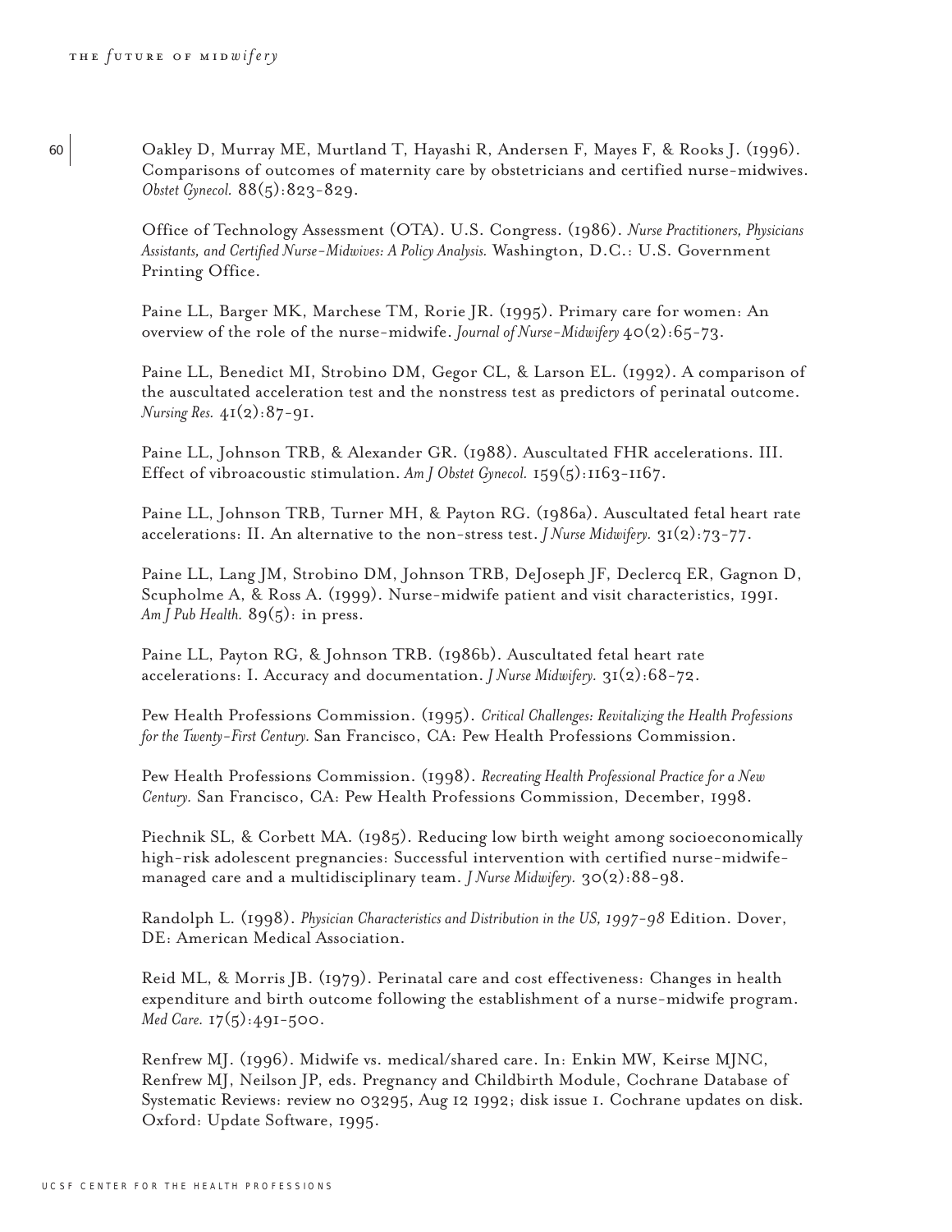Oakley D, Murray ME, Murtland T, Hayashi R, Andersen F, Mayes F, & Rooks J. (1996). Comparisons of outcomes of maternity care by obstetricians and certified nurse-midwives. *Obstet Gynecol.* 88(5):823-829.

Office of Technology Assessment (OTA). U.S. Congress. (1986). *Nurse Practitioners, Physicians Assistants, and Certified Nurse-Midwives: A Policy Analysis.* Washington, D.C.: U.S. Government Printing Office.

Paine LL, Barger MK, Marchese TM, Rorie JR. (1995). Primary care for women: An overview of the role of the nurse-midwife. *Journal of Nurse-Midwifery* 40(2):65-73.

Paine LL, Benedict MI, Strobino DM, Gegor CL, & Larson EL. (1992). A comparison of the auscultated acceleration test and the nonstress test as predictors of perinatal outcome. *Nursing Res.* 41(2):87-91.

Paine LL, Johnson TRB, & Alexander GR. (1988). Auscultated FHR accelerations. III. Effect of vibroacoustic stimulation. *Am J Obstet Gynecol.* 159(5):1163-1167.

Paine LL, Johnson TRB, Turner MH, & Payton RG. (1986a). Auscultated fetal heart rate accelerations: II. An alternative to the non-stress test. *J Nurse Midwifery.* 31(2):73-77.

Paine LL, Lang JM, Strobino DM, Johnson TRB, DeJoseph JF, Declercq ER, Gagnon D, Scupholme A, & Ross A. (1999). Nurse-midwife patient and visit characteristics, 1991. *Am J Pub Health.* 89(5): in press.

Paine LL, Payton RG, & Johnson TRB. (1986b). Auscultated fetal heart rate accelerations: I. Accuracy and documentation. *J Nurse Midwifery.* 31(2):68-72.

Pew Health Professions Commission. (1995). *Critical Challenges: Revitalizing the Health Professions for the Twenty-First Century.* San Francisco, CA: Pew Health Professions Commission.

Pew Health Professions Commission. (1998). *Recreating Health Professional Practice for a New Century.* San Francisco, CA: Pew Health Professions Commission, December, 1998.

Piechnik SL, & Corbett MA. (1985). Reducing low birth weight among socioeconomically high-risk adolescent pregnancies: Successful intervention with certified nurse-midwife-managed care and a multidisciplinary team. *J Nurse Midwifery.* 30(2):88-98.

Randolph L. (1998). *Physician Characteristics and Distribution in the US, 1997-98* Edition. Dover, DE: American Medical Association.

Reid ML, & Morris JB. (1979). Perinatal care and cost effectiveness: Changes in health expenditure and birth outcome following the establishment of a nurse-midwife program. *Med Care.* 17(5):491-500.

Renfrew MJ. (1996). Midwife vs. medical/shared care. In: Enkin MW, Keirse MJNC, Renfrew MJ, Neilson JP, eds. Pregnancy and Childbirth Module, Cochrane Database of Systematic Reviews: review no 03295, Aug 12 1992; disk issue 1. Cochrane updates on disk. Oxford: Update Software, 1995.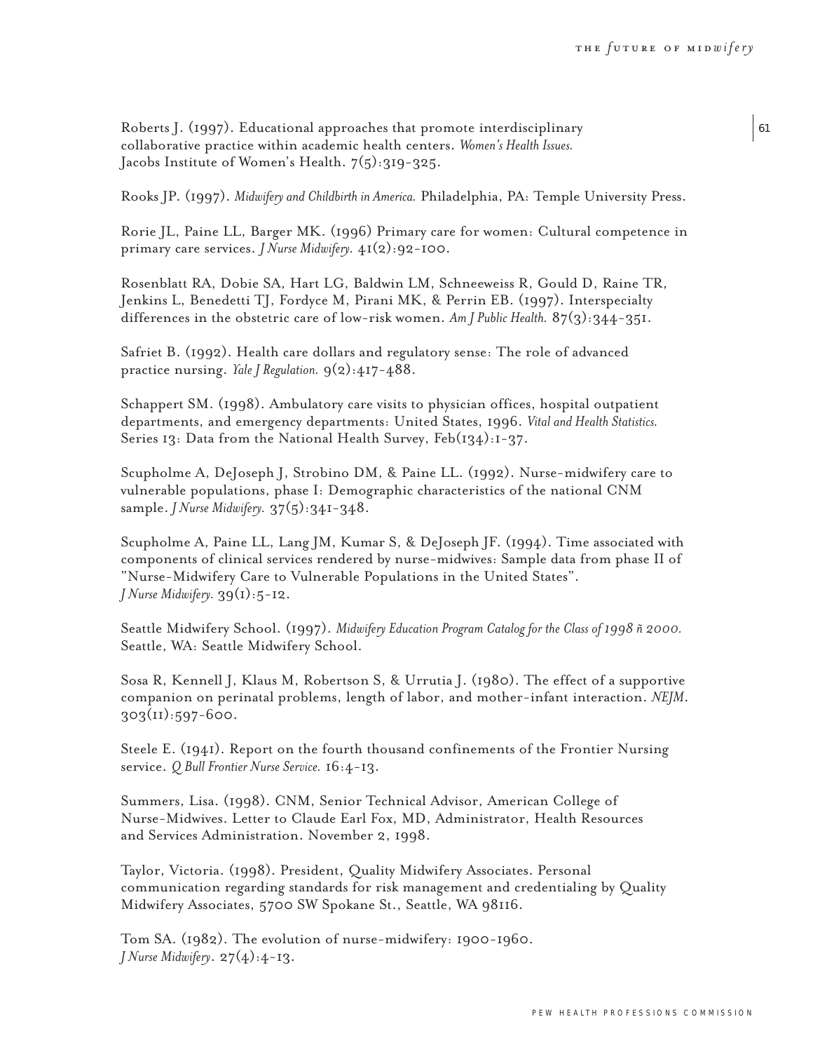Roberts J. (1997). Educational approaches that promote interdisciplinary collaborative practice within academic health centers. *Women's Health Issues.* Jacobs Institute of Women's Health. 7(5):319-325.

Rooks JP. (1997). *Midwifery and Childbirth in America.* Philadelphia, PA: Temple University Press.

Rorie JL, Paine LL, Barger MK. (1996) Primary care for women: Cultural competence in primary care services. *J Nurse Midwifery.* 41(2):92-100.

Rosenblatt RA, Dobie SA, Hart LG, Baldwin LM, Schneeweiss R, Gould D, Raine TR, Jenkins L, Benedetti TJ, Fordyce M, Pirani MK, & Perrin EB. (1997). Interspecialty differences in the obstetric care of low-risk women. *Am J Public Health.* 87(3):344-351.

Safriet B. (1992). Health care dollars and regulatory sense: The role of advanced practice nursing. *Yale J Regulation.* 9(2):417-488.

Schappert SM. (1998). Ambulatory care visits to physician offices, hospital outpatient departments, and emergency departments: United States, 1996. *Vital and Health Statistics.* Series 13: Data from the National Health Survey, Feb(134):1-37.

Scupholme A, DeJoseph J, Strobino DM, & Paine LL. (1992). Nurse-midwifery care to vulnerable populations, phase I: Demographic characteristics of the national CNM sample. *J Nurse Midwifery.* 37(5):341-348.

Scupholme A, Paine LL, Lang JM, Kumar S, & DeJoseph JF. (1994). Time associated with components of clinical services rendered by nurse-midwives: Sample data from phase II of "Nurse-Midwifery Care to Vulnerable Populations in the United States". *J Nurse Midwifery.* 39(1):5-12.

Seattle Midwifery School. (1997). *Midwifery Education Program Catalog for the Class of 1998 ñ 2000.* Seattle, WA: Seattle Midwifery School.

Sosa R, Kennell J, Klaus M, Robertson S, & Urrutia J. (1980). The effect of a supportive companion on perinatal problems, length of labor, and mother-infant interaction. *NEJM*. 303(11):597-600.

Steele E. (1941). Report on the fourth thousand confinements of the Frontier Nursing service. *Q Bull Frontier Nurse Service.* 16:4-13.

Summers, Lisa. (1998). CNM, Senior Technical Advisor, American College of Nurse-Midwives. Letter to Claude Earl Fox, MD, Administrator, Health Resources and Services Administration. November 2, 1998.

Taylor, Victoria. (1998). President, Quality Midwifery Associates. Personal communication regarding standards for risk management and credentialing by Quality Midwifery Associates, 5700 SW Spokane St., Seattle, WA 98116.

Tom SA. (1982). The evolution of nurse-midwifery: 1900-1960. *J Nurse Midwifery*. 27(4):4-13.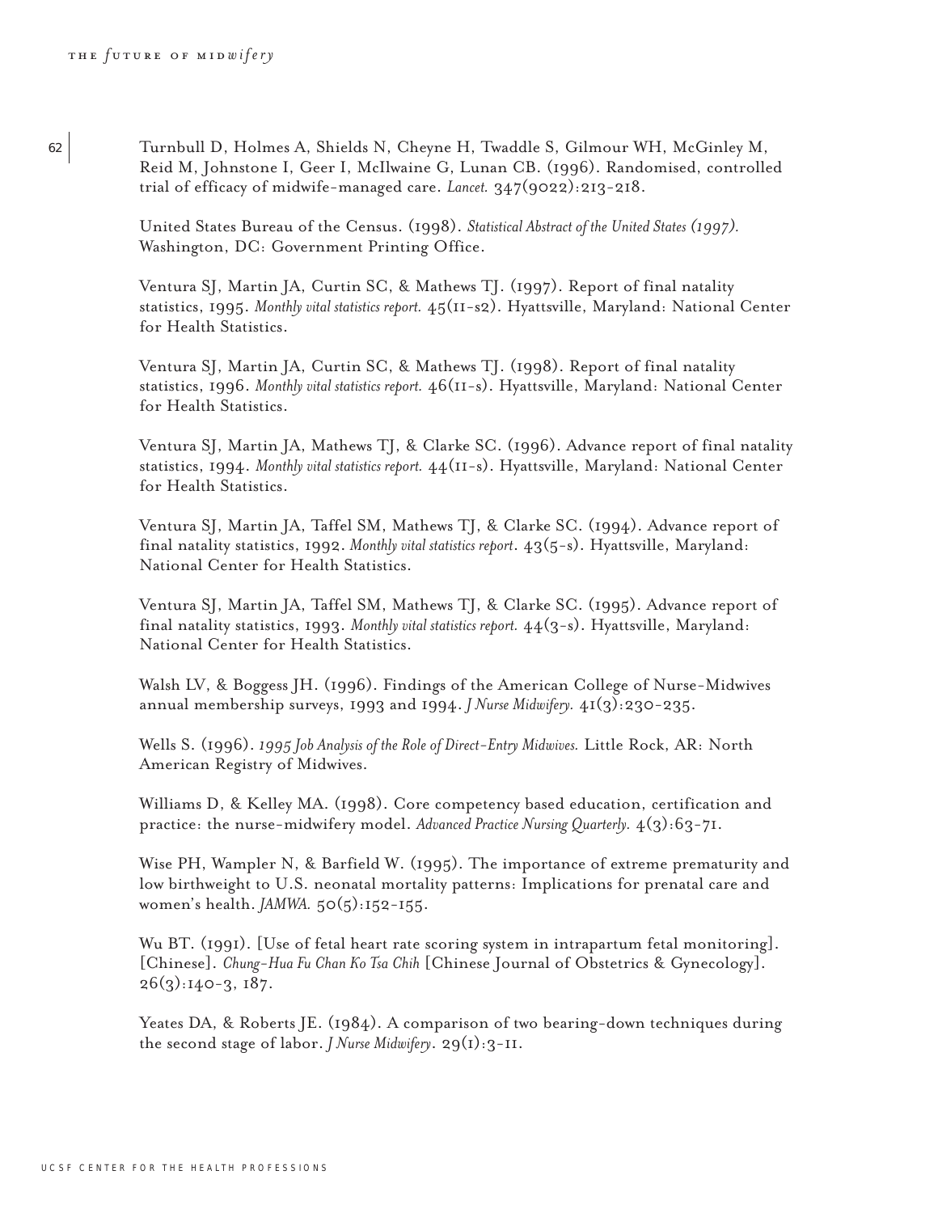Turnbull D, Holmes A, Shields N, Cheyne H, Twaddle S, Gilmour WH, McGinley M, Reid M, Johnstone I, Geer I, McIlwaine G, Lunan CB. (1996). Randomised, controlled trial of efficacy of midwife-managed care. *Lancet.* 347(9022):213-218.

United States Bureau of the Census. (1998). *Statistical Abstract of the United States (1997).* Washington, DC: Government Printing Office.

Ventura SJ, Martin JA, Curtin SC, & Mathews TJ. (1997). Report of final natality statistics, 1995. *Monthly vital statistics report.* 45(11-s2). Hyattsville, Maryland: National Center for Health Statistics.

Ventura SJ, Martin JA, Curtin SC, & Mathews TJ. (1998). Report of final natality statistics, 1996. *Monthly vital statistics report.* 46(11-s). Hyattsville, Maryland: National Center for Health Statistics.

Ventura SJ, Martin JA, Mathews TJ, & Clarke SC. (1996). Advance report of final natality statistics, 1994. *Monthly vital statistics report.* 44(11-s). Hyattsville, Maryland: National Center for Health Statistics.

Ventura SJ, Martin JA, Taffel SM, Mathews TJ, & Clarke SC. (1994). Advance report of final natality statistics, 1992. *Monthly vital statistics report*. 43(5-s). Hyattsville, Maryland: National Center for Health Statistics.

Ventura SJ, Martin JA, Taffel SM, Mathews TJ, & Clarke SC. (1995). Advance report of final natality statistics, 1993. *Monthly vital statistics report.* 44(3-s). Hyattsville, Maryland: National Center for Health Statistics.

Walsh LV, & Boggess JH. (1996). Findings of the American College of Nurse-Midwives annual membership surveys, 1993 and 1994. *J Nurse Midwifery.* 41(3):230-235.

Wells S. (1996). *1995 Job Analysis of the Role of Direct-Entry Midwives.* Little Rock, AR: North American Registry of Midwives.

Williams D, & Kelley MA. (1998). Core competency based education, certification and practice: the nurse-midwifery model. *Advanced Practice Nursing Quarterly.* 4(3):63-71.

Wise PH, Wampler N, & Barfield W. (1995). The importance of extreme prematurity and low birthweight to U.S. neonatal mortality patterns: Implications for prenatal care and women's health. *JAMWA.* 50(5):152-155.

Wu BT. (1991). [Use of fetal heart rate scoring system in intrapartum fetal monitoring]. [Chinese]. *Chung-Hua Fu Chan Ko Tsa Chih* [Chinese Journal of Obstetrics & Gynecology]. 26(3):140-3, 187.

Yeates DA, & Roberts JE. (1984). A comparison of two bearing-down techniques during the second stage of labor. *J Nurse Midwifery*. 29(1):3-11.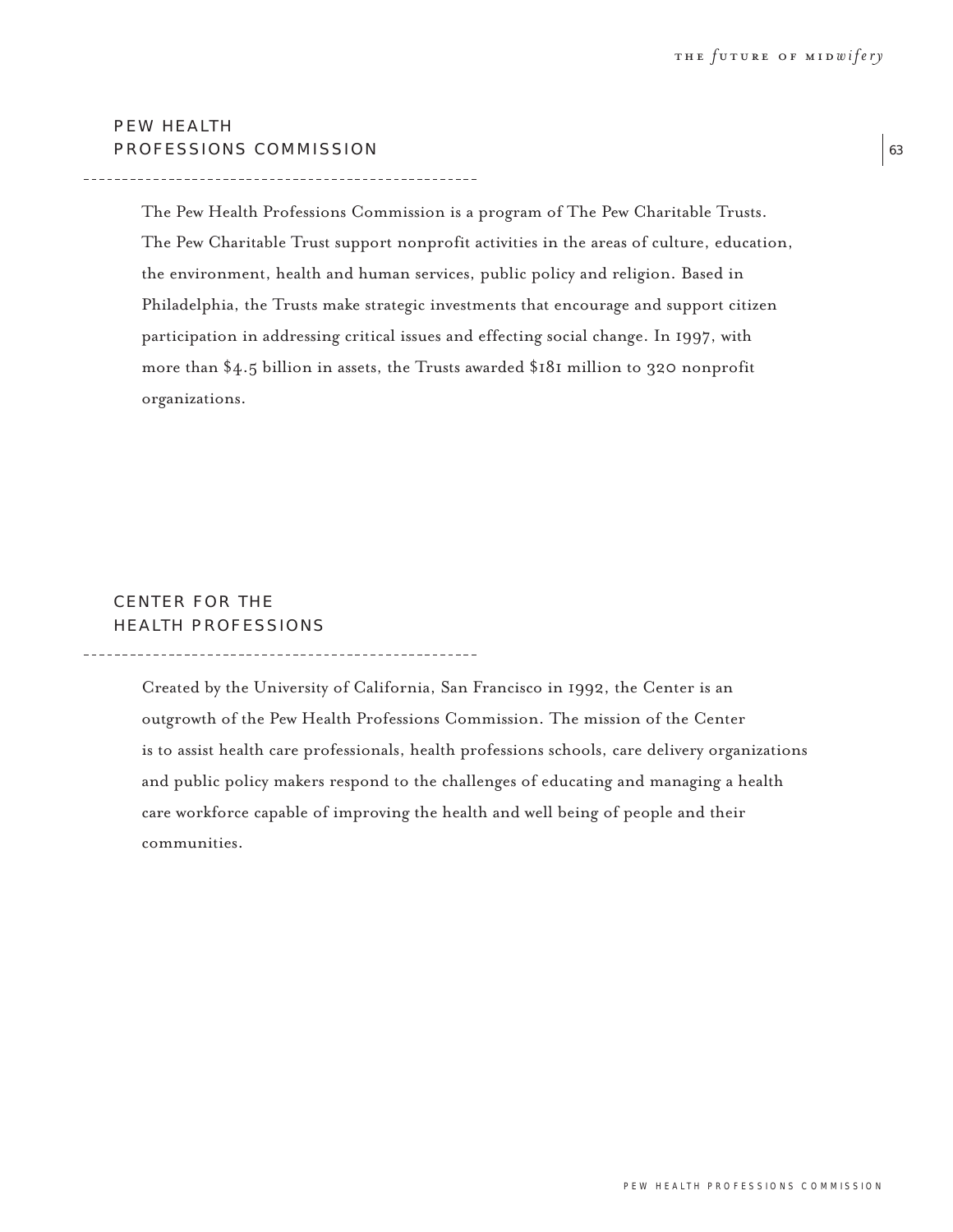## PEW HEALTH PROFESSIONS COMMISSION

The Pew Health Professions Commission is a program of The Pew Charitable Trusts. The Pew Charitable Trust support nonprofit activities in the areas of culture, education, the environment, health and human services, public policy and religion. Based in Philadelphia, the Trusts make strategic investments that encourage and support citizen participation in addressing critical issues and effecting social change. In 1997, with more than $4.5 billion in assets, the Trusts awarded $181 million to 320 nonprofit organizations.

## CENTER FOR THE HEALTH PROFESSIONS

Created by the University of California, San Francisco in 1992, the Center is an outgrowth of the Pew Health Professions Commission. The mission of the Center is to assist health care professionals, health professions schools, care delivery organizations and public policy makers respond to the challenges of educating and managing a health care workforce capable of improving the health and well being of people and their communities.